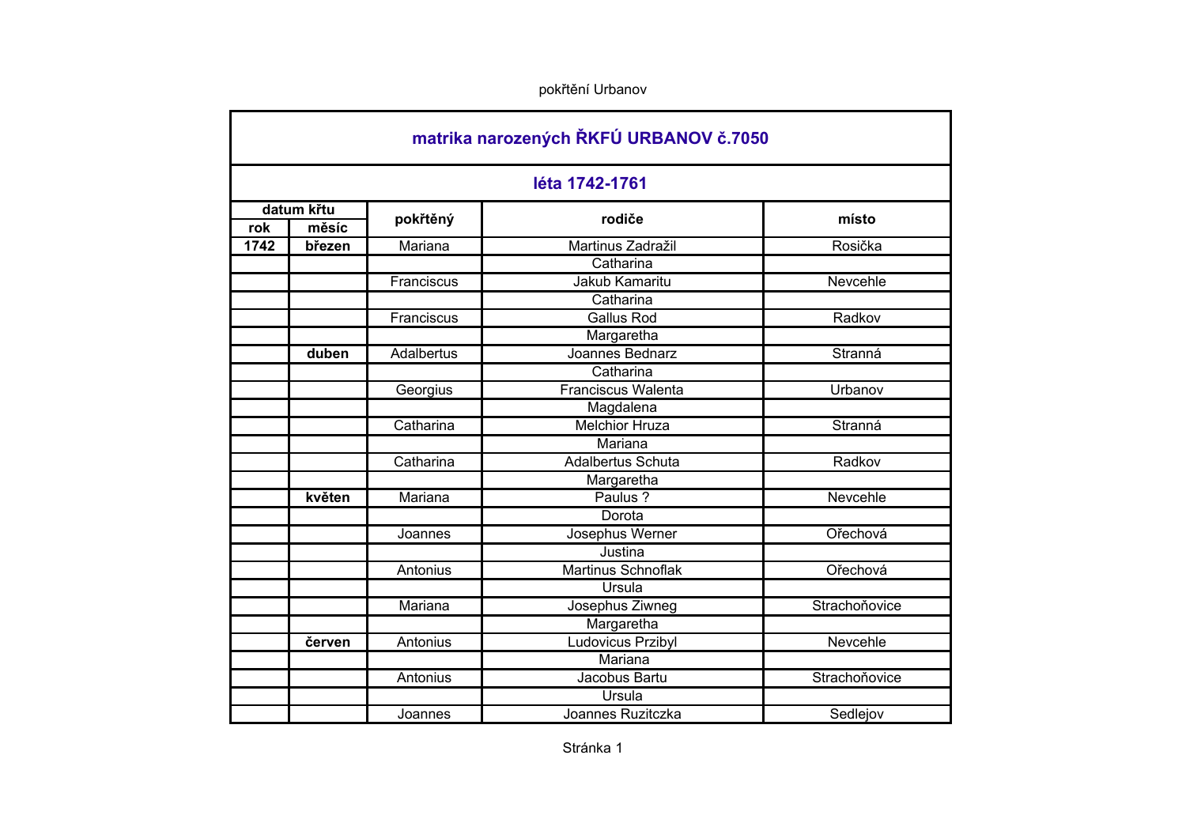pokřtění Urbanov

| matrika narozených ŘKFÚ URBANOV č.7050 | | | | |
|---|---|---|---|---|
| **léta 1742-1761** | | | | |
| **datum křtu** | | **pokřtěný** | **rodiče** | **místo** |
| **rok** | **měsíc** | | | |
| **1742** | **březen** | Mariana | Martinus Zadražil | Rosička |
| | | | Catharina | |
| | | Franciscus | Jakub Kamaritu | Nevcehle |
| | | | Catharina | |
| | | Franciscus | Gallus Rod | Radkov |
| | | | Margaretha | |
| | **duben** | Adalbertus | Joannes Bednarz | Stranná |
| | | | Catharina | |
| | | Georgius | Franciscus Walenta | Urbanov |
| | | | Magdalena | |
| | | Catharina | Melchior Hruza | Stranná |
| | | | Mariana | |
| | | Catharina | Adalbertus Schuta | Radkov |
| | | | Margaretha | |
| | **květen** | Mariana | Paulus ? | Nevcehle |
| | | | Dorota | |
| | | Joannes | Josephus Werner | Ořechová |
| | | | Justina | |
| | | Antonius | Martinus Schnoflak | Ořechová |
| | | | Ursula | |
| | | Mariana | Josephus Ziwneg | Strachoňovice |
| | | | Margaretha | |
| | **červen** | Antonius | Ludovicus Przibyl | Nevcehle |
| | | | Mariana | |
| | | Antonius | Jacobus Bartu | Strachoňovice |
| | | | Ursula | |
| | | Joannes | Joannes Ruzitczka | Sedlejov |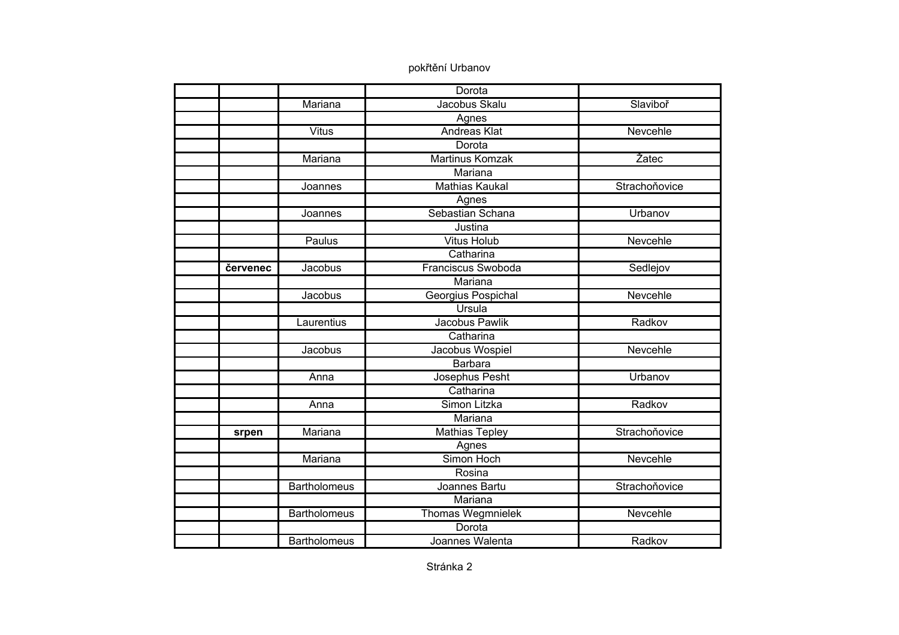pokřtění Urbanov

| | | | | |
|---|---|---|---|---|
| | | | Dorota | |
| | | Mariana | Jacobus Skalu | Slavibоř |
| | | | Agnes | |
| | | Vitus | Andreas Klat | Nevcehle |
| | | | Dorota | |
| | | Mariana | Martinus Komzak | Žatec |
| | | | Mariana | |
| | | Joannes | Mathias Kaukal | Strachoňovice |
| | | | Agnes | |
| | | Joannes | Sebastian Schana | Urbanov |
| | | | Justina | |
| | | Paulus | Vitus Holub | Nevcehle |
| | | | Catharina | |
| | **červenec** | Jacobus | Franciscus Swoboda | Sedlejov |
| | | | Mariana | |
| | | Jacobus | Georgius Pospichal | Nevcehle |
| | | | Ursula | |
| | | Laurentius | Jacobus Pawlik | Radkov |
| | | | Catharina | |
| | | Jacobus | Jacobus Wospiel | Nevcehle |
| | | | Barbara | |
| | | Anna | Josephus Pesht | Urbanov |
| | | | Catharina | |
| | | Anna | Simon Litzka | Radkov |
| | | | Mariana | |
| | **srpen** | Mariana | Mathias Tepley | Strachoňovice |
| | | | Agnes | |
| | | Mariana | Simon Hoch | Nevcehle |
| | | | Rosina | |
| | | Bartholomeus | Joannes Bartu | Strachoňovice |
| | | | Mariana | |
| | | Bartholomeus | Thomas Wegmnielek | Nevcehle |
| | | | Dorota | |
| | | Bartholomeus | Joannes Walenta | Radkov |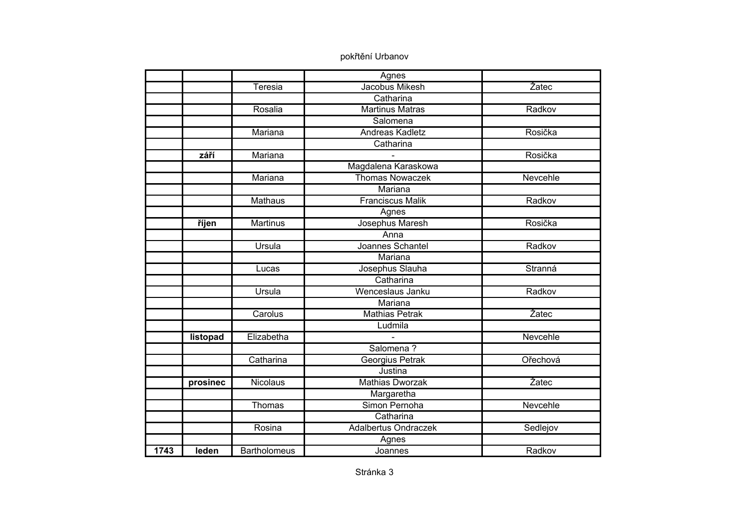pokřtění Urbanov

| | | | | |
|---|---|---|---|---|
| | | | Agnes | |
| | | Teresia | Jacobus Mikesh | Žatec |
| | | | Catharina | |
| | | Rosalia | Martinus Matras | Radkov |
| | | | Salomena | |
| | | Mariana | Andreas Kadletz | Rosička |
| | | | Catharina | |
| | **září** | Mariana | - | Rosička |
| | | | Magdalena Karaskowa | |
| | | Mariana | Thomas Nowaczek | Nevcehle |
| | | | Mariana | |
| | | Mathaus | Franciscus Malik | Radkov |
| | | | Agnes | |
| | **říjen** | Martinus | Josephus Maresh | Rosička |
| | | | Anna | |
| | | Ursula | Joannes Schantel | Radkov |
| | | | Mariana | |
| | | Lucas | Josephus Slauha | Stranná |
| | | | Catharina | |
| | | Ursula | Wenceslaus Janku | Radkov |
| | | | Mariana | |
| | | Carolus | Mathias Petrak | Žatec |
| | | | Ludmila | |
| | **listopad** | Elizabetha | - | Nevcehle |
| | | | Salomena ? | |
| | | Catharina | Georgius Petrak | Ořechová |
| | | | Justina | |
| | **prosinec** | Nicolaus | Mathias Dworzak | Žatec |
| | | | Margaretha | |
| | | Thomas | Simon Pernoha | Nevcehle |
| | | | Catharina | |
| | | Rosina | Adalbertus Ondraczek | Sedlejov |
| | | | Agnes | |
| **1743** | **leden** | Bartholomeus | Joannes | Radkov |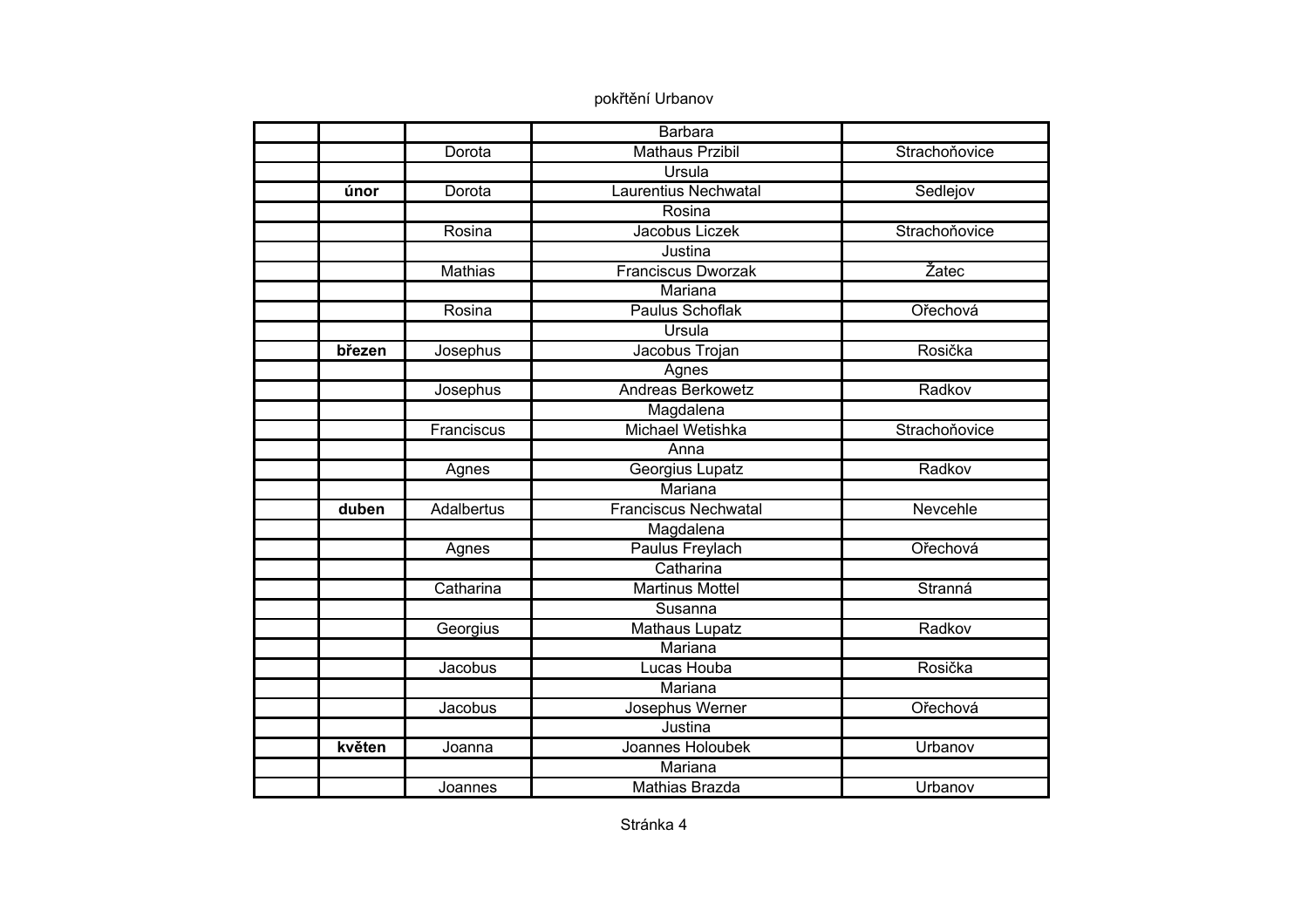pokřtění Urbanov

| | | | | |
|---|---|---|---|---|
| | | | Barbara | |
| | | Dorota | Mathaus Przibil | Strachoňovice |
| | | | Ursula | |
| | **únor** | Dorota | Laurentius Nechwatal | Sedlejov |
| | | | Rosina | |
| | | Rosina | Jacobus Liczek | Strachoňovice |
| | | | Justina | |
| | | Mathias | Franciscus Dworzak | Žatec |
| | | | Mariana | |
| | | Rosina | Paulus Schoflak | Ořechová |
| | | | Ursula | |
| | **březen** | Josephus | Jacobus Trojan | Rosička |
| | | | Agnes | |
| | | Josephus | Andreas Berkowetz | Radkov |
| | | | Magdalena | |
| | | Franciscus | Michael Wetishka | Strachoňovice |
| | | | Anna | |
| | | Agnes | Georgius Lupatz | Radkov |
| | | | Mariana | |
| | **duben** | Adalbertus | Franciscus Nechwatal | Nevcehle |
| | | | Magdalena | |
| | | Agnes | Paulus Freylach | Ořechová |
| | | | Catharina | |
| | | Catharina | Martinus Mottel | Stranná |
| | | | Susanna | |
| | | Georgius | Mathaus Lupatz | Radkov |
| | | | Mariana | |
| | | Jacobus | Lucas Houba | Rosička |
| | | | Mariana | |
| | | Jacobus | Josephus Werner | Ořechová |
| | | | Justina | |
| | **květen** | Joanna | Joannes Holoubek | Urbanov |
| | | | Mariana | |
| | | Joannes | Mathias Brazda | Urbanov |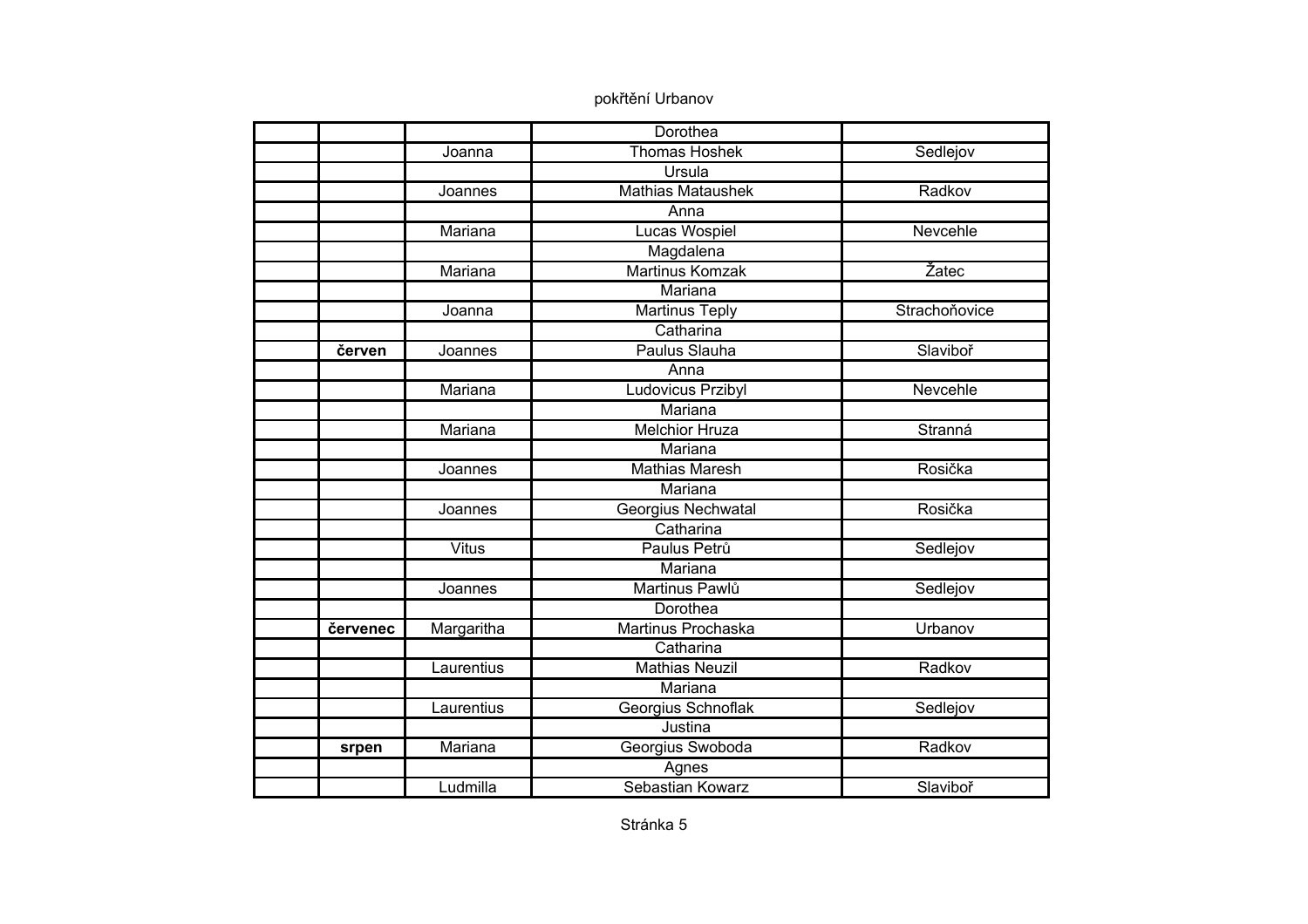pokřtění Urbanov

| | | | | |
|---|---|---|---|---|
| | | | Dorothea | |
| | | Joanna | Thomas Hoshek | Sedlejov |
| | | | Ursula | |
| | | Joannes | Mathias Mataushek | Radkov |
| | | | Anna | |
| | | Mariana | Lucas Wospiel | Nevcehle |
| | | | Magdalena | |
| | | Mariana | Martinus Komzak | Žatec |
| | | | Mariana | |
| | | Joanna | Martinus Teply | Strachoňovice |
| | | | Catharina | |
| | **červen** | Joannes | Paulus Slauha | Slaviboř |
| | | | Anna | |
| | | Mariana | Ludovicus Przibyl | Nevcehle |
| | | | Mariana | |
| | | Mariana | Melchior Hruza | Stranná |
| | | | Mariana | |
| | | Joannes | Mathias Maresh | Rosička |
| | | | Mariana | |
| | | Joannes | Georgius Nechwatal | Rosička |
| | | | Catharina | |
| | | Vitus | Paulus Petrů | Sedlejov |
| | | | Mariana | |
| | | Joannes | Martinus Pawlů | Sedlejov |
| | | | Dorothea | |
| | **červenec** | Margaritha | Martinus Prochaska | Urbanov |
| | | | Catharina | |
| | | Laurentius | Mathias Neuzil | Radkov |
| | | | Mariana | |
| | | Laurentius | Georgius Schnoflak | Sedlejov |
| | | | Justina | |
| | **srpen** | Mariana | Georgius Swoboda | Radkov |
| | | | Agnes | |
| | | Ludmilla | Sebastian Kowarz | Slaviboř |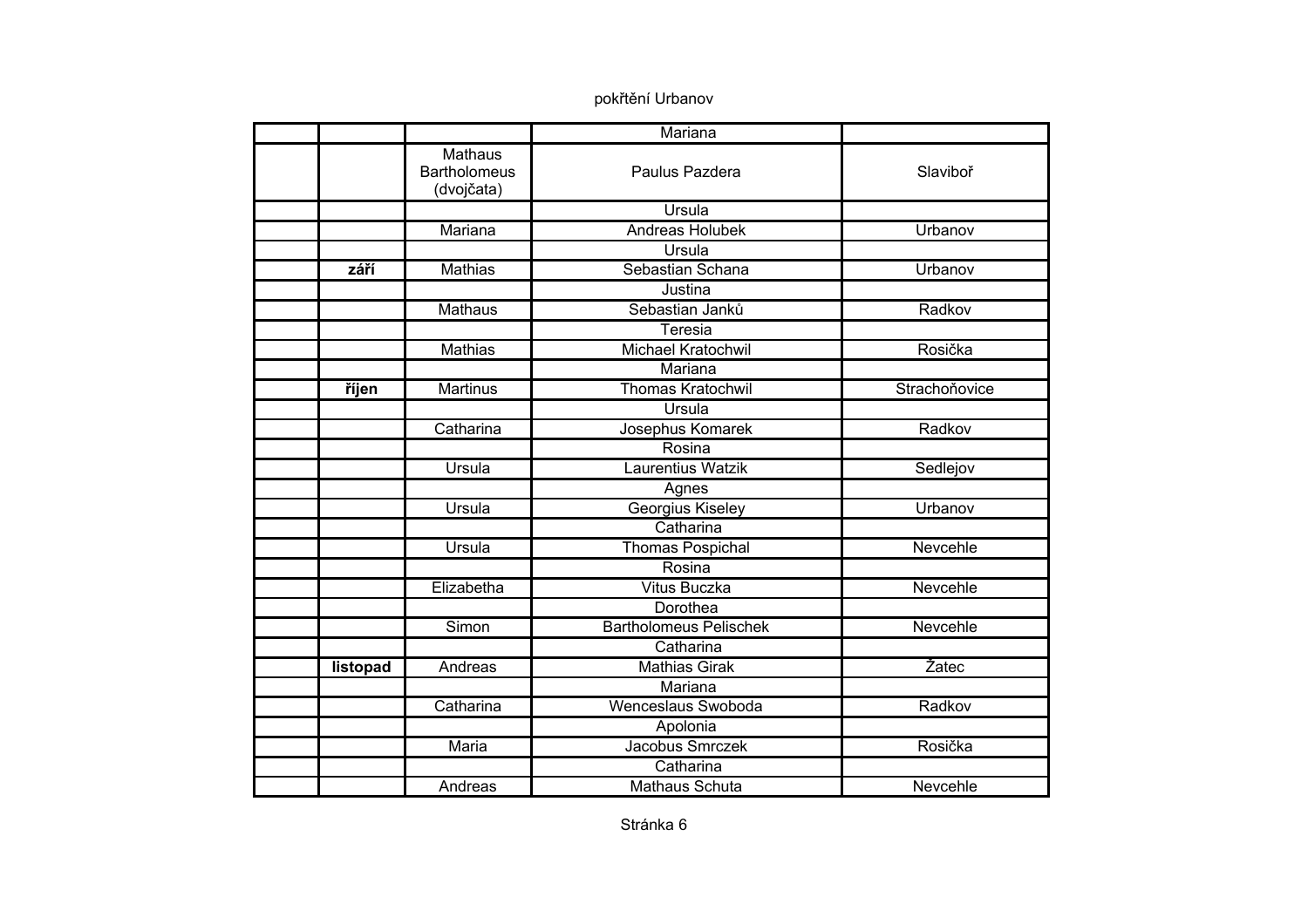pokřtění Urbanov

| | | | | |
|---|---|---|---|---|
| | | | Mariana | |
| | | Mathaus Bartholomeus (dvojčata) | Paulus Pazdera | Slaviboř |
| | | | Ursula | |
| | | Mariana | Andreas Holubek | Urbanov |
| | | | Ursula | |
| | **září** | Mathias | Sebastian Schana | Urbanov |
| | | | Justina | |
| | | Mathaus | Sebastian Janků | Radkov |
| | | | Teresia | |
| | | Mathias | Michael Kratochwil | Rosička |
| | | | Mariana | |
| | **říjen** | Martinus | Thomas Kratochwil | Strachoňovice |
| | | | Ursula | |
| | | Catharina | Josephus Komarek | Radkov |
| | | | Rosina | |
| | | Ursula | Laurentius Watzik | Sedlejov |
| | | | Agnes | |
| | | Ursula | Georgius Kiseley | Urbanov |
| | | | Catharina | |
| | | Ursula | Thomas Pospichal | Nevcehle |
| | | | Rosina | |
| | | Elizabetha | Vitus Buczka | Nevcehle |
| | | | Dorothea | |
| | | Simon | Bartholomeus Pelischek | Nevcehle |
| | | | Catharina | |
| | **listopad** | Andreas | Mathias Girak | Žatec |
| | | | Mariana | |
| | | Catharina | Wenceslaus Swoboda | Radkov |
| | | | Apolonia | |
| | | Maria | Jacobus Smrczek | Rosička |
| | | | Catharina | |
| | | Andreas | Mathaus Schuta | Nevcehle |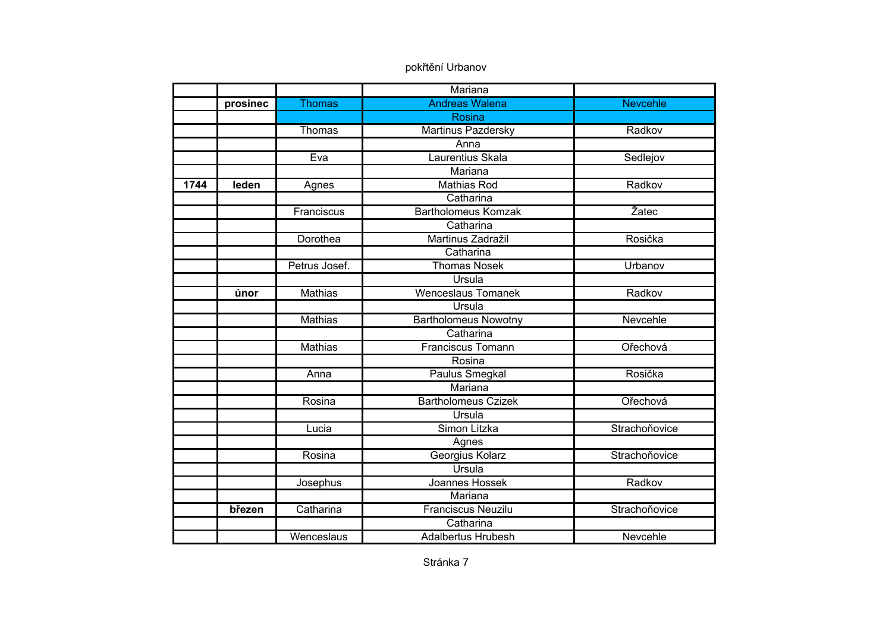pokřtění Urbanov

| | | | | |
|---|---|---|---|---|
| | | | Mariana | |
| | prosinec | Thomas | Andreas Walena | Nevcehle |
| | | | Rosina | |
| | | Thomas | Martinus Pazdersky | Radkov |
| | | | Anna | |
| | | Eva | Laurentius Skala | Sedlejov |
| | | | Mariana | |
| 1744 | leden | Agnes | Mathias Rod | Radkov |
| | | | Catharina | |
| | | Franciscus | Bartholomeus Komzak | Žatec |
| | | | Catharina | |
| | | Dorothea | Martinus Zadražil | Rosička |
| | | | Catharina | |
| | | Petrus Josef. | Thomas Nosek | Urbanov |
| | | | Ursula | |
| | únor | Mathias | Wenceslaus Tomanek | Radkov |
| | | | Ursula | |
| | | Mathias | Bartholomeus Nowotny | Nevcehle |
| | | | Catharina | |
| | | Mathias | Franciscus Tomann | Ořechová |
| | | | Rosina | |
| | | Anna | Paulus Smegkal | Rosička |
| | | | Mariana | |
| | | Rosina | Bartholomeus Czizek | Ořechová |
| | | | Ursula | |
| | | Lucia | Simon Litzka | Strachoňovice |
| | | | Agnes | |
| | | Rosina | Georgius Kolarz | Strachoňovice |
| | | | Ursula | |
| | | Josephus | Joannes Hossek | Radkov |
| | | | Mariana | |
| | březen | Catharina | Franciscus Neuzilu | Strachoňovice |
| | | | Catharina | |
| | | Wenceslaus | Adalbertus Hrubesh | Nevcehle |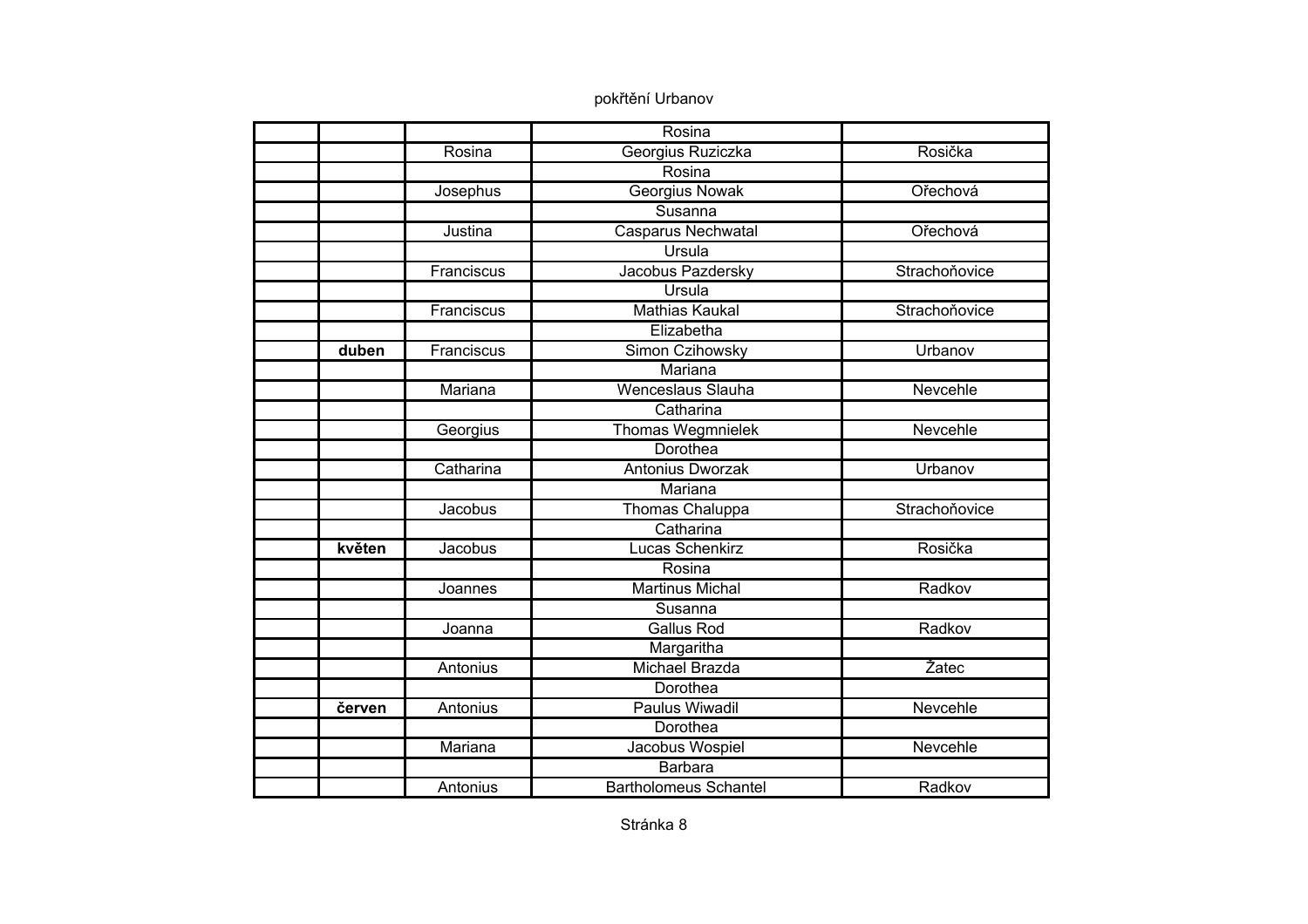pokřtění Urbanov

| | | | | |
|---|---|---|---|---|
| | | | Rosina | |
| | | Rosina | Georgius Ruziczka | Rosička |
| | | | Rosina | |
| | | Josephus | Georgius Nowak | Ořechová |
| | | | Susanna | |
| | | Justina | Casparus Nechwatal | Ořechová |
| | | | Ursula | |
| | | Franciscus | Jacobus Pazdersky | Strachoňovice |
| | | | Ursula | |
| | | Franciscus | Mathias Kaukal | Strachoňovice |
| | | | Elizabetha | |
| | **duben** | Franciscus | Simon Czihowsky | Urbanov |
| | | | Mariana | |
| | | Mariana | Wenceslaus Slauha | Nevcehle |
| | | | Catharina | |
| | | Georgius | Thomas Wegmnielek | Nevcehle |
| | | | Dorothea | |
| | | Catharina | Antonius Dworzak | Urbanov |
| | | | Mariana | |
| | | Jacobus | Thomas Chaluppa | Strachoňovice |
| | | | Catharina | |
| | **květen** | Jacobus | Lucas Schenkirz | Rosička |
| | | | Rosina | |
| | | Joannes | Martinus Michal | Radkov |
| | | | Susanna | |
| | | Joanna | Gallus Rod | Radkov |
| | | | Margaritha | |
| | | Antonius | Michael Brazda | Žatec |
| | | | Dorothea | |
| | **červen** | Antonius | Paulus Wiwadil | Nevcehle |
| | | | Dorothea | |
| | | Mariana | Jacobus Wospiel | Nevcehle |
| | | | Barbara | |
| | | Antonius | Bartholomeus Schantel | Radkov |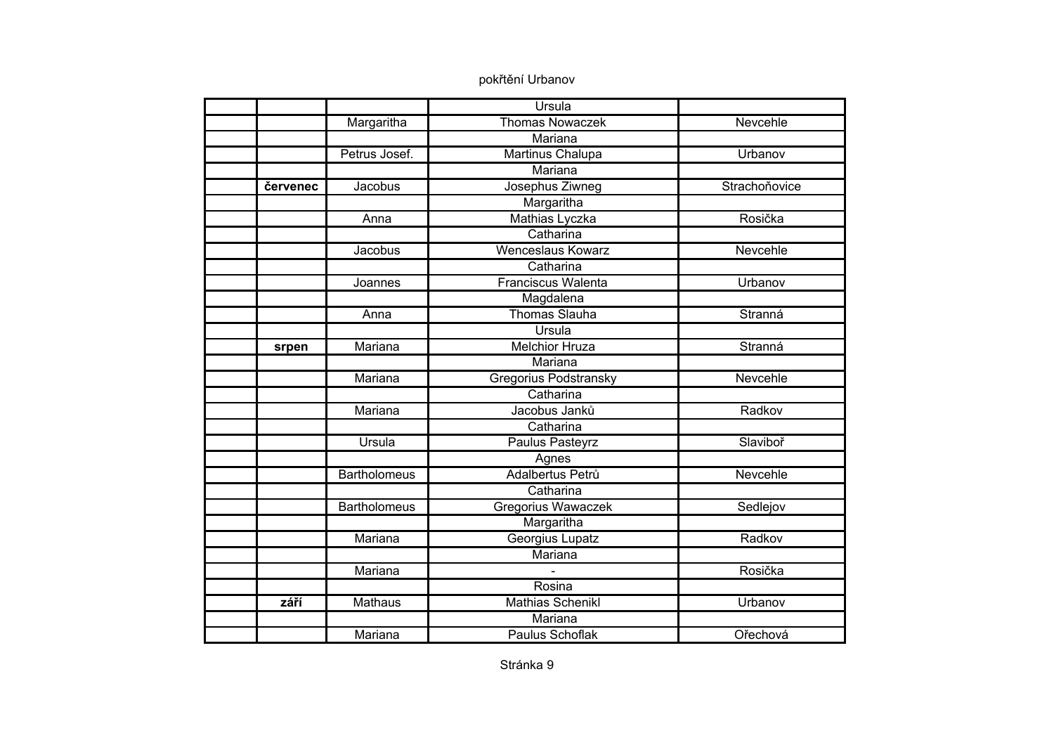pokřtění Urbanov

| | | | | |
|---|---|---|---|---|
| | | | Ursula | |
| | | Margaritha | Thomas Nowaczek | Nevcehle |
| | | | Mariana | |
| | | Petrus Josef. | Martinus Chalupa | Urbanov |
| | | | Mariana | |
| | **červenec** | Jacobus | Josephus Ziwneg | Strachoňovice |
| | | | Margaritha | |
| | | Anna | Mathias Lyczka | Rosička |
| | | | Catharina | |
| | | Jacobus | Wenceslaus Kowarz | Nevcehle |
| | | | Catharina | |
| | | Joannes | Franciscus Walenta | Urbanov |
| | | | Magdalena | |
| | | Anna | Thomas Slauha | Stranná |
| | | | Ursula | |
| | **srpen** | Mariana | Melchior Hruza | Stranná |
| | | | Mariana | |
| | | Mariana | Gregorius Podstransky | Nevcehle |
| | | | Catharina | |
| | | Mariana | Jacobus Janků | Radkov |
| | | | Catharina | |
| | | Ursula | Paulus Pasteyrz | Slaviboř |
| | | | Agnes | |
| | | Bartholomeus | Adalbertus Petrů | Nevcehle |
| | | | Catharina | |
| | | Bartholomeus | Gregorius Wawaczek | Sedlejov |
| | | | Margaritha | |
| | | Mariana | Georgius Lupatz | Radkov |
| | | | Mariana | |
| | | Mariana | - | Rosička |
| | | | Rosina | |
| | **září** | Mathaus | Mathias Schenikl | Urbanov |
| | | | Mariana | |
| | | Mariana | Paulus Schoflak | Ořechová |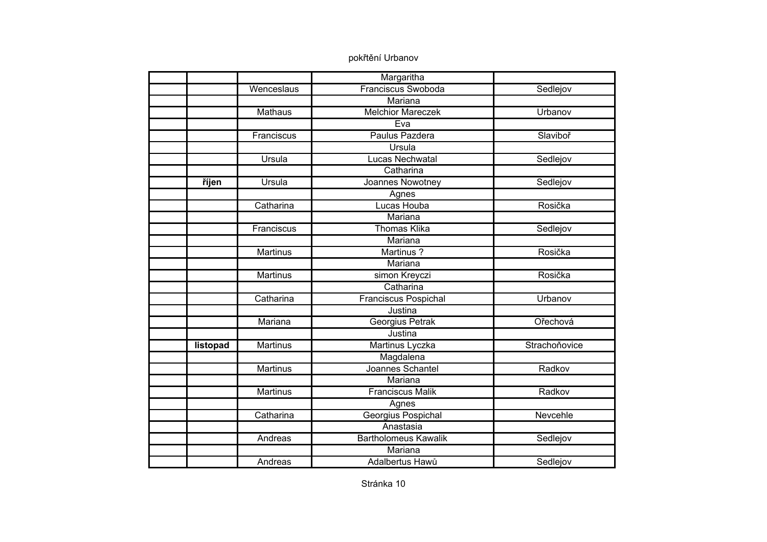pokřtění Urbanov

| | | | | |
|---|---|---|---|---|
| | | | Margaritha | |
| | | Wenceslaus | Franciscus Swoboda | Sedlejov |
| | | | Mariana | |
| | | Mathaus | Melchior Mareczek | Urbanov |
| | | | Eva | |
| | | Franciscus | Paulus Pazdera | Slaviboř |
| | | | Ursula | |
| | | Ursula | Lucas Nechwatal | Sedlejov |
| | | | Catharina | |
| | **říjen** | Ursula | Joannes Nowotney | Sedlejov |
| | | | Agnes | |
| | | Catharina | Lucas Houba | Rosička |
| | | | Mariana | |
| | | Franciscus | Thomas Klika | Sedlejov |
| | | | Mariana | |
| | | Martinus | Martinus ? | Rosička |
| | | | Mariana | |
| | | Martinus | simon Kreyczi | Rosička |
| | | | Catharina | |
| | | Catharina | Franciscus Pospichal | Urbanov |
| | | | Justina | |
| | | Mariana | Georgius Petrak | Ořechová |
| | | | Justina | |
| | **listopad** | Martinus | Martinus Lyczka | Strachoňovice |
| | | | Magdalena | |
| | | Martinus | Joannes Schantel | Radkov |
| | | | Mariana | |
| | | Martinus | Franciscus Malik | Radkov |
| | | | Agnes | |
| | | Catharina | Georgius Pospichal | Nevcehle |
| | | | Anastasia | |
| | | Andreas | Bartholomeus Kawalik | Sedlejov |
| | | | Mariana | |
| | | Andreas | Adalbertus Hawů | Sedlejov |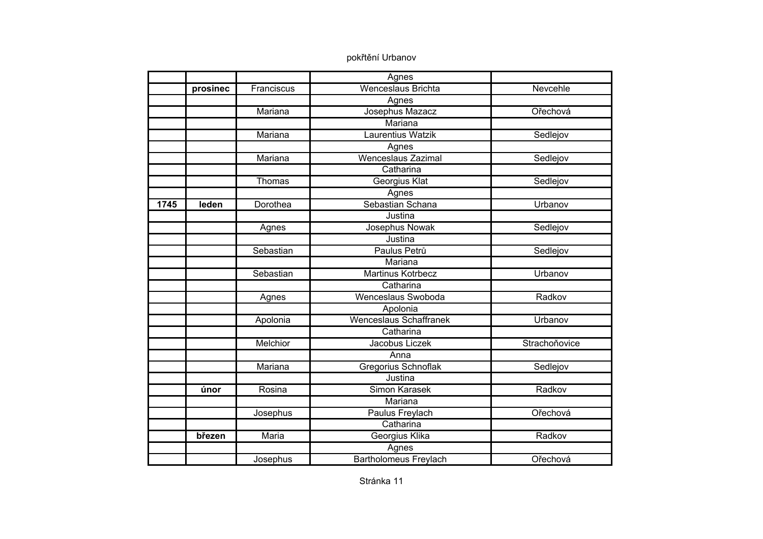pokřtění Urbanov

| | | | | |
|---|---|---|---|---|
| | | | Agnes | |
| | **prosinec** | Franciscus | Wenceslaus Brichta | Nevcehle |
| | | | Agnes | |
| | | Mariana | Josephus Mazacz | Ořechová |
| | | | Mariana | |
| | | Mariana | Laurentius Watzik | Sedlejov |
| | | | Agnes | |
| | | Mariana | Wenceslaus Zazimal | Sedlejov |
| | | | Catharina | |
| | | Thomas | Georgius Klat | Sedlejov |
| | | | Agnes | |
| **1745** | **leden** | Dorothea | Sebastian Schana | Urbanov |
| | | | Justina | |
| | | Agnes | Josephus Nowak | Sedlejov |
| | | | Justina | |
| | | Sebastian | Paulus Petrů | Sedlejov |
| | | | Mariana | |
| | | Sebastian | Martinus Kotrbecz | Urbanov |
| | | | Catharina | |
| | | Agnes | Wenceslaus Swoboda | Radkov |
| | | | Apolonia | |
| | | Apolonia | Wenceslaus Schaffranek | Urbanov |
| | | | Catharina | |
| | | Melchior | Jacobus Liczek | Strachoňovice |
| | | | Anna | |
| | | Mariana | Gregorius Schnoflak | Sedlejov |
| | | | Justina | |
| | **únor** | Rosina | Simon Karasek | Radkov |
| | | | Mariana | |
| | | Josephus | Paulus Freylach | Ořechová |
| | | | Catharina | |
| | **březen** | Maria | Georgius Klika | Radkov |
| | | | Agnes | |
| | | Josephus | Bartholomeus Freylach | Ořechová |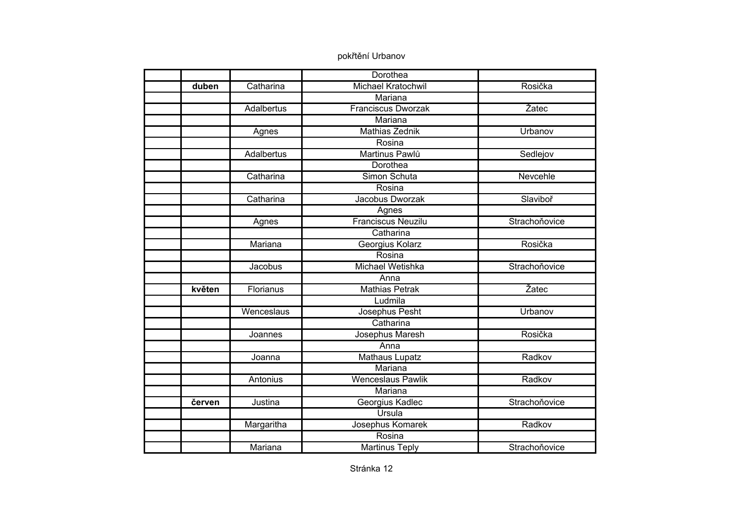pokřtění Urbanov

| | | | | |
|---|---|---|---|---|
| | | | Dorothea | |
| | duben | Catharina | Michael Kratochwil | Rosička |
| | | | Mariana | |
| | | Adalbertus | Franciscus Dworzak | Žatec |
| | | | Mariana | |
| | | Agnes | Mathias Zednik | Urbanov |
| | | | Rosina | |
| | | Adalbertus | Martinus Pawlů | Sedlejov |
| | | | Dorothea | |
| | | Catharina | Simon Schuta | Nevcehle |
| | | | Rosina | |
| | | Catharina | Jacobus Dworzak | Slaviboř |
| | | | Agnes | |
| | | Agnes | Franciscus Neuzilu | Strachoňovice |
| | | | Catharina | |
| | | Mariana | Georgius Kolarz | Rosička |
| | | | Rosina | |
| | | Jacobus | Michael Wetishka | Strachoňovice |
| | | | Anna | |
| | květen | Florianus | Mathias Petrak | Žatec |
| | | | Ludmila | |
| | | Wenceslaus | Josephus Pesht | Urbanov |
| | | | Catharina | |
| | | Joannes | Josephus Maresh | Rosička |
| | | | Anna | |
| | | Joanna | Mathaus Lupatz | Radkov |
| | | | Mariana | |
| | | Antonius | Wenceslaus Pawlik | Radkov |
| | | | Mariana | |
| | červen | Justina | Georgius Kadlec | Strachoňovice |
| | | | Ursula | |
| | | Margaritha | Josephus Komarek | Radkov |
| | | | Rosina | |
| | | Mariana | Martinus Teply | Strachoňovice |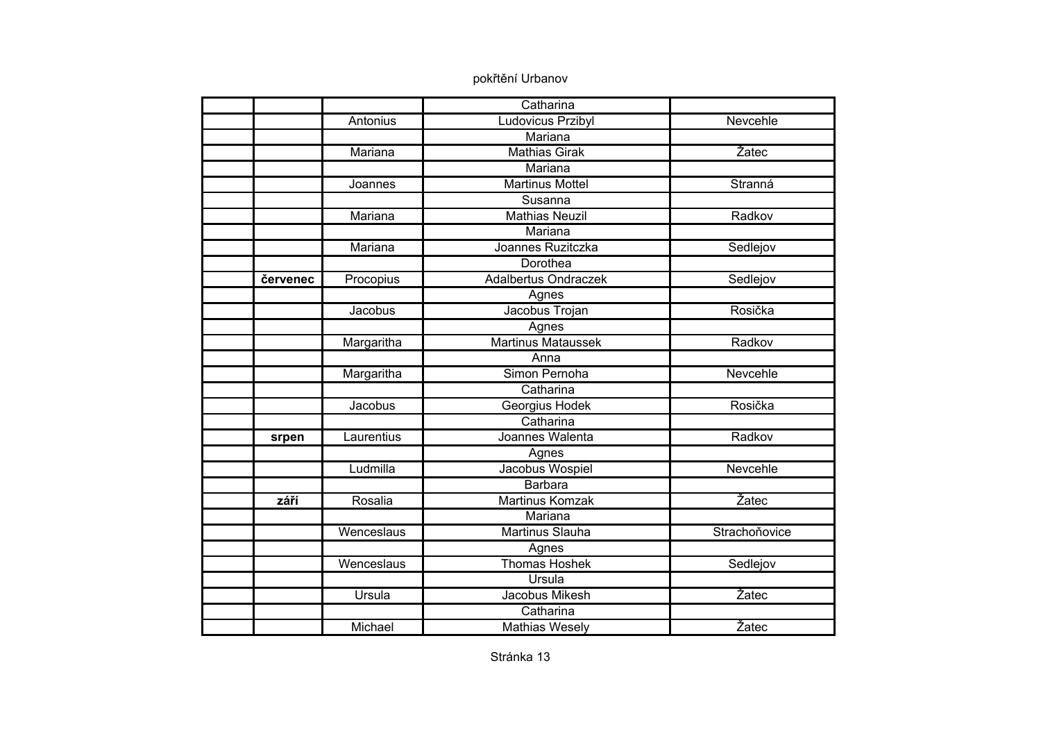pokřtění Urbanov

| | | | | |
|---|---|---|---|---|
| | | | Catharina | |
| | | Antonius | Ludovicus Przibyl | Nevcehle |
| | | | Mariana | |
| | | Mariana | Mathias Girak | Žatec |
| | | | Mariana | |
| | | Joannes | Martinus Mottel | Stranná |
| | | | Susanna | |
| | | Mariana | Mathias Neuzil | Radkov |
| | | | Mariana | |
| | | Mariana | Joannes Ruzitczka | Sedlejov |
| | | | Dorothea | |
| | **červenec** | Procopius | Adalbertus Ondraczek | Sedlejov |
| | | | Agnes | |
| | | Jacobus | Jacobus Trojan | Rosička |
| | | | Agnes | |
| | | Margaritha | Martinus Mataussek | Radkov |
| | | | Anna | |
| | | Margaritha | Simon Pernoha | Nevcehle |
| | | | Catharina | |
| | | Jacobus | Georgius Hodek | Rosička |
| | | | Catharina | |
| | **srpen** | Laurentius | Joannes Walenta | Radkov |
| | | | Agnes | |
| | | Ludmilla | Jacobus Wospiel | Nevcehle |
| | | | Barbara | |
| | **září** | Rosalia | Martinus Komzak | Žatec |
| | | | Mariana | |
| | | Wenceslaus | Martinus Slauha | Strachoňovice |
| | | | Agnes | |
| | | Wenceslaus | Thomas Hoshek | Sedlejov |
| | | | Ursula | |
| | | Ursula | Jacobus Mikesh | Žatec |
| | | | Catharina | |
| | | Michael | Mathias Wesely | Žatec |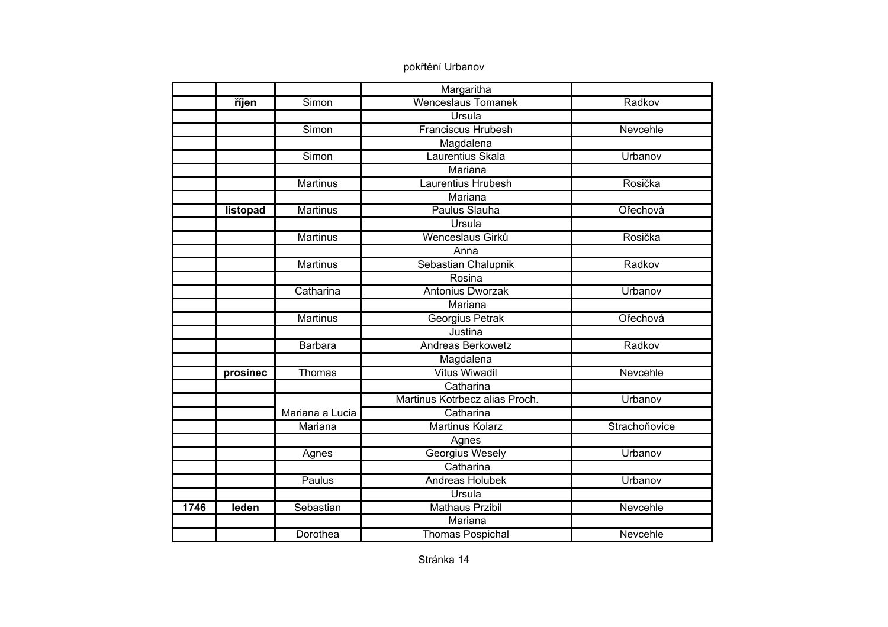pokřtění Urbanov

| | | | | |
|---|---|---|---|---|
| | | | Margaritha | |
| | říjen | Simon | Wenceslaus Tomanek | Radkov |
| | | | Ursula | |
| | | Simon | Franciscus Hrubesh | Nevcehle |
| | | | Magdalena | |
| | | Simon | Laurentius Skala | Urbanov |
| | | | Mariana | |
| | | Martinus | Laurentius Hrubesh | Rosička |
| | | | Mariana | |
| | listopad | Martinus | Paulus Slauha | Ořechová |
| | | | Ursula | |
| | | Martinus | Wenceslaus Girků | Rosička |
| | | | Anna | |
| | | Martinus | Sebastian Chalupnik | Radkov |
| | | | Rosina | |
| | | Catharina | Antonius Dworzak | Urbanov |
| | | | Mariana | |
| | | Martinus | Georgius Petrak | Ořechová |
| | | | Justina | |
| | | Barbara | Andreas Berkowetz | Radkov |
| | | | Magdalena | |
| | prosinec | Thomas | Vitus Wiwadil | Nevcehle |
| | | | Catharina | |
| | | | Martinus Kotrbecz alias Proch. | Urbanov |
| | | Mariana a Lucia | Catharina | |
| | | Mariana | Martinus Kolarz | Strachoňovice |
| | | | Agnes | |
| | | Agnes | Georgius Wesely | Urbanov |
| | | | Catharina | |
| | | Paulus | Andreas Holubek | Urbanov |
| | | | Ursula | |
| 1746 | leden | Sebastian | Mathaus Przibil | Nevcehle |
| | | | Mariana | |
| | | Dorothea | Thomas Pospichal | Nevcehle |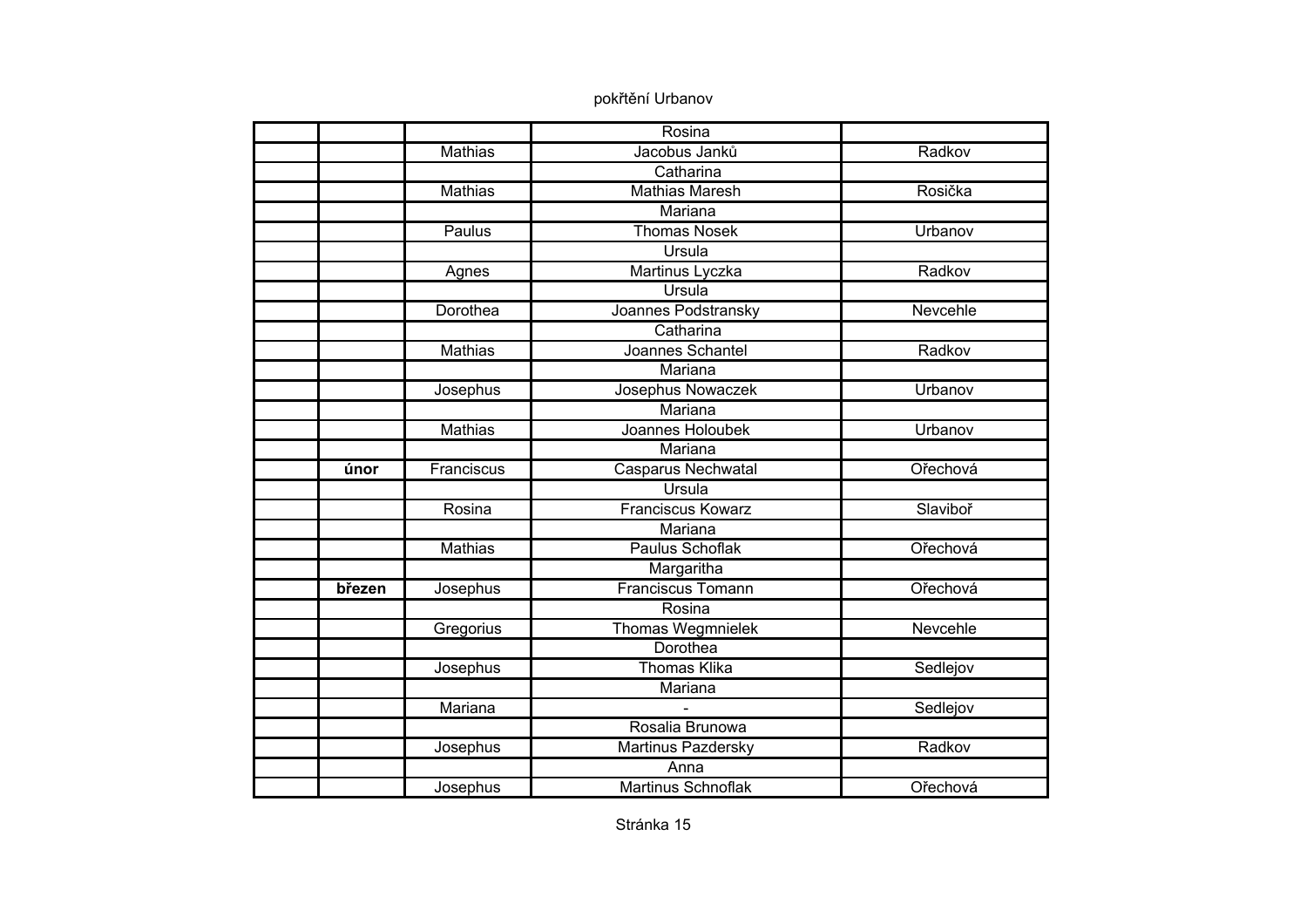pokřtění Urbanov

| | | | | |
|---|---|---|---|---|
| | | | Rosina | |
| | | Mathias | Jacobus Janků | Radkov |
| | | | Catharina | |
| | | Mathias | Mathias Maresh | Rosička |
| | | | Mariana | |
| | | Paulus | Thomas Nosek | Urbanov |
| | | | Ursula | |
| | | Agnes | Martinus Lyczka | Radkov |
| | | | Ursula | |
| | | Dorothea | Joannes Podstransky | Nevcehle |
| | | | Catharina | |
| | | Mathias | Joannes Schantel | Radkov |
| | | | Mariana | |
| | | Josephus | Josephus Nowaczek | Urbanov |
| | | | Mariana | |
| | | Mathias | Joannes Holoubek | Urbanov |
| | | | Mariana | |
| | **únor** | Franciscus | Casparus Nechwatal | Ořechová |
| | | | Ursula | |
| | | Rosina | Franciscus Kowarz | Slaviboř |
| | | | Mariana | |
| | | Mathias | Paulus Schoflak | Ořechová |
| | | | Margaritha | |
| | **březen** | Josephus | Franciscus Tomann | Ořechová |
| | | | Rosina | |
| | | Gregorius | Thomas Wegmnielek | Nevcehle |
| | | | Dorothea | |
| | | Josephus | Thomas Klika | Sedlejov |
| | | | Mariana | |
| | | Mariana | - | Sedlejov |
| | | | Rosalia Brunowa | |
| | | Josephus | Martinus Pazdersky | Radkov |
| | | | Anna | |
| | | Josephus | Martinus Schnoflak | Ořechová |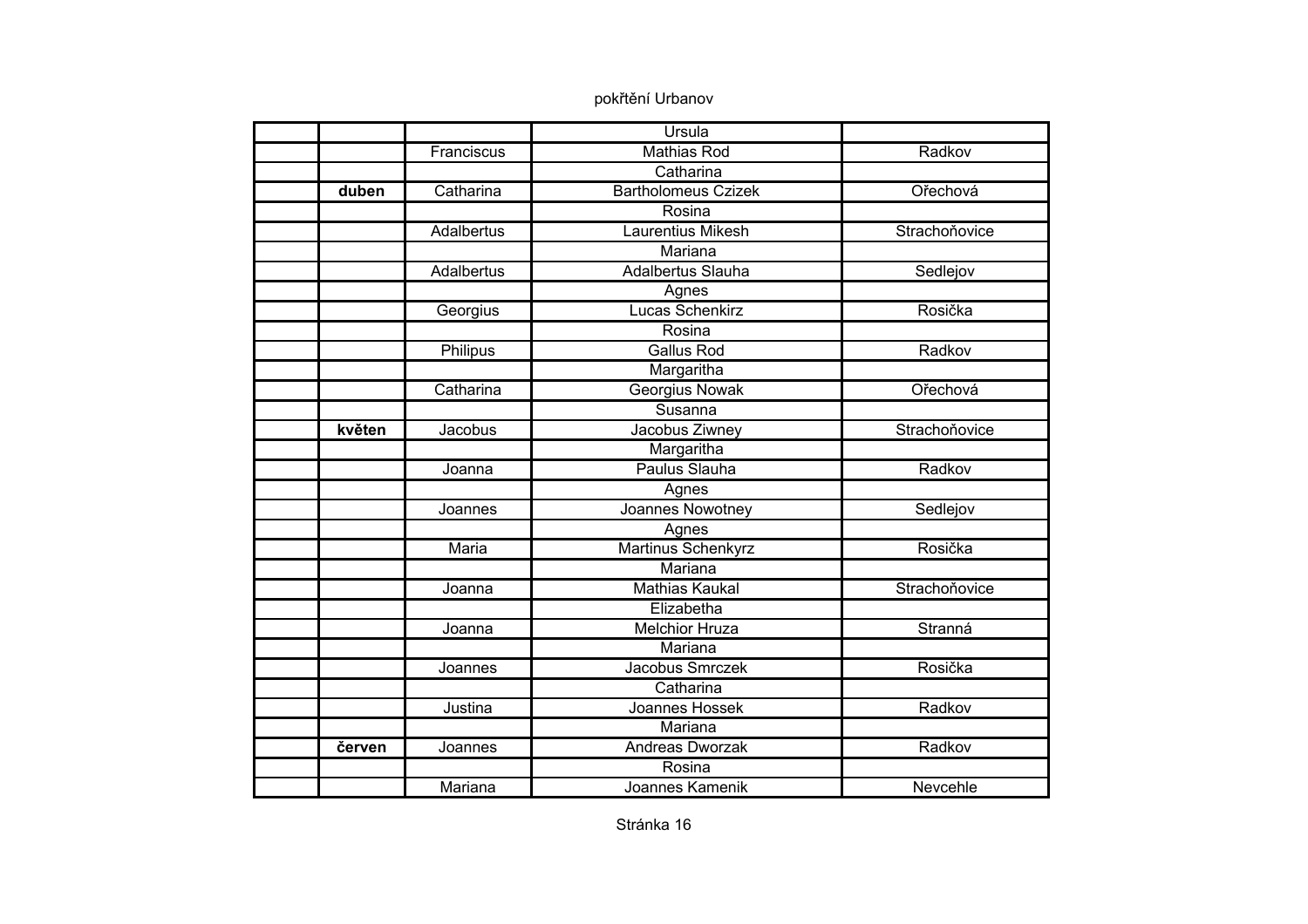pokřtění Urbanov

| | | | | |
|---|---|---|---|---|
| | | | Ursula | |
| | | Franciscus | Mathias Rod | Radkov |
| | | | Catharina | |
| | **duben** | Catharina | Bartholomeus Czizek | Ořechová |
| | | | Rosina | |
| | | Adalbertus | Laurentius Mikesh | Strachoňovice |
| | | | Mariana | |
| | | Adalbertus | Adalbertus Slauha | Sedlejov |
| | | | Agnes | |
| | | Georgius | Lucas Schenkirz | Rosička |
| | | | Rosina | |
| | | Philipus | Gallus Rod | Radkov |
| | | | Margaritha | |
| | | Catharina | Georgius Nowak | Ořechová |
| | | | Susanna | |
| | **květen** | Jacobus | Jacobus Ziwney | Strachoňovice |
| | | | Margaritha | |
| | | Joanna | Paulus Slauha | Radkov |
| | | | Agnes | |
| | | Joannes | Joannes Nowotney | Sedlejov |
| | | | Agnes | |
| | | Maria | Martinus Schenkyrz | Rosička |
| | | | Mariana | |
| | | Joanna | Mathias Kaukal | Strachoňovice |
| | | | Elizabetha | |
| | | Joanna | Melchior Hruza | Stranná |
| | | | Mariana | |
| | | Joannes | Jacobus Smrczek | Rosička |
| | | | Catharina | |
| | | Justina | Joannes Hossek | Radkov |
| | | | Mariana | |
| | **červen** | Joannes | Andreas Dworzak | Radkov |
| | | | Rosina | |
| | | Mariana | Joannes Kamenik | Nevcehle |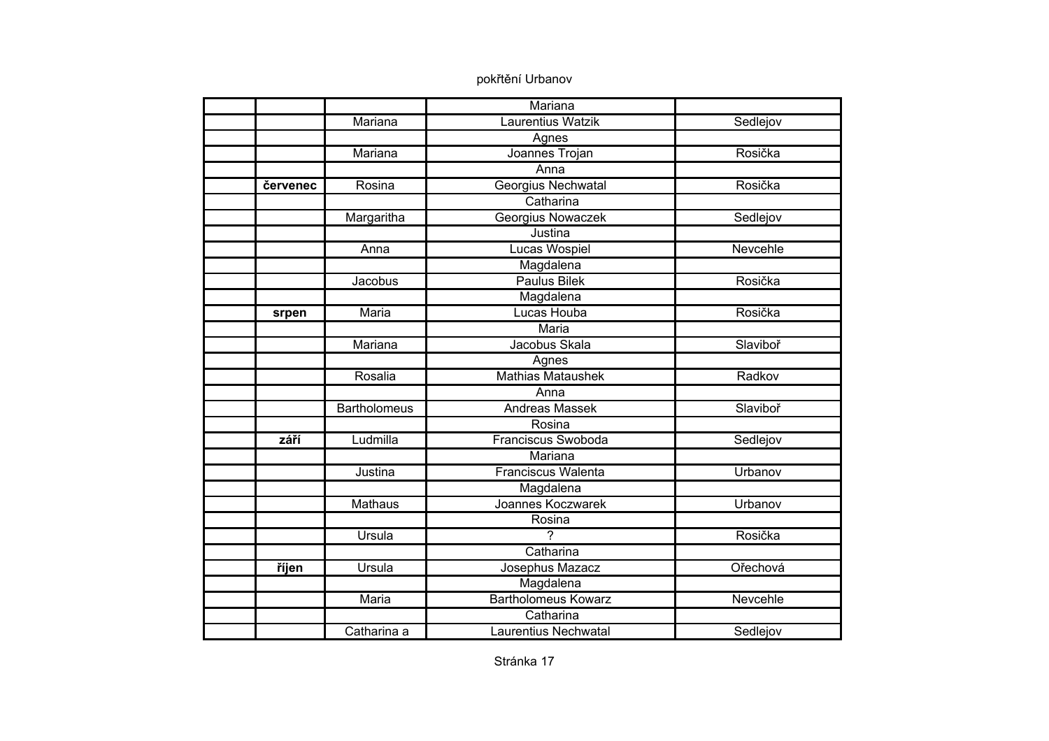pokřtění Urbanov

| | | | | |
|---|---|---|---|---|
| | | | Mariana | |
| | | Mariana | Laurentius Watzik | Sedlejov |
| | | | Agnes | |
| | | Mariana | Joannes Trojan | Rosička |
| | | | Anna | |
| | **červenec** | Rosina | Georgius Nechwatal | Rosička |
| | | | Catharina | |
| | | Margaritha | Georgius Nowaczek | Sedlejov |
| | | | Justina | |
| | | Anna | Lucas Wospiel | Nevcehle |
| | | | Magdalena | |
| | | Jacobus | Paulus Bilek | Rosička |
| | | | Magdalena | |
| | **srpen** | Maria | Lucas Houba | Rosička |
| | | | Maria | |
| | | Mariana | Jacobus Skala | Slaviboř |
| | | | Agnes | |
| | | Rosalia | Mathias Mataushek | Radkov |
| | | | Anna | |
| | | Bartholomeus | Andreas Massek | Slaviboř |
| | | | Rosina | |
| | **září** | Ludmilla | Franciscus Swoboda | Sedlejov |
| | | | Mariana | |
| | | Justina | Franciscus Walenta | Urbanov |
| | | | Magdalena | |
| | | Mathaus | Joannes Koczwarek | Urbanov |
| | | | Rosina | |
| | | Ursula | ? | Rosička |
| | | | Catharina | |
| | **říjen** | Ursula | Josephus Mazacz | Ořechová |
| | | | Magdalena | |
| | | Maria | Bartholomeus Kowarz | Nevcehle |
| | | | Catharina | |
| | | Catharina a | Laurentius Nechwatal | Sedlejov |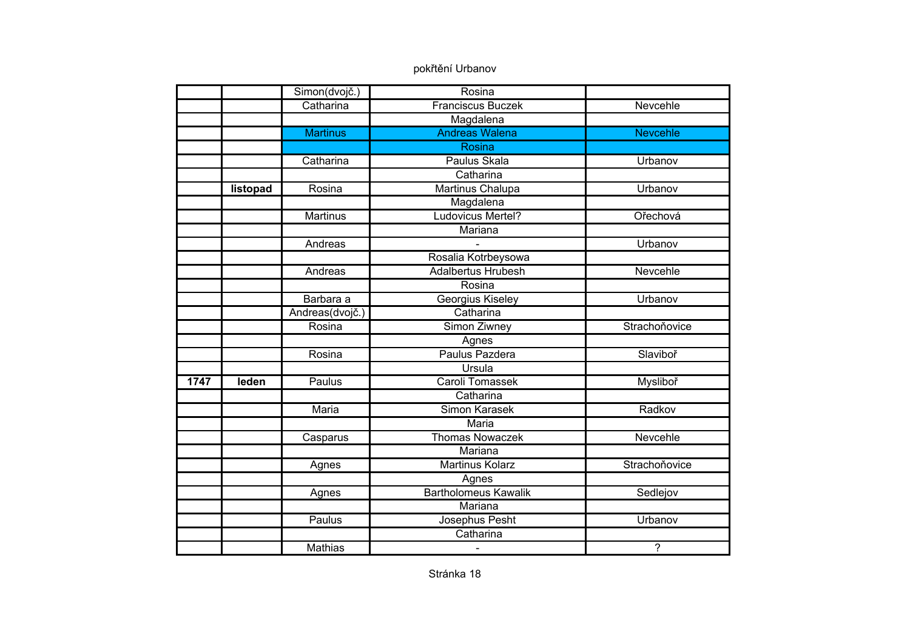pokřtění Urbanov

| | | | | |
|---|---|---|---|---|
| | | Simon(dvojč.) | Rosina | |
| | | Catharina | Franciscus Buczek | Nevcehle |
| | | | Magdalena | |
| | | Martinus | Andreas Walena | Nevcehle |
| | | | Rosina | |
| | | Catharina | Paulus Skala | Urbanov |
| | | | Catharina | |
| | **listopad** | Rosina | Martinus Chalupa | Urbanov |
| | | | Magdalena | |
| | | Martinus | Ludovicus Mertel? | Ořechová |
| | | | Mariana | |
| | | Andreas | - | Urbanov |
| | | | Rosalia Kotrbeysowa | |
| | | Andreas | Adalbertus Hrubesh | Nevcehle |
| | | | Rosina | |
| | | Barbara a | Georgius Kiseley | Urbanov |
| | | Andreas(dvojč.) | Catharina | |
| | | Rosina | Simon Ziwney | Strachoňovice |
| | | | Agnes | |
| | | Rosina | Paulus Pazdera | Slaviboř |
| | | | Ursula | |
| **1747** | **leden** | Paulus | Caroli Tomassek | Mysliboř |
| | | | Catharina | |
| | | Maria | Simon Karasek | Radkov |
| | | | Maria | |
| | | Casparus | Thomas Nowaczek | Nevcehle |
| | | | Mariana | |
| | | Agnes | Martinus Kolarz | Strachoňovice |
| | | | Agnes | |
| | | Agnes | Bartholomeus Kawalik | Sedlejov |
| | | | Mariana | |
| | | Paulus | Josephus Pesht | Urbanov |
| | | | Catharina | |
| | | Mathias | - | ? |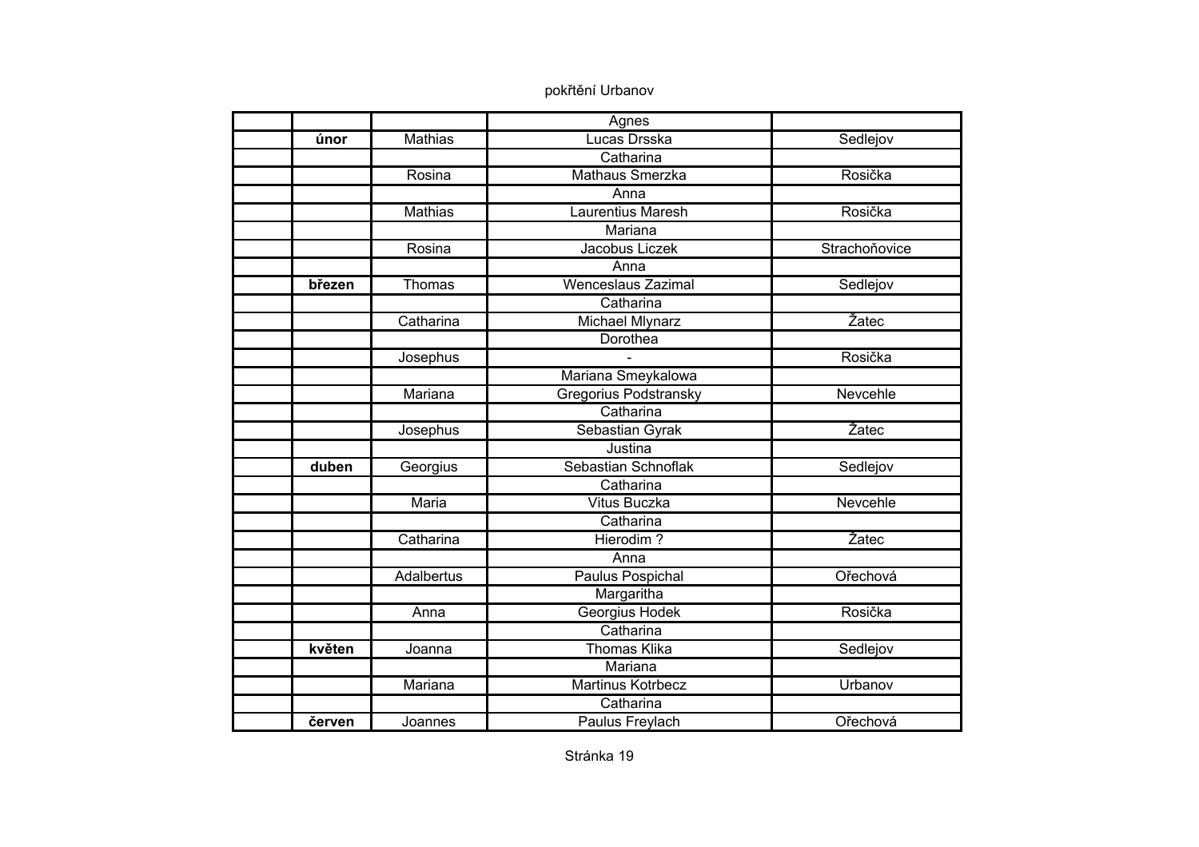pokřtění Urbanov

| | | | | |
|---|---|---|---|---|
| | | | Agnes | |
| | **únor** | Mathias | Lucas Drsska | Sedlejov |
| | | | Catharina | |
| | | Rosina | Mathaus Smerzka | Rosička |
| | | | Anna | |
| | | Mathias | Laurentius Maresh | Rosička |
| | | | Mariana | |
| | | Rosina | Jacobus Liczek | Strachoňovice |
| | | | Anna | |
| | **březen** | Thomas | Wenceslaus Zazimal | Sedlejov |
| | | | Catharina | |
| | | Catharina | Michael Mlynarz | Žatec |
| | | | Dorothea | |
| | | Josephus | - | Rosička |
| | | | Mariana Smeykalowa | |
| | | Mariana | Gregorius Podstransky | Nevcehle |
| | | | Catharina | |
| | | Josephus | Sebastian Gyrak | Žatec |
| | | | Justina | |
| | **duben** | Georgius | Sebastian Schnoflak | Sedlejov |
| | | | Catharina | |
| | | Maria | Vitus Buczka | Nevcehle |
| | | | Catharina | |
| | | Catharina | Hierodim ? | Žatec |
| | | | Anna | |
| | | Adalbertus | Paulus Pospichal | Ořechová |
| | | | Margaritha | |
| | | Anna | Georgius Hodek | Rosička |
| | | | Catharina | |
| | **květen** | Joanna | Thomas Klika | Sedlejov |
| | | | Mariana | |
| | | Mariana | Martinus Kotrbecz | Urbanov |
| | | | Catharina | |
| | **červen** | Joannes | Paulus Freylach | Ořechová |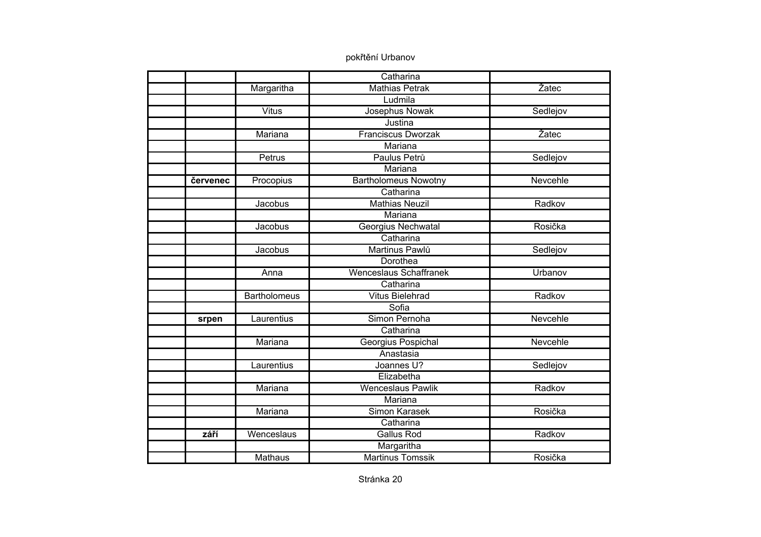pokřtění Urbanov

| | | | | |
|---|---|---|---|---|
| | | | Catharina | |
| | | Margaritha | Mathias Petrak | Žatec |
| | | | Ludmila | |
| | | Vitus | Josephus Nowak | Sedlejov |
| | | | Justina | |
| | | Mariana | Franciscus Dworzak | Žatec |
| | | | Mariana | |
| | | Petrus | Paulus Petrů | Sedlejov |
| | | | Mariana | |
| | **červenec** | Procopius | Bartholomeus Nowotny | Nevcehle |
| | | | Catharina | |
| | | Jacobus | Mathias Neuzil | Radkov |
| | | | Mariana | |
| | | Jacobus | Georgius Nechwatal | Rosička |
| | | | Catharina | |
| | | Jacobus | Martinus Pawlů | Sedlejov |
| | | | Dorothea | |
| | | Anna | Wenceslaus Schaffranek | Urbanov |
| | | | Catharina | |
| | | Bartholomeus | Vitus Bielehrad | Radkov |
| | | | Sofia | |
| | **srpen** | Laurentius | Simon Pernoha | Nevcehle |
| | | | Catharina | |
| | | Mariana | Georgius Pospichal | Nevcehle |
| | | | Anastasia | |
| | | Laurentius | Joannes U? | Sedlejov |
| | | | Elizabetha | |
| | | Mariana | Wenceslaus Pawlik | Radkov |
| | | | Mariana | |
| | | Mariana | Simon Karasek | Rosička |
| | | | Catharina | |
| | **září** | Wenceslaus | Gallus Rod | Radkov |
| | | | Margaritha | |
| | | Mathaus | Martinus Tomssik | Rosička |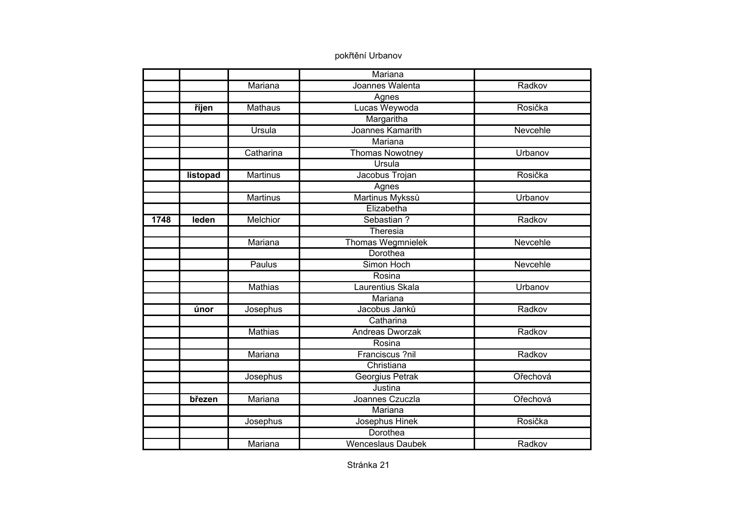pokřtění Urbanov

| | | | | |
|---|---|---|---|---|
| | | | Mariana | |
| | | Mariana | Joannes Walenta | Radkov |
| | | | Agnes | |
| | **říjen** | Mathaus | Lucas Weywoda | Rosička |
| | | | Margaritha | |
| | | Ursula | Joannes Kamarith | Nevcehle |
| | | | Mariana | |
| | | Catharina | Thomas Nowotney | Urbanov |
| | | | Ursula | |
| | **listopad** | Martinus | Jacobus Trojan | Rosička |
| | | | Agnes | |
| | | Martinus | Martinus Mykssů | Urbanov |
| | | | Elizabetha | |
| **1748** | **leden** | Melchior | Sebastian ? | Radkov |
| | | | Theresia | |
| | | Mariana | Thomas Wegmnielek | Nevcehle |
| | | | Dorothea | |
| | | Paulus | Simon Hoch | Nevcehle |
| | | | Rosina | |
| | | Mathias | Laurentius Skala | Urbanov |
| | | | Mariana | |
| | **únor** | Josephus | Jacobus Janků | Radkov |
| | | | Catharina | |
| | | Mathias | Andreas Dworzak | Radkov |
| | | | Rosina | |
| | | Mariana | Franciscus ?nil | Radkov |
| | | | Christiana | |
| | | Josephus | Georgius Petrak | Ořechová |
| | | | Justina | |
| | **březen** | Mariana | Joannes Czuczla | Ořechová |
| | | | Mariana | |
| | | Josephus | Josephus Hinek | Rosička |
| | | | Dorothea | |
| | | Mariana | Wenceslaus Daubek | Radkov |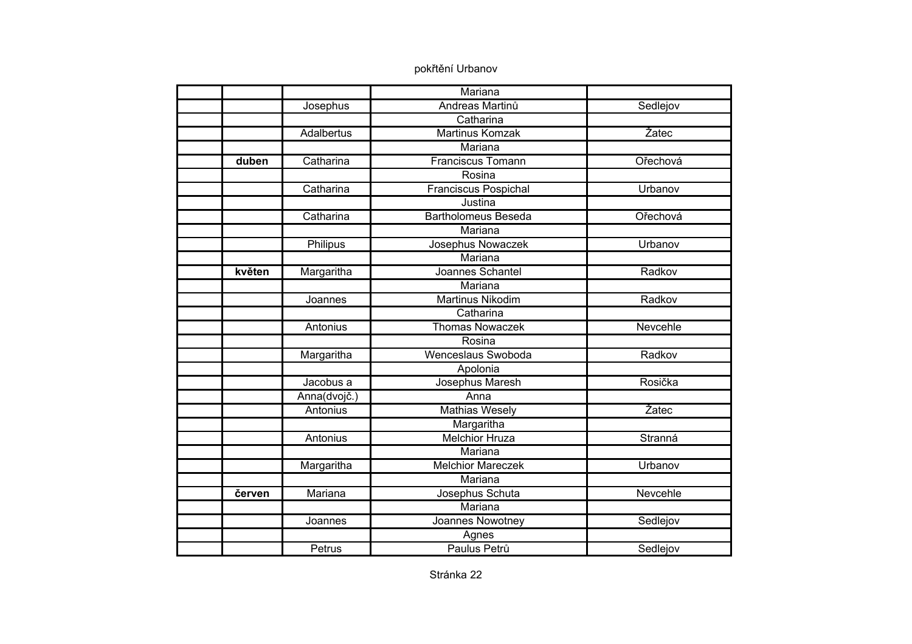pokřtění Urbanov

| | | | | |
|---|---|---|---|---|
| | | | Mariana | |
| | | Josephus | Andreas Martinů | Sedlejov |
| | | | Catharina | |
| | | Adalbertus | Martinus Komzak | Žatec |
| | | | Mariana | |
| | **duben** | Catharina | Franciscus Tomann | Ořechová |
| | | | Rosina | |
| | | Catharina | Franciscus Pospichal | Urbanov |
| | | | Justina | |
| | | Catharina | Bartholomeus Beseda | Ořechová |
| | | | Mariana | |
| | | Philipus | Josephus Nowaczek | Urbanov |
| | | | Mariana | |
| | **květen** | Margaritha | Joannes Schantel | Radkov |
| | | | Mariana | |
| | | Joannes | Martinus Nikodim | Radkov |
| | | | Catharina | |
| | | Antonius | Thomas Nowaczek | Nevcehle |
| | | | Rosina | |
| | | Margaritha | Wenceslaus Swoboda | Radkov |
| | | | Apolonia | |
| | | Jacobus a | Josephus Maresh | Rosička |
| | | Anna(dvojč.) | Anna | |
| | | Antonius | Mathias Wesely | Žatec |
| | | | Margaritha | |
| | | Antonius | Melchior Hruza | Stranná |
| | | | Mariana | |
| | | Margaritha | Melchior Mareczek | Urbanov |
| | | | Mariana | |
| | **červen** | Mariana | Josephus Schuta | Nevcehle |
| | | | Mariana | |
| | | Joannes | Joannes Nowotney | Sedlejov |
| | | | Agnes | |
| | | Petrus | Paulus Petrů | Sedlejov |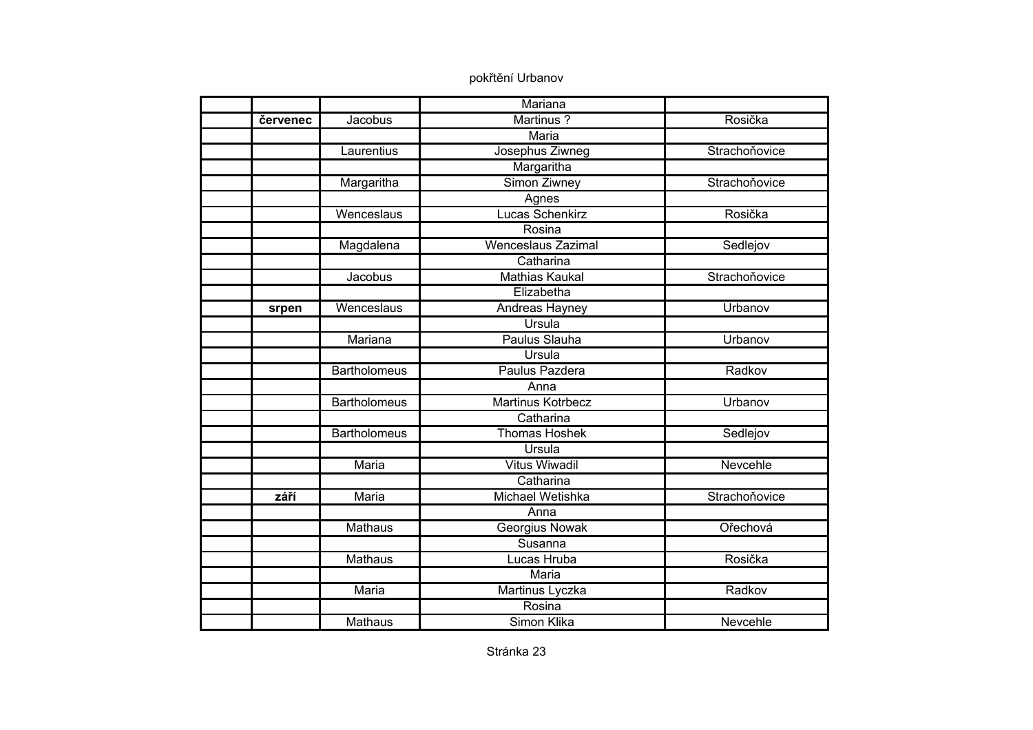pokřtění Urbanov

| | | | | |
|---|---|---|---|---|
| | | | Mariana | |
| | **červenec** | Jacobus | Martinus ? | Rosička |
| | | | Maria | |
| | | Laurentius | Josephus Ziwneg | Strachoňovice |
| | | | Margaritha | |
| | | Margaritha | Simon Ziwney | Strachoňovice |
| | | | Agnes | |
| | | Wenceslaus | Lucas Schenkirz | Rosička |
| | | | Rosina | |
| | | Magdalena | Wenceslaus Zazimal | Sedlejov |
| | | | Catharina | |
| | | Jacobus | Mathias Kaukal | Strachoňovice |
| | | | Elizabetha | |
| | **srpen** | Wenceslaus | Andreas Hayney | Urbanov |
| | | | Ursula | |
| | | Mariana | Paulus Slauha | Urbanov |
| | | | Ursula | |
| | | Bartholomeus | Paulus Pazdera | Radkov |
| | | | Anna | |
| | | Bartholomeus | Martinus Kotrbecz | Urbanov |
| | | | Catharina | |
| | | Bartholomeus | Thomas Hoshek | Sedlejov |
| | | | Ursula | |
| | | Maria | Vitus Wiwadil | Nevcehle |
| | | | Catharina | |
| | **září** | Maria | Michael Wetishka | Strachoňovice |
| | | | Anna | |
| | | Mathaus | Georgius Nowak | Ořechová |
| | | | Susanna | |
| | | Mathaus | Lucas Hruba | Rosička |
| | | | Maria | |
| | | Maria | Martinus Lyczka | Radkov |
| | | | Rosina | |
| | | Mathaus | Simon Klika | Nevcehle |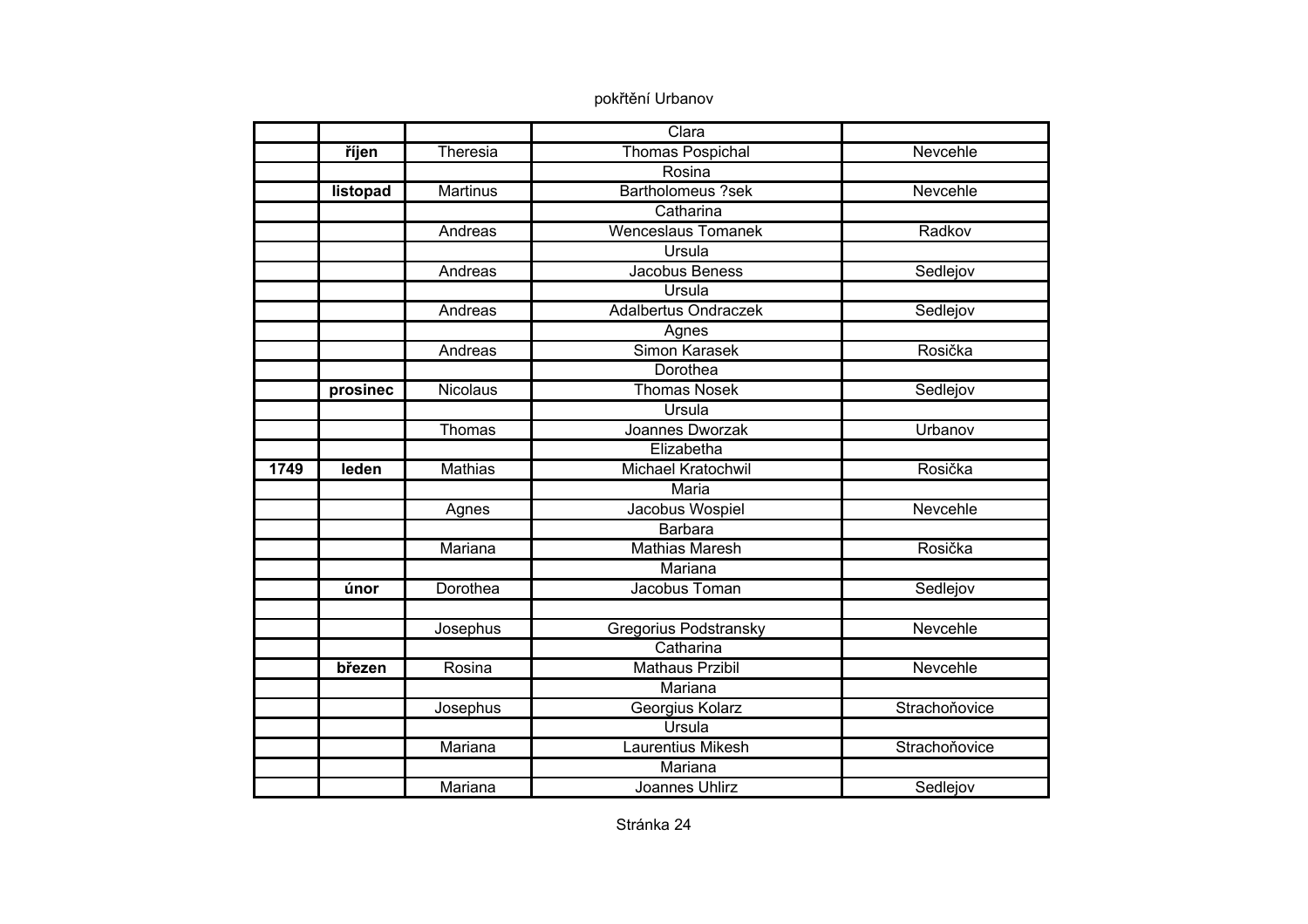pokřtění Urbanov

| | | | | |
|---|---|---|---|---|
| | | | Clara | |
| | **říjen** | Theresia | Thomas Pospichal | Nevcehle |
| | | | Rosina | |
| | **listopad** | Martinus | Bartholomeus ?sek | Nevcehle |
| | | | Catharina | |
| | | Andreas | Wenceslaus Tomanek | Radkov |
| | | | Ursula | |
| | | Andreas | Jacobus Beness | Sedlejov |
| | | | Ursula | |
| | | Andreas | Adalbertus Ondraczek | Sedlejov |
| | | | Agnes | |
| | | Andreas | Simon Karasek | Rosička |
| | | | Dorothea | |
| | **prosinec** | Nicolaus | Thomas Nosek | Sedlejov |
| | | | Ursula | |
| | | Thomas | Joannes Dworzak | Urbanov |
| | | | Elizabetha | |
| **1749** | **leden** | Mathias | Michael Kratochwil | Rosička |
| | | | Maria | |
| | | Agnes | Jacobus Wospiel | Nevcehle |
| | | | Barbara | |
| | | Mariana | Mathias Maresh | Rosička |
| | | | Mariana | |
| | **únor** | Dorothea | Jacobus Toman | Sedlejov |
| | | | | |
| | | Josephus | Gregorius Podstransky | Nevcehle |
| | | | Catharina | |
| | **březen** | Rosina | Mathaus Przibil | Nevcehle |
| | | | Mariana | |
| | | Josephus | Georgius Kolarz | Strachoňovice |
| | | | Ursula | |
| | | Mariana | Laurentius Mikesh | Strachoňovice |
| | | | Mariana | |
| | | Mariana | Joannes Uhlirz | Sedlejov |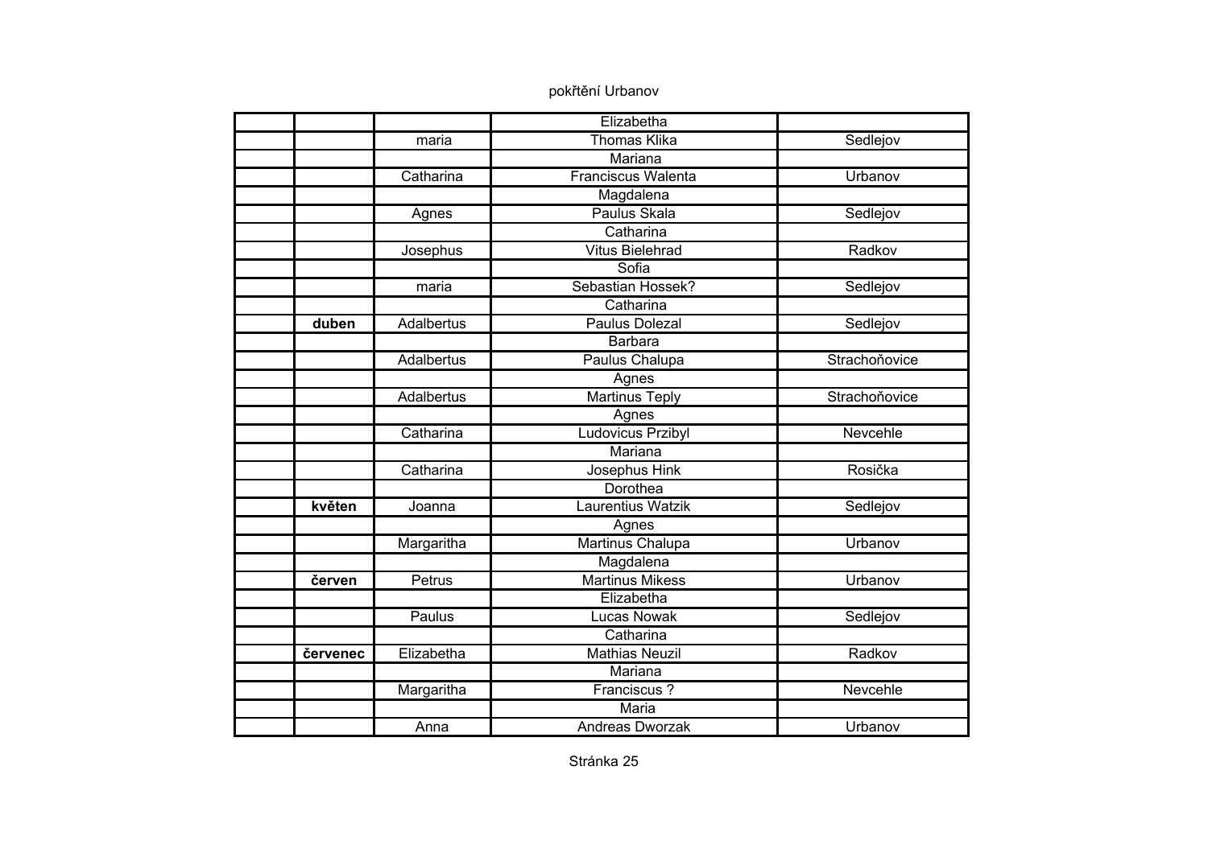pokřtění Urbanov

| | | | | |
|---|---|---|---|---|
| | | | Elizabetha | |
| | | maria | Thomas Klika | Sedlejov |
| | | | Mariana | |
| | | Catharina | Franciscus Walenta | Urbanov |
| | | | Magdalena | |
| | | Agnes | Paulus Skala | Sedlejov |
| | | | Catharina | |
| | | Josephus | Vitus Bielehrad | Radkov |
| | | | Sofia | |
| | | maria | Sebastian Hossek? | Sedlejov |
| | | | Catharina | |
| | **duben** | Adalbertus | Paulus Dolezal | Sedlejov |
| | | | Barbara | |
| | | Adalbertus | Paulus Chalupa | Strachoňovice |
| | | | Agnes | |
| | | Adalbertus | Martinus Teply | Strachoňovice |
| | | | Agnes | |
| | | Catharina | Ludovicus Przibyl | Nevcehle |
| | | | Mariana | |
| | | Catharina | Josephus Hink | Rosička |
| | | | Dorothea | |
| | **květen** | Joanna | Laurentius Watzik | Sedlejov |
| | | | Agnes | |
| | | Margaritha | Martinus Chalupa | Urbanov |
| | | | Magdalena | |
| | **červen** | Petrus | Martinus Mikess | Urbanov |
| | | | Elizabetha | |
| | | Paulus | Lucas Nowak | Sedlejov |
| | | | Catharina | |
| | **červenec** | Elizabetha | Mathias Neuzil | Radkov |
| | | | Mariana | |
| | | Margaritha | Franciscus ? | Nevcehle |
| | | | Maria | |
| | | Anna | Andreas Dworzak | Urbanov |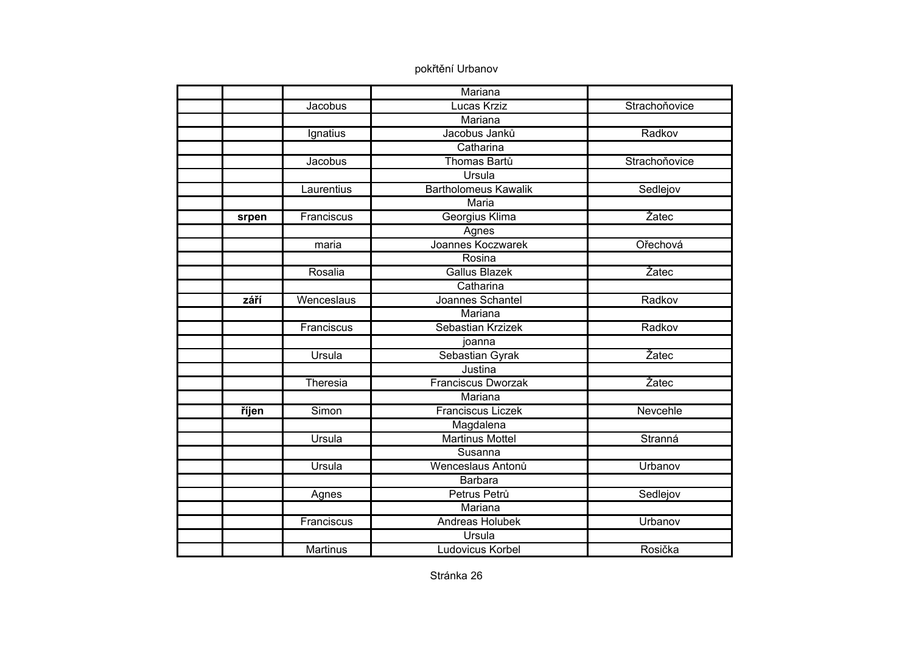pokřtění Urbanov

| | | | | |
|---|---|---|---|---|
| | | | Mariana | |
| | | Jacobus | Lucas Krziz | Strachoňovice |
| | | | Mariana | |
| | | Ignatius | Jacobus Janků | Radkov |
| | | | Catharina | |
| | | Jacobus | Thomas Bartů | Strachoňovice |
| | | | Ursula | |
| | | Laurentius | Bartholomeus Kawalik | Sedlejov |
| | | | Maria | |
| | **srpen** | Franciscus | Georgius Klima | Žatec |
| | | | Agnes | |
| | | maria | Joannes Koczwarek | Ořechová |
| | | | Rosina | |
| | | Rosalia | Gallus Blazek | Žatec |
| | | | Catharina | |
| | **září** | Wenceslaus | Joannes Schantel | Radkov |
| | | | Mariana | |
| | | Franciscus | Sebastian Krzizek | Radkov |
| | | | joanna | |
| | | Ursula | Sebastian Gyrak | Žatec |
| | | | Justina | |
| | | Theresia | Franciscus Dworzak | Žatec |
| | | | Mariana | |
| | **říjen** | Simon | Franciscus Liczek | Nevcehle |
| | | | Magdalena | |
| | | Ursula | Martinus Mottel | Stranná |
| | | | Susanna | |
| | | Ursula | Wenceslaus Antonů | Urbanov |
| | | | Barbara | |
| | | Agnes | Petrus Petrů | Sedlejov |
| | | | Mariana | |
| | | Franciscus | Andreas Holubek | Urbanov |
| | | | Ursula | |
| | | Martinus | Ludovicus Korbel | Rosička |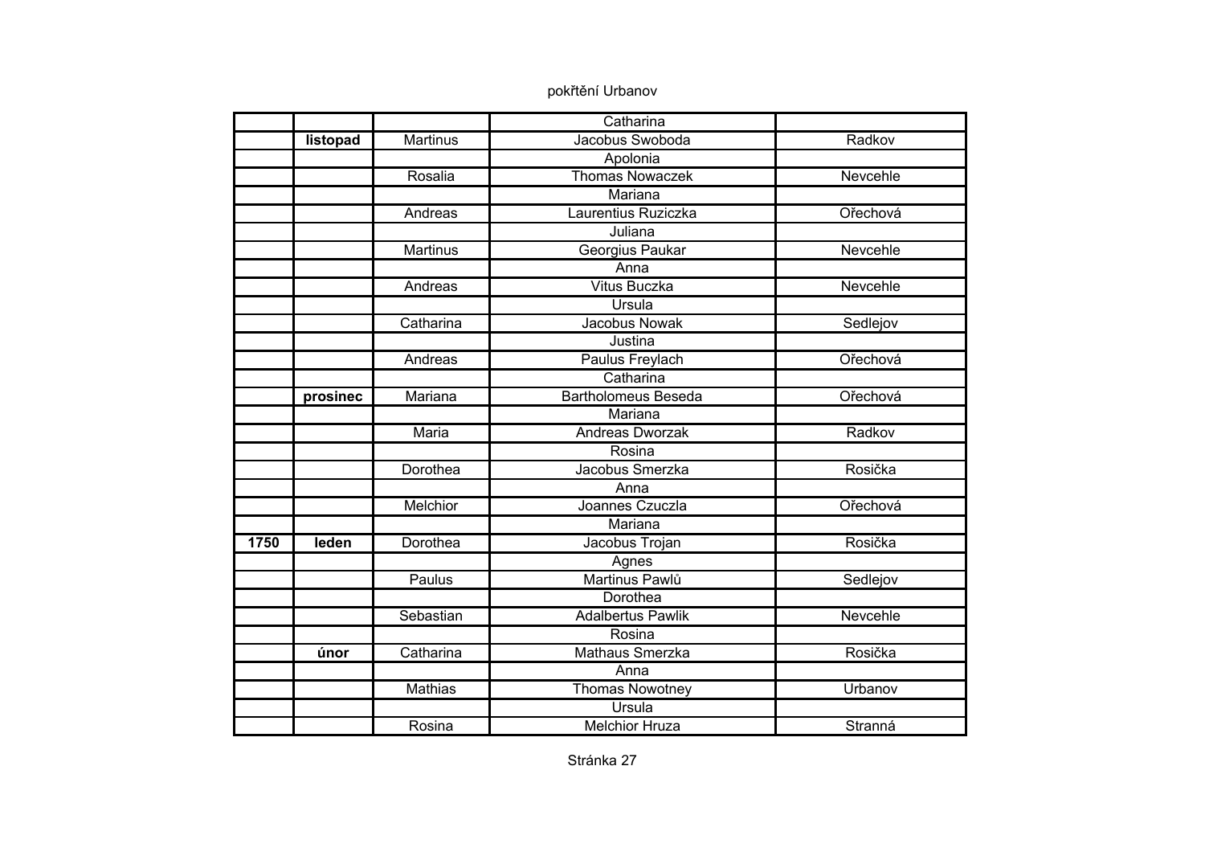pokřtění Urbanov

| | | | | |
|---|---|---|---|---|
| | | | Catharina | |
| | **listopad** | Martinus | Jacobus Swoboda | Radkov |
| | | | Apolonia | |
| | | Rosalia | Thomas Nowaczek | Nevcehle |
| | | | Mariana | |
| | | Andreas | Laurentius Ruziczka | Ořechová |
| | | | Juliana | |
| | | Martinus | Georgius Paukar | Nevcehle |
| | | | Anna | |
| | | Andreas | Vitus Buczka | Nevcehle |
| | | | Ursula | |
| | | Catharina | Jacobus Nowak | Sedlejov |
| | | | Justina | |
| | | Andreas | Paulus Freylach | Ořechová |
| | | | Catharina | |
| | **prosinec** | Mariana | Bartholomeus Beseda | Ořechová |
| | | | Mariana | |
| | | Maria | Andreas Dworzak | Radkov |
| | | | Rosina | |
| | | Dorothea | Jacobus Smerzka | Rosička |
| | | | Anna | |
| | | Melchior | Joannes Czuczla | Ořechová |
| | | | Mariana | |
| **1750** | **leden** | Dorothea | Jacobus Trojan | Rosička |
| | | | Agnes | |
| | | Paulus | Martinus Pawlů | Sedlejov |
| | | | Dorothea | |
| | | Sebastian | Adalbertus Pawlik | Nevcehle |
| | | | Rosina | |
| | **únor** | Catharina | Mathaus Smerzka | Rosička |
| | | | Anna | |
| | | Mathias | Thomas Nowotney | Urbanov |
| | | | Ursula | |
| | | Rosina | Melchior Hruza | Stranná |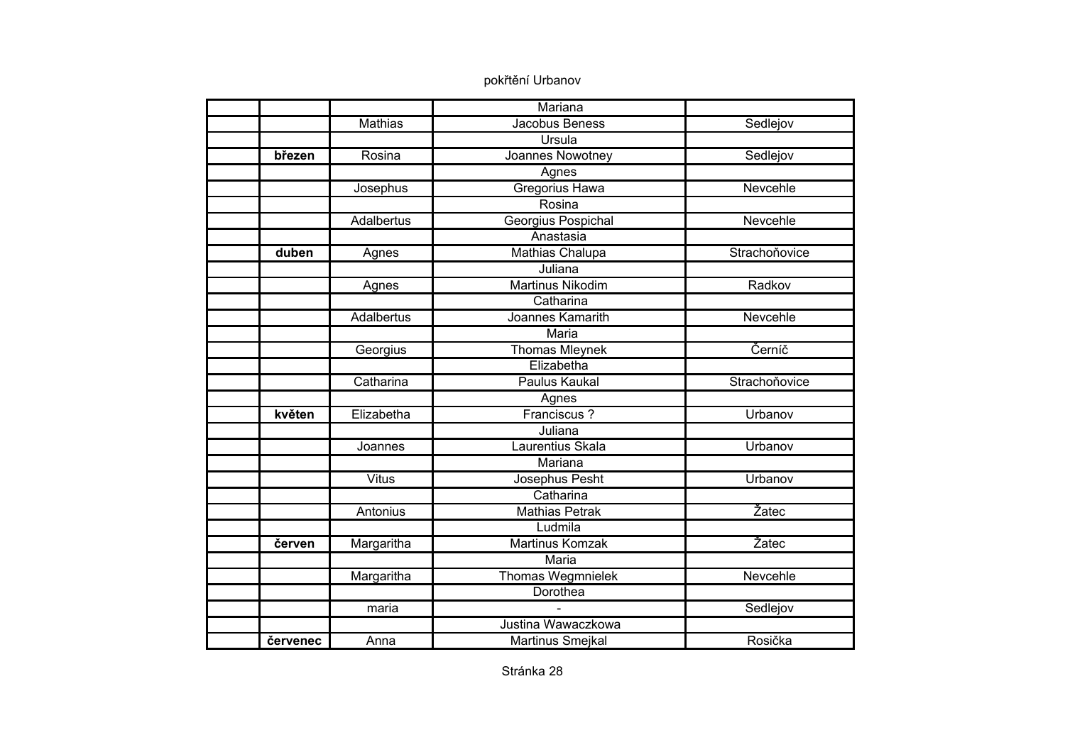pokřtění Urbanov

| | | | | |
|---|---|---|---|---|
| | | | Mariana | |
| | | Mathias | Jacobus Beness | Sedlejov |
| | | | Ursula | |
| | **březen** | Rosina | Joannes Nowotney | Sedlejov |
| | | | Agnes | |
| | | Josephus | Gregorius Hawa | Nevcehle |
| | | | Rosina | |
| | | Adalbertus | Georgius Pospichal | Nevcehle |
| | | | Anastasia | |
| | **duben** | Agnes | Mathias Chalupa | Strachoňovice |
| | | | Juliana | |
| | | Agnes | Martinus Nikodim | Radkov |
| | | | Catharina | |
| | | Adalbertus | Joannes Kamarith | Nevcehle |
| | | | Maria | |
| | | Georgius | Thomas Mleynek | Černíč |
| | | | Elizabetha | |
| | | Catharina | Paulus Kaukal | Strachoňovice |
| | | | Agnes | |
| | **květen** | Elizabetha | Franciscus ? | Urbanov |
| | | | Juliana | |
| | | Joannes | Laurentius Skala | Urbanov |
| | | | Mariana | |
| | | Vitus | Josephus Pesht | Urbanov |
| | | | Catharina | |
| | | Antonius | Mathias Petrak | Žatec |
| | | | Ludmila | |
| | **červen** | Margaritha | Martinus Komzak | Žatec |
| | | | Maria | |
| | | Margaritha | Thomas Wegmnielek | Nevcehle |
| | | | Dorothea | |
| | | maria | - | Sedlejov |
| | | | Justina Wawaczkowa | |
| | **červenec** | Anna | Martinus Smejkal | Rosička |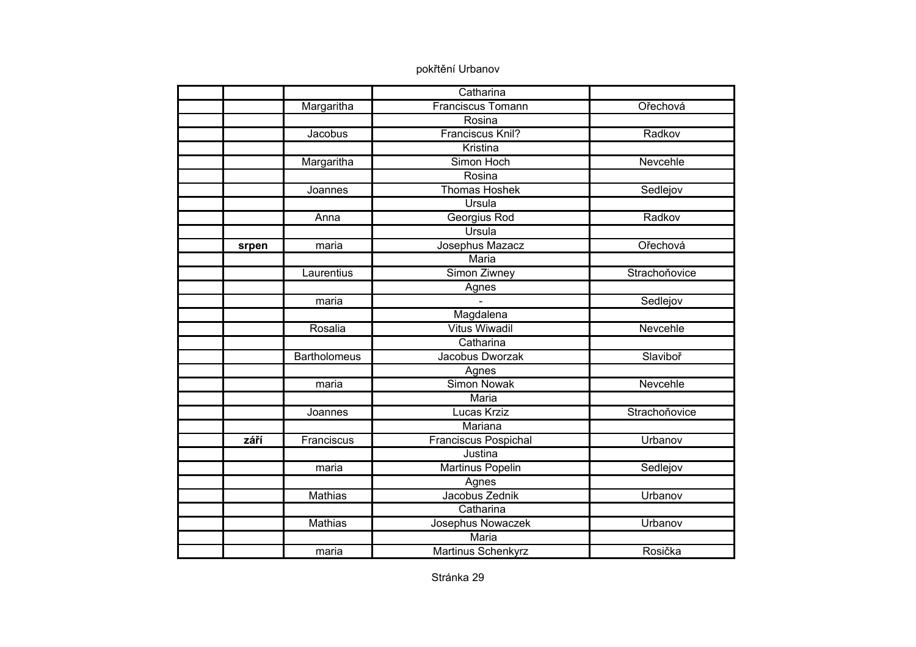pokřtění Urbanov

| | | | | |
|---|---|---|---|---|
| | | | Catharina | |
| | | Margaritha | Franciscus Tomann | Ořechová |
| | | | Rosina | |
| | | Jacobus | Franciscus Knil? | Radkov |
| | | | Kristina | |
| | | Margaritha | Simon Hoch | Nevcehle |
| | | | Rosina | |
| | | Joannes | Thomas Hoshek | Sedlejov |
| | | | Ursula | |
| | | Anna | Georgius Rod | Radkov |
| | | | Ursula | |
| | **srpen** | maria | Josephus Mazacz | Ořechová |
| | | | Maria | |
| | | Laurentius | Simon Ziwney | Strachoňovice |
| | | | Agnes | |
| | | maria | - | Sedlejov |
| | | | Magdalena | |
| | | Rosalia | Vitus Wiwadil | Nevcehle |
| | | | Catharina | |
| | | Bartholomeus | Jacobus Dworzak | Slaviboř |
| | | | Agnes | |
| | | maria | Simon Nowak | Nevcehle |
| | | | Maria | |
| | | Joannes | Lucas Krziz | Strachoňovice |
| | | | Mariana | |
| | **září** | Franciscus | Franciscus Pospichal | Urbanov |
| | | | Justina | |
| | | maria | Martinus Popelin | Sedlejov |
| | | | Agnes | |
| | | Mathias | Jacobus Zednik | Urbanov |
| | | | Catharina | |
| | | Mathias | Josephus Nowaczek | Urbanov |
| | | | Maria | |
| | | maria | Martinus Schenkyrz | Rosička |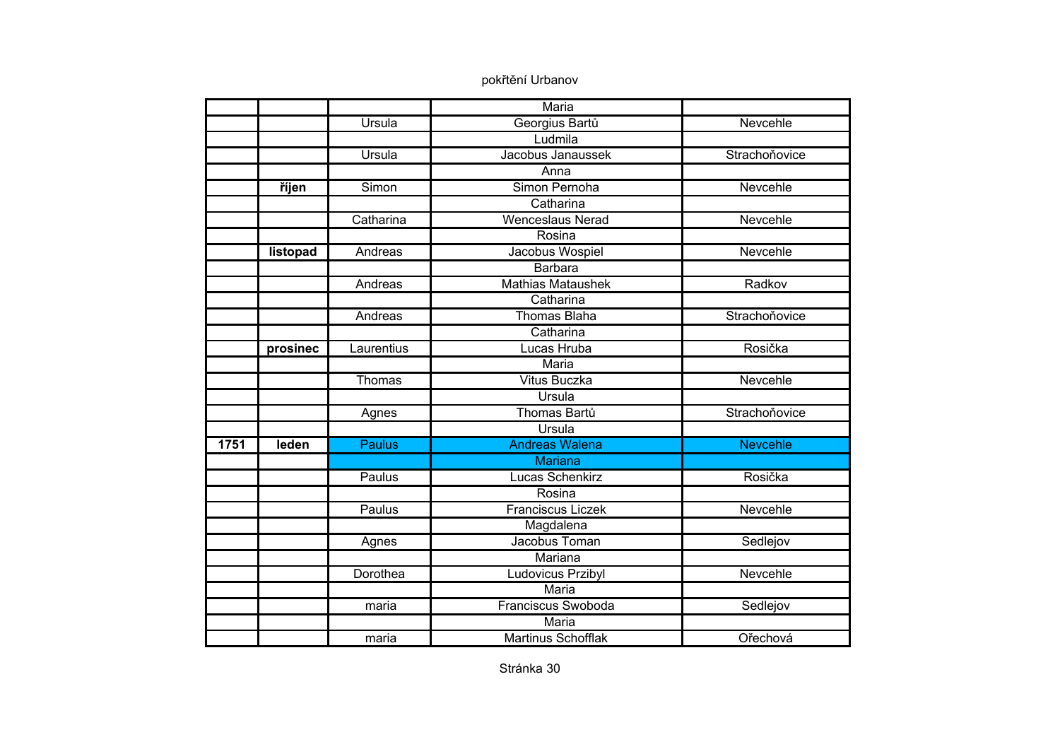pokřtění Urbanov

| | | | | |
|---|---|---|---|---|
| | | | Maria | |
| | | Ursula | Georgius Bartů | Nevcehle |
| | | | Ludmila | |
| | | Ursula | Jacobus Janaussek | Strachoňovice |
| | | | Anna | |
| | **říjen** | Simon | Simon Pernoha | Nevcehle |
| | | | Catharina | |
| | | Catharina | Wenceslaus Nerad | Nevcehle |
| | | | Rosina | |
| | **listopad** | Andreas | Jacobus Wospiel | Nevcehle |
| | | | Barbara | |
| | | Andreas | Mathias Mataushek | Radkov |
| | | | Catharina | |
| | | Andreas | Thomas Blaha | Strachoňovice |
| | | | Catharina | |
| | **prosinec** | Laurentius | Lucas Hruba | Rosička |
| | | | Maria | |
| | | Thomas | Vitus Buczka | Nevcehle |
| | | | Ursula | |
| | | Agnes | Thomas Bartů | Strachoňovice |
| | | | Ursula | |
| **1751** | **leden** | Paulus | Andreas Walena | Nevcehle |
| | | | Mariana | |
| | | Paulus | Lucas Schenkirz | Rosička |
| | | | Rosina | |
| | | Paulus | Franciscus Liczek | Nevcehle |
| | | | Magdalena | |
| | | Agnes | Jacobus Toman | Sedlejov |
| | | | Mariana | |
| | | Dorothea | Ludovicus Przibyl | Nevcehle |
| | | | Maria | |
| | | maria | Franciscus Swoboda | Sedlejov |
| | | | Maria | |
| | | maria | Martinus Schofflak | Ořechová |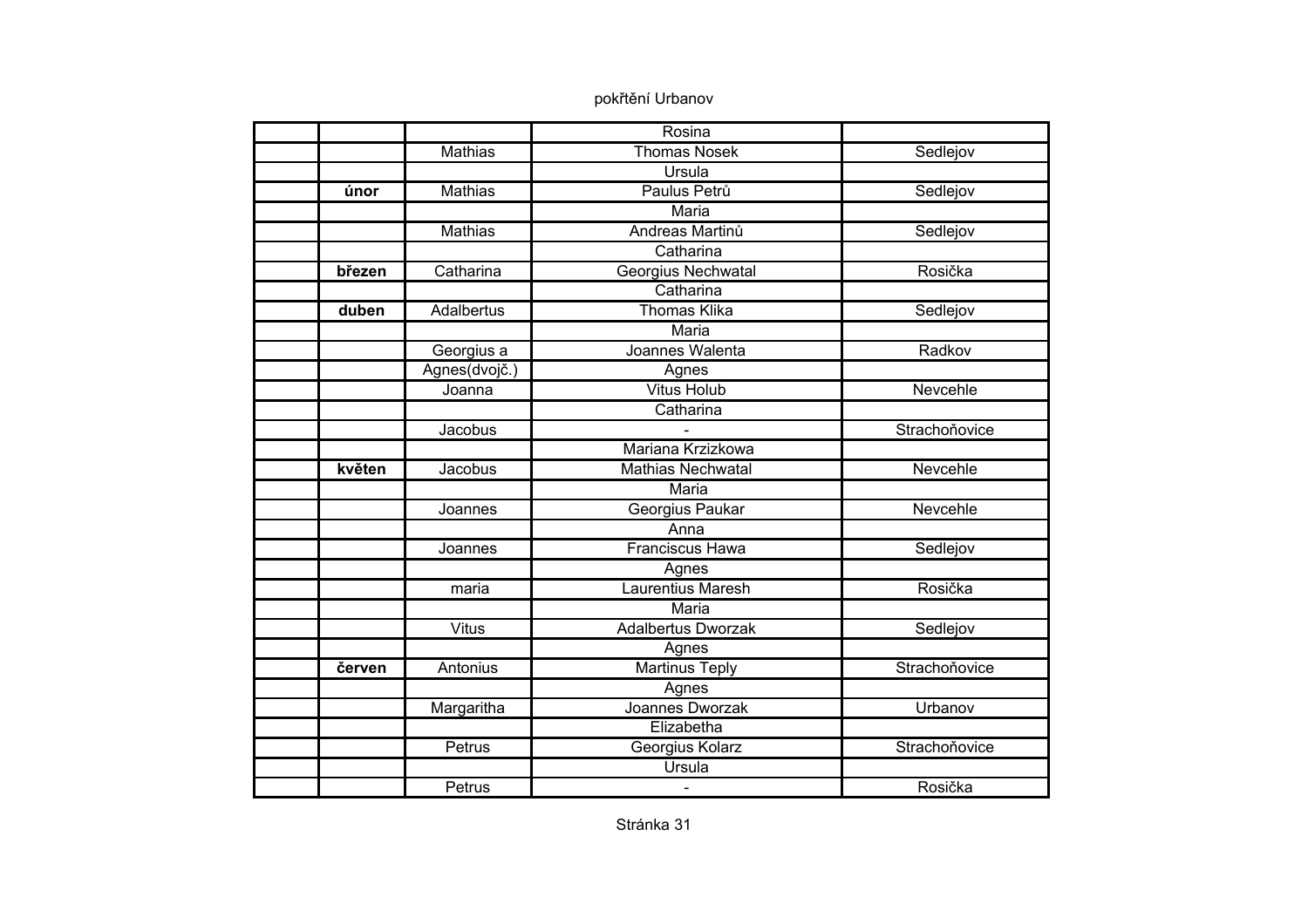pokřtění Urbanov

| | | | | |
|---|---|---|---|---|
| | | | Rosina | |
| | | Mathias | Thomas Nosek | Sedlejov |
| | | | Ursula | |
| | **únor** | Mathias | Paulus Petrů | Sedlejov |
| | | | Maria | |
| | | Mathias | Andreas Martinů | Sedlejov |
| | | | Catharina | |
| | **březen** | Catharina | Georgius Nechwatal | Rosička |
| | | | Catharina | |
| | **duben** | Adalbertus | Thomas Klika | Sedlejov |
| | | | Maria | |
| | | Georgius a | Joannes Walenta | Radkov |
| | | Agnes(dvojč.) | Agnes | |
| | | Joanna | Vitus Holub | Nevcehle |
| | | | Catharina | |
| | | Jacobus | - | Strachoňovice |
| | | | Mariana Krzizkowa | |
| | **květen** | Jacobus | Mathias Nechwatal | Nevcehle |
| | | | Maria | |
| | | Joannes | Georgius Paukar | Nevcehle |
| | | | Anna | |
| | | Joannes | Franciscus Hawa | Sedlejov |
| | | | Agnes | |
| | | maria | Laurentius Maresh | Rosička |
| | | | Maria | |
| | | Vitus | Adalbertus Dworzak | Sedlejov |
| | | | Agnes | |
| | **červen** | Antonius | Martinus Teply | Strachoňovice |
| | | | Agnes | |
| | | Margaritha | Joannes Dworzak | Urbanov |
| | | | Elizabetha | |
| | | Petrus | Georgius Kolarz | Strachoňovice |
| | | | Ursula | |
| | | Petrus | - | Rosička |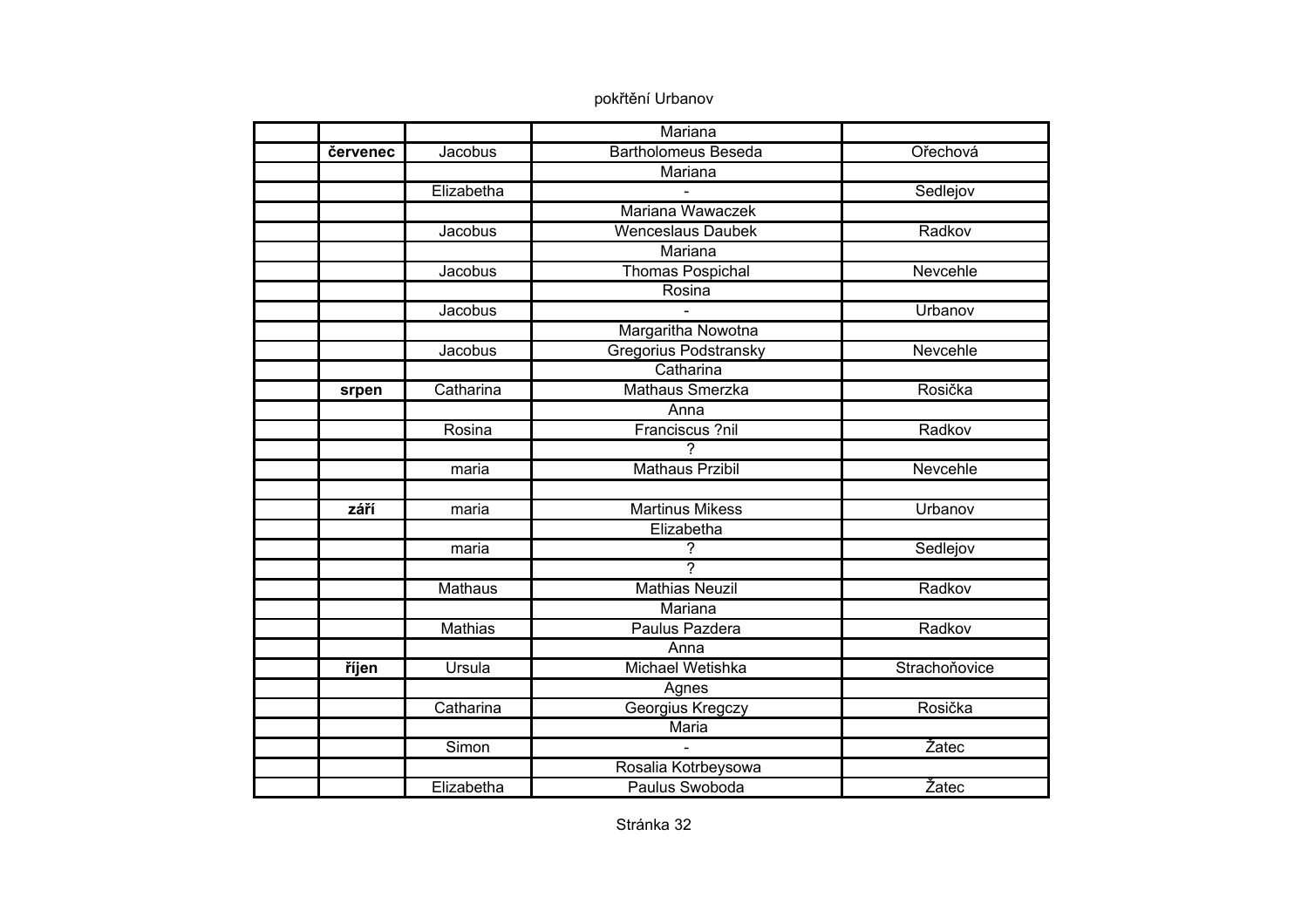pokřtění Urbanov

| | | | | |
|---|---|---|---|---|
| | | | Mariana | |
| | **červenec** | Jacobus | Bartholomeus Beseda | Ořechová |
| | | | Mariana | |
| | | Elizabetha | - | Sedlejov |
| | | | Mariana Wawaczek | |
| | | Jacobus | Wenceslaus Daubek | Radkov |
| | | | Mariana | |
| | | Jacobus | Thomas Pospichal | Nevcehle |
| | | | Rosina | |
| | | Jacobus | - | Urbanov |
| | | | Margaritha Nowotna | |
| | | Jacobus | Gregorius Podstransky | Nevcehle |
| | | | Catharina | |
| | **srpen** | Catharina | Mathaus Smerzka | Rosička |
| | | | Anna | |
| | | Rosina | Franciscus ?nil | Radkov |
| | | | ? | |
| | | maria | Mathaus Przibil | Nevcehle |
| | | | | |
| | **září** | maria | Martinus Mikess | Urbanov |
| | | | Elizabetha | |
| | | maria | ? | Sedlejov |
| | | | ? | |
| | | Mathaus | Mathias Neuzil | Radkov |
| | | | Mariana | |
| | | Mathias | Paulus Pazdera | Radkov |
| | | | Anna | |
| | **říjen** | Ursula | Michael Wetishka | Strachoňovice |
| | | | Agnes | |
| | | Catharina | Georgius Kregczy | Rosička |
| | | | Maria | |
| | | Simon | - | Žatec |
| | | | Rosalia Kotrbeysowa | |
| | | Elizabetha | Paulus Swoboda | Žatec |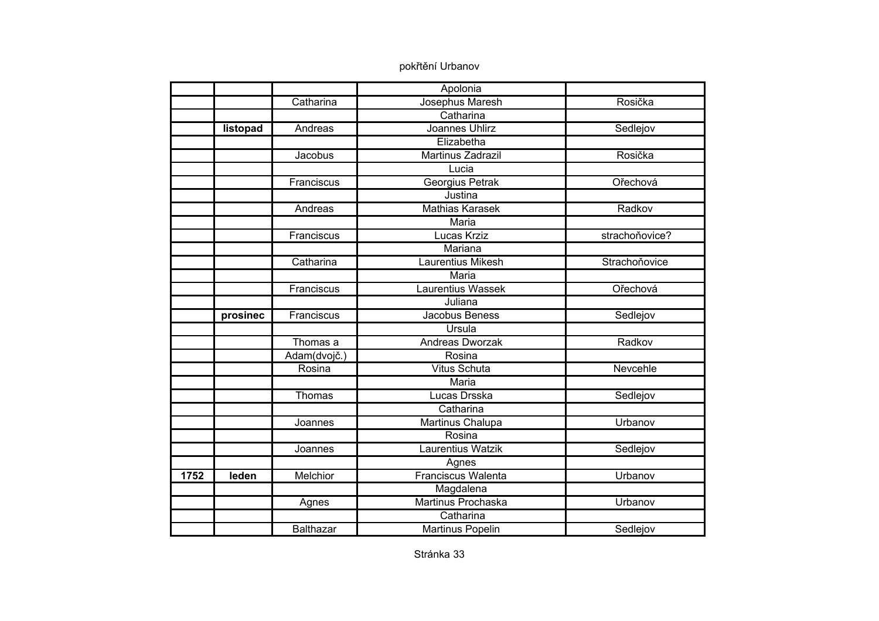pokřtění Urbanov

| | | | | |
|---|---|---|---|---|
| | | | Apolonia | |
| | | Catharina | Josephus Maresh | Rosička |
| | | | Catharina | |
| | **listopad** | Andreas | Joannes Uhlirz | Sedlejov |
| | | | Elizabetha | |
| | | Jacobus | Martinus Zadrazil | Rosička |
| | | | Lucia | |
| | | Franciscus | Georgius Petrak | Ořechová |
| | | | Justina | |
| | | Andreas | Mathias Karasek | Radkov |
| | | | Maria | |
| | | Franciscus | Lucas Krziz | strachoňovice? |
| | | | Mariana | |
| | | Catharina | Laurentius Mikesh | Strachoňovice |
| | | | Maria | |
| | | Franciscus | Laurentius Wassek | Ořechová |
| | | | Juliana | |
| | **prosinec** | Franciscus | Jacobus Beness | Sedlejov |
| | | | Ursula | |
| | | Thomas a | Andreas Dworzak | Radkov |
| | | Adam(dvojč.) | Rosina | |
| | | Rosina | Vitus Schuta | Nevcehle |
| | | | Maria | |
| | | Thomas | Lucas Drsska | Sedlejov |
| | | | Catharina | |
| | | Joannes | Martinus Chalupa | Urbanov |
| | | | Rosina | |
| | | Joannes | Laurentius Watzik | Sedlejov |
| | | | Agnes | |
| **1752** | **leden** | Melchior | Franciscus Walenta | Urbanov |
| | | | Magdalena | |
| | | Agnes | Martinus Prochaska | Urbanov |
| | | | Catharina | |
| | | Balthazar | Martinus Popelin | Sedlejov |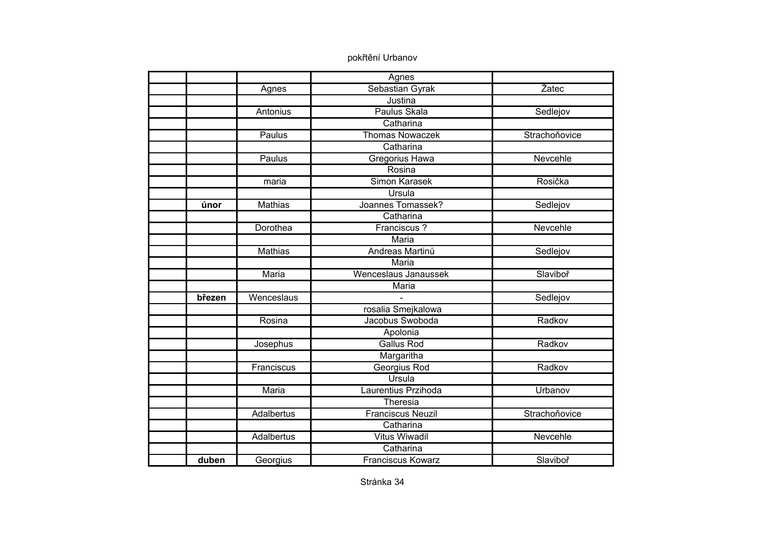pokřtění Urbanov

| | | | | |
|---|---|---|---|---|
| | | | Agnes | |
| | | Agnes | Sebastian Gyrak | Žatec |
| | | | Justina | |
| | | Antonius | Paulus Skala | Sedlejov |
| | | | Catharina | |
| | | Paulus | Thomas Nowaczek | Strachoňovice |
| | | | Catharina | |
| | | Paulus | Gregorius Hawa | Nevcehle |
| | | | Rosina | |
| | | maria | Simon Karasek | Rosička |
| | | | Ursula | |
| | **únor** | Mathias | Joannes Tomassek? | Sedlejov |
| | | | Catharina | |
| | | Dorothea | Franciscus ? | Nevcehle |
| | | | Maria | |
| | | Mathias | Andreas Martinů | Sedlejov |
| | | | Maria | |
| | | Maria | Wenceslaus Janaussek | Slaviboř |
| | | | Maria | |
| | **březen** | Wenceslaus | - | Sedlejov |
| | | | rosalia Smejkalowa | |
| | | Rosina | Jacobus Swoboda | Radkov |
| | | | Apolonia | |
| | | Josephus | Gallus Rod | Radkov |
| | | | Margaritha | |
| | | Franciscus | Georgius Rod | Radkov |
| | | | Ursula | |
| | | Maria | Laurentius Przihoda | Urbanov |
| | | | Theresia | |
| | | Adalbertus | Franciscus Neuzil | Strachoňovice |
| | | | Catharina | |
| | | Adalbertus | Vitus Wiwadil | Nevcehle |
| | | | Catharina | |
| | **duben** | Georgius | Franciscus Kowarz | Slaviboř |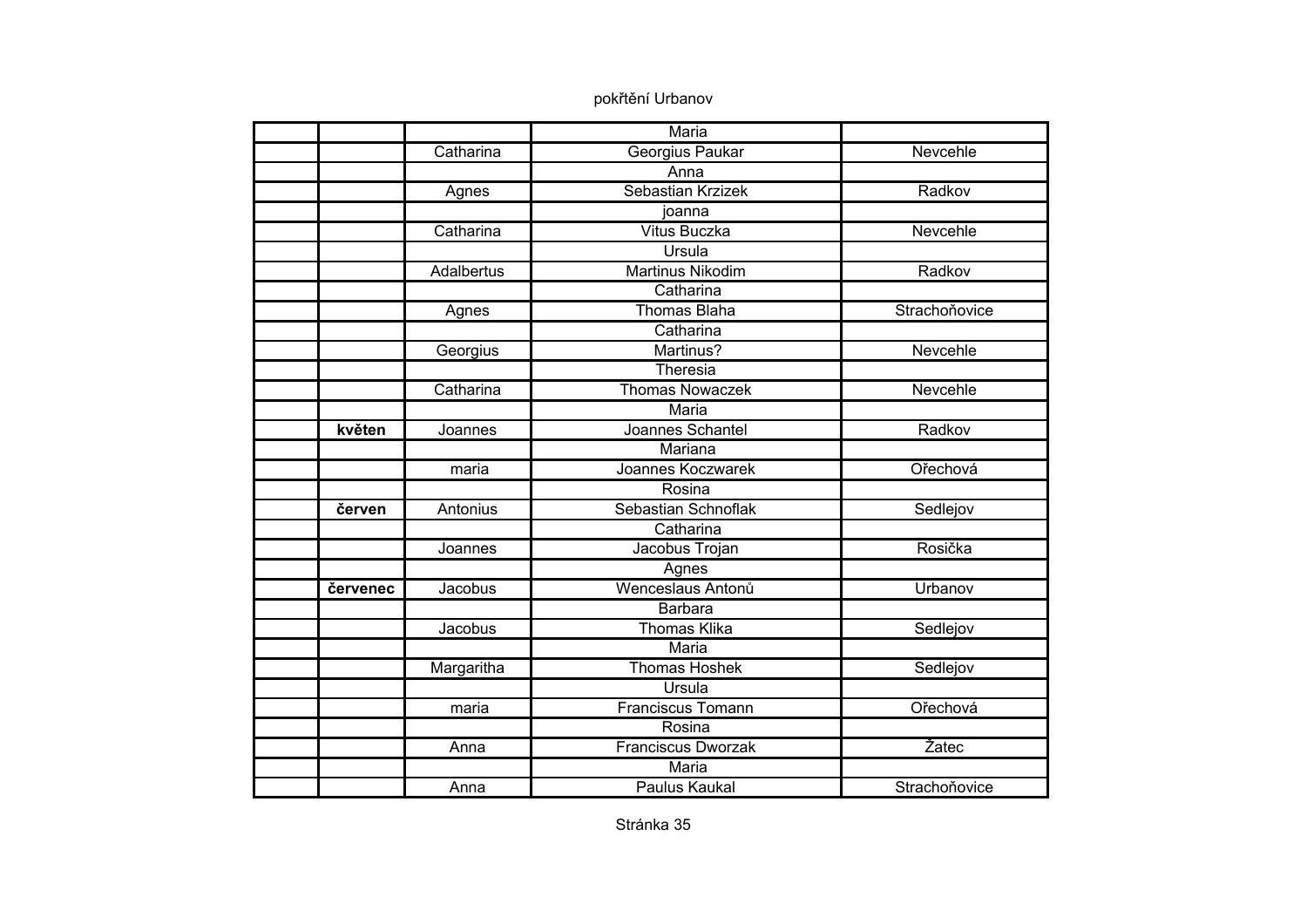pokřtění Urbanov

| | | | | |
|---|---|---|---|---|
| | | | Maria | |
| | | Catharina | Georgius Paukar | Nevcehle |
| | | | Anna | |
| | | Agnes | Sebastian Krzizek | Radkov |
| | | | joanna | |
| | | Catharina | Vitus Buczka | Nevcehle |
| | | | Ursula | |
| | | Adalbertus | Martinus Nikodim | Radkov |
| | | | Catharina | |
| | | Agnes | Thomas Blaha | Strachoňovice |
| | | | Catharina | |
| | | Georgius | Martinus? | Nevcehle |
| | | | Theresia | |
| | | Catharina | Thomas Nowaczek | Nevcehle |
| | | | Maria | |
| | **květen** | Joannes | Joannes Schantel | Radkov |
| | | | Mariana | |
| | | maria | Joannes Koczwarek | Ořechová |
| | | | Rosina | |
| | **červen** | Antonius | Sebastian Schnoflak | Sedlejov |
| | | | Catharina | |
| | | Joannes | Jacobus Trojan | Rosička |
| | | | Agnes | |
| | **červenec** | Jacobus | Wenceslaus Antonů | Urbanov |
| | | | Barbara | |
| | | Jacobus | Thomas Klika | Sedlejov |
| | | | Maria | |
| | | Margaritha | Thomas Hoshek | Sedlejov |
| | | | Ursula | |
| | | maria | Franciscus Tomann | Ořechová |
| | | | Rosina | |
| | | Anna | Franciscus Dworzak | Žatec |
| | | | Maria | |
| | | Anna | Paulus Kaukal | Strachoňovice |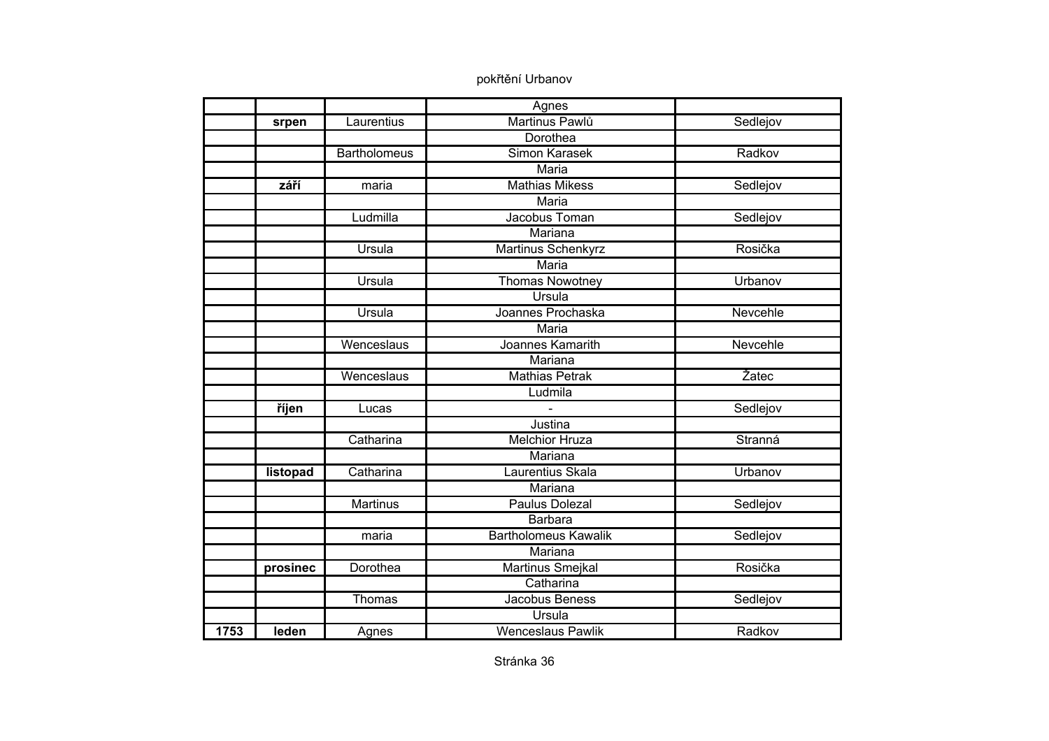pokřtění Urbanov

| | | | | |
|---|---|---|---|---|
| | | | Agnes | |
| | srpen | Laurentius | Martinus Pawlů | Sedlejov |
| | | | Dorothea | |
| | | Bartholomeus | Simon Karasek | Radkov |
| | | | Maria | |
| | září | maria | Mathias Mikess | Sedlejov |
| | | | Maria | |
| | | Ludmilla | Jacobus Toman | Sedlejov |
| | | | Mariana | |
| | | Ursula | Martinus Schenkyrz | Rosička |
| | | | Maria | |
| | | Ursula | Thomas Nowotney | Urbanov |
| | | | Ursula | |
| | | Ursula | Joannes Prochaska | Nevcehle |
| | | | Maria | |
| | | Wenceslaus | Joannes Kamarith | Nevcehle |
| | | | Mariana | |
| | | Wenceslaus | Mathias Petrak | Žatec |
| | | | Ludmila | |
| | říjen | Lucas | - | Sedlejov |
| | | | Justina | |
| | | Catharina | Melchior Hruza | Stranná |
| | | | Mariana | |
| | listopad | Catharina | Laurentius Skala | Urbanov |
| | | | Mariana | |
| | | Martinus | Paulus Dolezal | Sedlejov |
| | | | Barbara | |
| | | maria | Bartholomeus Kawalik | Sedlejov |
| | | | Mariana | |
| | prosinec | Dorothea | Martinus Smejkal | Rosička |
| | | | Catharina | |
| | | Thomas | Jacobus Beness | Sedlejov |
| | | | Ursula | |
| 1753 | leden | Agnes | Wenceslaus Pawlik | Radkov |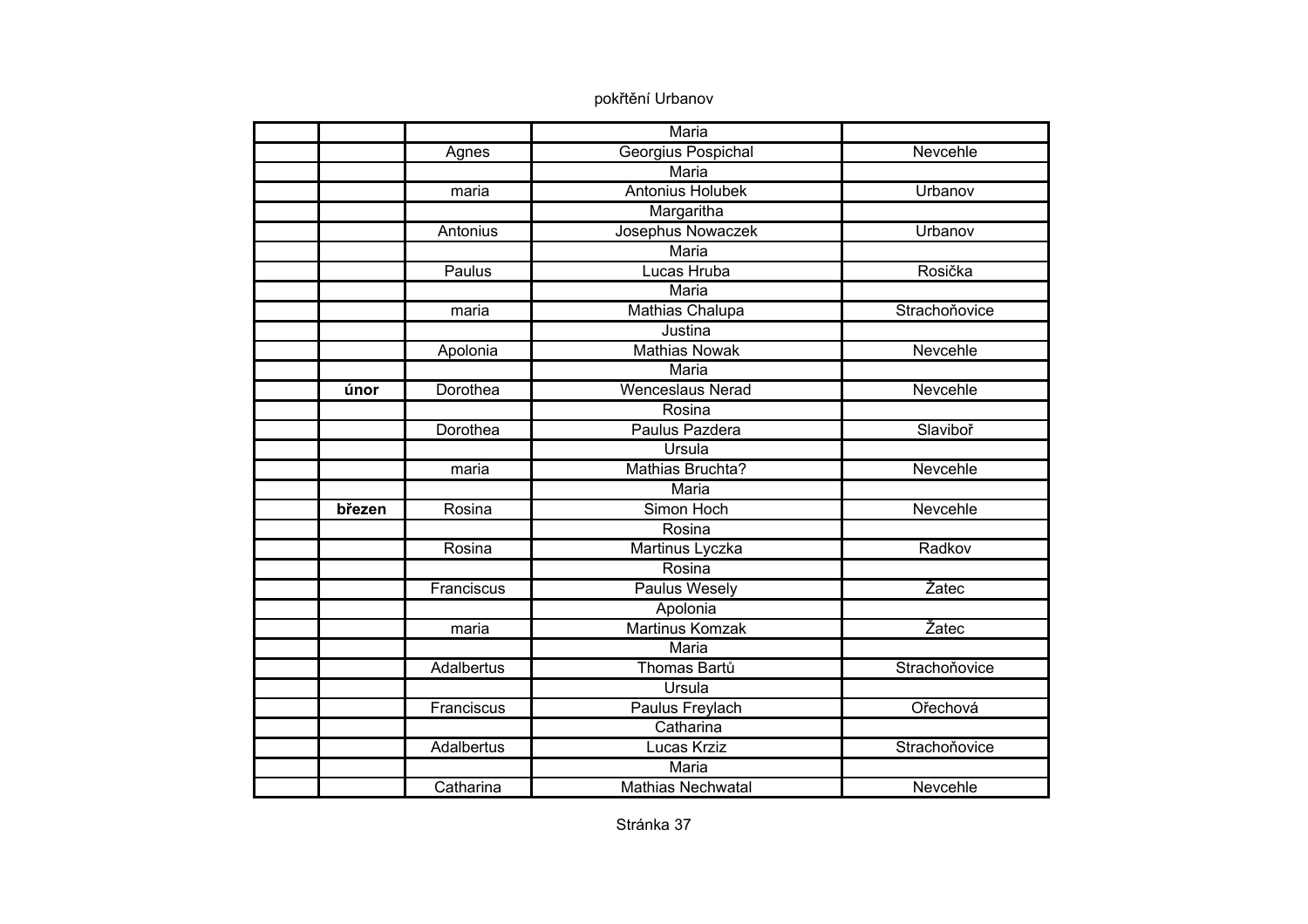pokřtění Urbanov

| | | | | |
|---|---|---|---|---|
| | | | Maria | |
| | | Agnes | Georgius Pospichal | Nevcehle |
| | | | Maria | |
| | | maria | Antonius Holubek | Urbanov |
| | | | Margaritha | |
| | | Antonius | Josephus Nowaczek | Urbanov |
| | | | Maria | |
| | | Paulus | Lucas Hruba | Rosička |
| | | | Maria | |
| | | maria | Mathias Chalupa | Strachoňovice |
| | | | Justina | |
| | | Apolonia | Mathias Nowak | Nevcehle |
| | | | Maria | |
| | **únor** | Dorothea | Wenceslaus Nerad | Nevcehle |
| | | | Rosina | |
| | | Dorothea | Paulus Pazdera | Slaviboř |
| | | | Ursula | |
| | | maria | Mathias Bruchta? | Nevcehle |
| | | | Maria | |
| | **březen** | Rosina | Simon Hoch | Nevcehle |
| | | | Rosina | |
| | | Rosina | Martinus Lyczka | Radkov |
| | | | Rosina | |
| | | Franciscus | Paulus Wesely | Žatec |
| | | | Apolonia | |
| | | maria | Martinus Komzak | Žatec |
| | | | Maria | |
| | | Adalbertus | Thomas Bartů | Strachoňovice |
| | | | Ursula | |
| | | Franciscus | Paulus Freylach | Ořechová |
| | | | Catharina | |
| | | Adalbertus | Lucas Krziz | Strachoňovice |
| | | | Maria | |
| | | Catharina | Mathias Nechwatal | Nevcehle |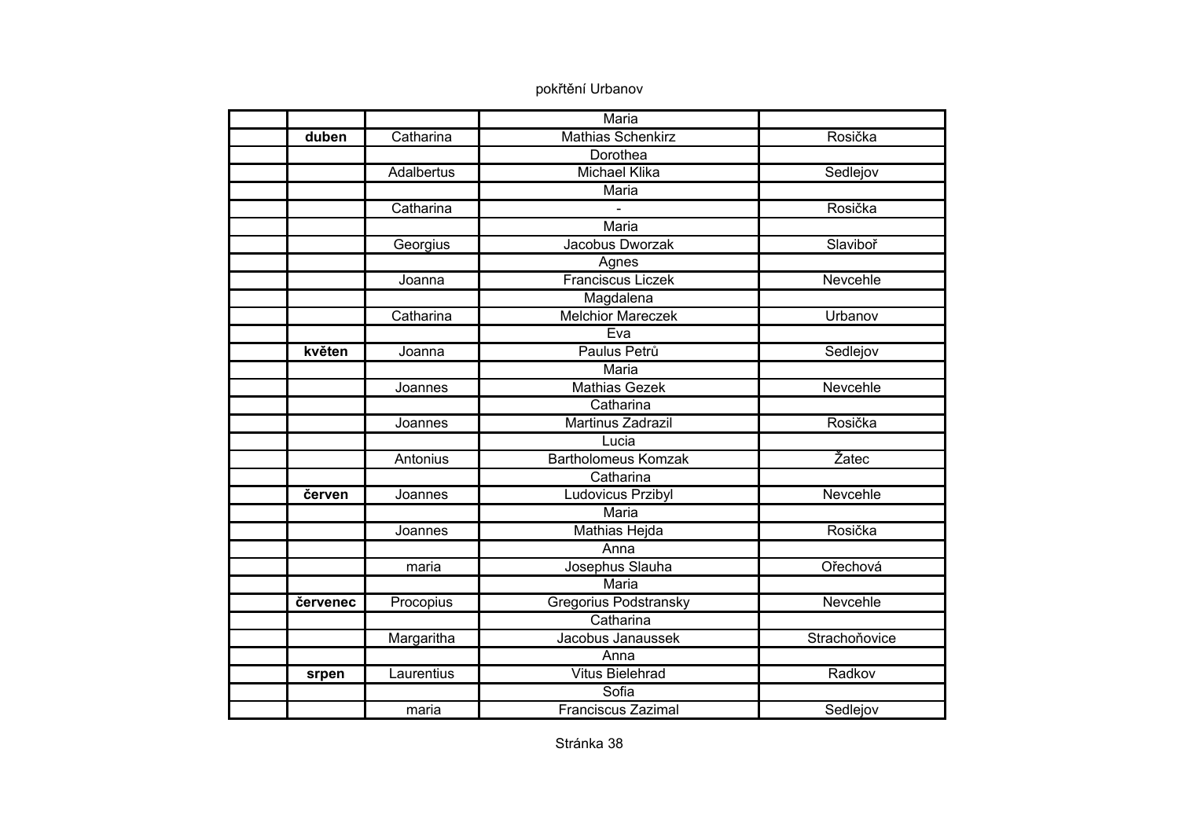pokřtění Urbanov

| | | | | |
|---|---|---|---|---|
| | | | Maria | |
| | **duben** | Catharina | Mathias Schenkirz | Rosička |
| | | | Dorothea | |
| | | Adalbertus | Michael Klika | Sedlejov |
| | | | Maria | |
| | | Catharina | - | Rosička |
| | | | Maria | |
| | | Georgius | Jacobus Dworzak | Slaviboř |
| | | | Agnes | |
| | | Joanna | Franciscus Liczek | Nevcehle |
| | | | Magdalena | |
| | | Catharina | Melchior Mareczek | Urbanov |
| | | | Eva | |
| | **květen** | Joanna | Paulus Petrů | Sedlejov |
| | | | Maria | |
| | | Joannes | Mathias Gezek | Nevcehle |
| | | | Catharina | |
| | | Joannes | Martinus Zadrazil | Rosička |
| | | | Lucia | |
| | | Antonius | Bartholomeus Komzak | Žatec |
| | | | Catharina | |
| | **červen** | Joannes | Ludovicus Przibyl | Nevcehle |
| | | | Maria | |
| | | Joannes | Mathias Hejda | Rosička |
| | | | Anna | |
| | | maria | Josephus Slauha | Ořechová |
| | | | Maria | |
| | **červenec** | Procopius | Gregorius Podstransky | Nevcehle |
| | | | Catharina | |
| | | Margaritha | Jacobus Janaussek | Strachoňovice |
| | | | Anna | |
| | **srpen** | Laurentius | Vitus Bielehrad | Radkov |
| | | | Sofia | |
| | | maria | Franciscus Zazimal | Sedlejov |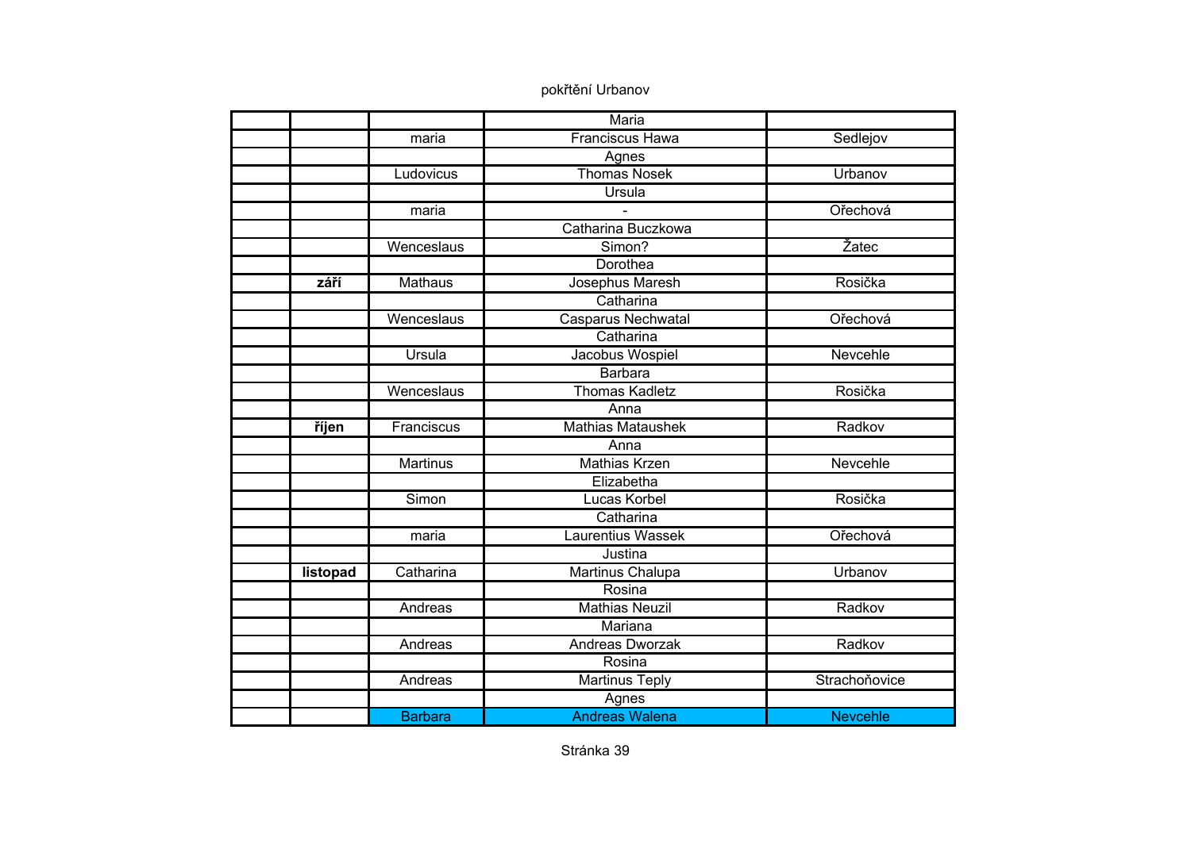pokřtění Urbanov

| | | | | |
|---|---|---|---|---|
| | | | Maria | |
| | | maria | Franciscus Hawa | Sedlejov |
| | | | Agnes | |
| | | Ludovicus | Thomas Nosek | Urbanov |
| | | | Ursula | |
| | | maria | - | Ořechová |
| | | | Catharina Buczkowa | |
| | | Wenceslaus | Simon? | Žatec |
| | | | Dorothea | |
| | **září** | Mathaus | Josephus Maresh | Rosička |
| | | | Catharina | |
| | | Wenceslaus | Casparus Nechwatal | Ořechová |
| | | | Catharina | |
| | | Ursula | Jacobus Wospiel | Nevcehle |
| | | | Barbara | |
| | | Wenceslaus | Thomas Kadletz | Rosička |
| | | | Anna | |
| | **říjen** | Franciscus | Mathias Mataushek | Radkov |
| | | | Anna | |
| | | Martinus | Mathias Krzen | Nevcehle |
| | | | Elizabetha | |
| | | Simon | Lucas Korbel | Rosička |
| | | | Catharina | |
| | | maria | Laurentius Wassek | Ořechová |
| | | | Justina | |
| | **listopad** | Catharina | Martinus Chalupa | Urbanov |
| | | | Rosina | |
| | | Andreas | Mathias Neuzil | Radkov |
| | | | Mariana | |
| | | Andreas | Andreas Dworzak | Radkov |
| | | | Rosina | |
| | | Andreas | Martinus Teply | Strachoňovice |
| | | | Agnes | |
| | | Barbara | Andreas Walena | Nevcehle |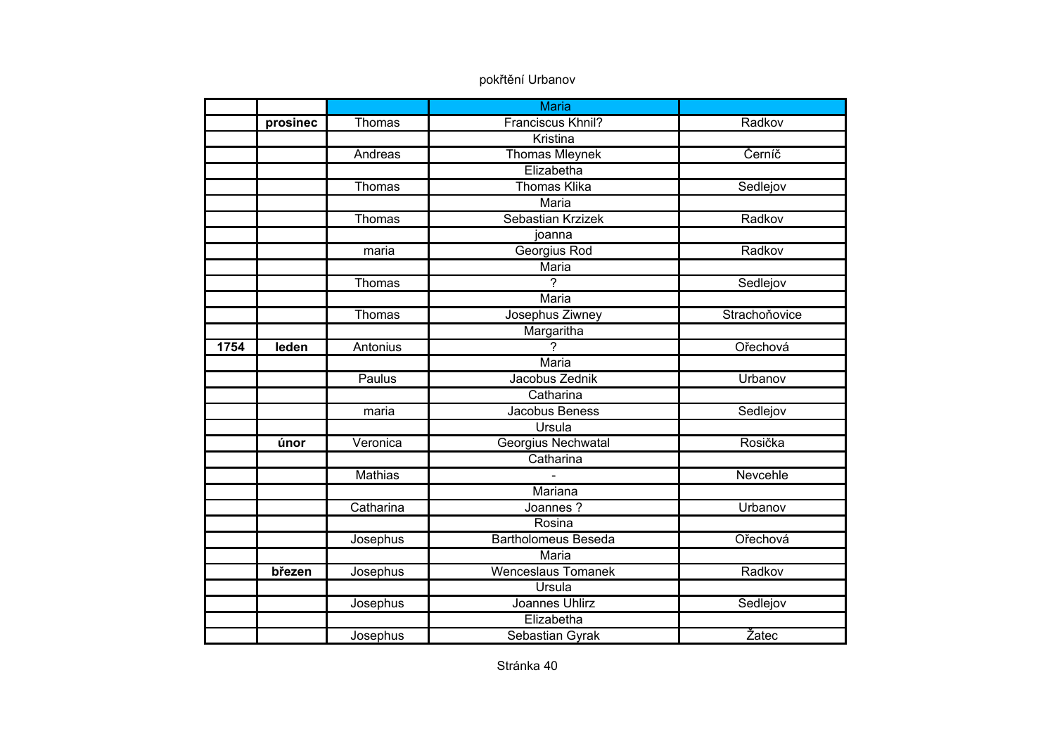pokřtění Urbanov

| | | | Maria | |
|---|---|---|---|---|
| | **prosinec** | Thomas | Franciscus Khnil? | Radkov |
| | | | Kristina | |
| | | Andreas | Thomas Mleynek | Černíč |
| | | | Elizabetha | |
| | | Thomas | Thomas Klika | Sedlejov |
| | | | Maria | |
| | | Thomas | Sebastian Krzizek | Radkov |
| | | | joanna | |
| | | maria | Georgius Rod | Radkov |
| | | | Maria | |
| | | Thomas | ? | Sedlejov |
| | | | Maria | |
| | | Thomas | Josephus Ziwney | Strachoňovice |
| | | | Margaritha | |
| **1754** | **leden** | Antonius | ? | Ořechová |
| | | | Maria | |
| | | Paulus | Jacobus Zednik | Urbanov |
| | | | Catharina | |
| | | maria | Jacobus Beness | Sedlejov |
| | | | Ursula | |
| | **únor** | Veronica | Georgius Nechwatal | Rosička |
| | | | Catharina | |
| | | Mathias | - | Nevcehle |
| | | | Mariana | |
| | | Catharina | Joannes ? | Urbanov |
| | | | Rosina | |
| | | Josephus | Bartholomeus Beseda | Ořechová |
| | | | Maria | |
| | **březen** | Josephus | Wenceslaus Tomanek | Radkov |
| | | | Ursula | |
| | | Josephus | Joannes Uhlirz | Sedlejov |
| | | | Elizabetha | |
| | | Josephus | Sebastian Gyrak | Žatec |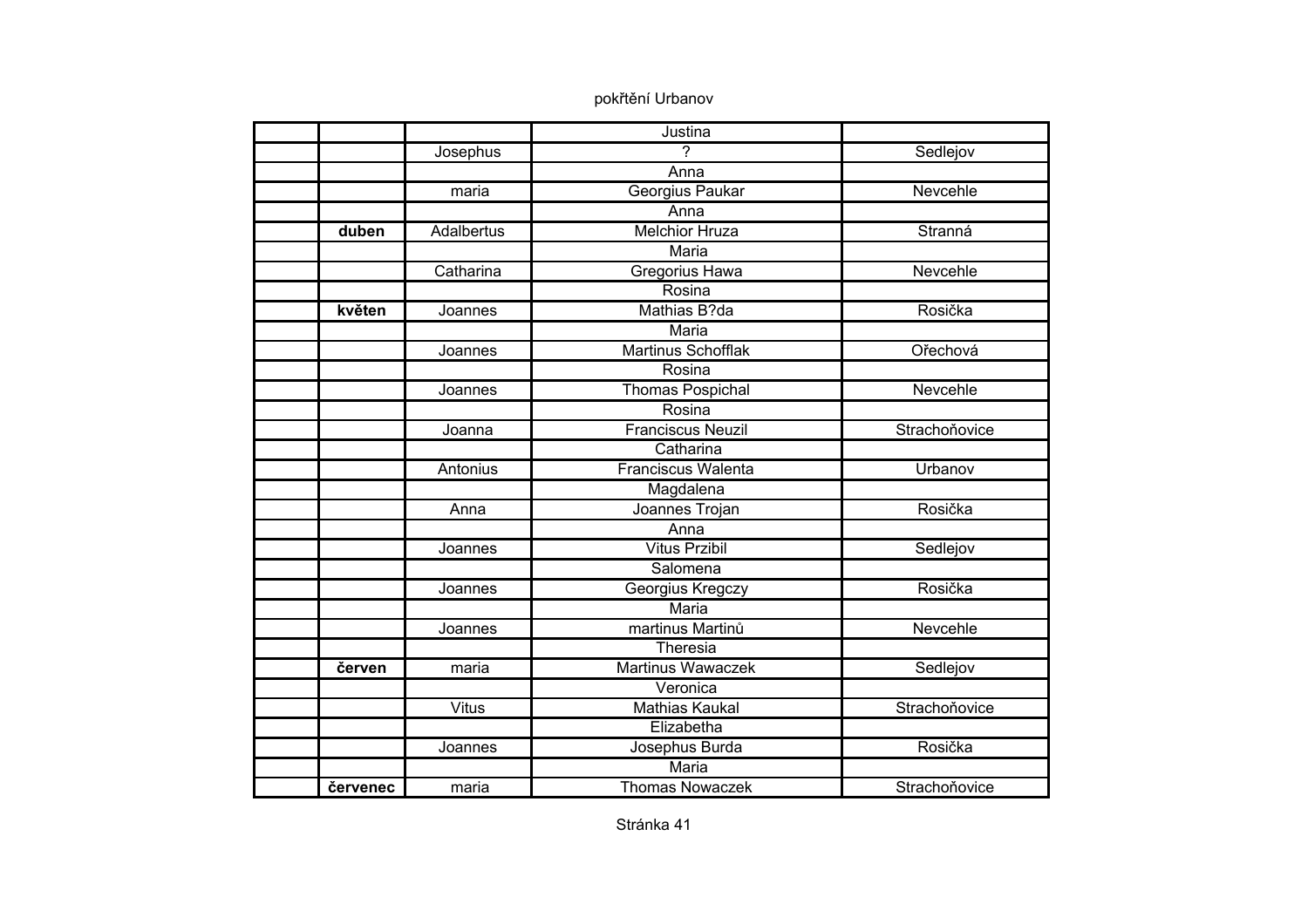pokřtění Urbanov

| | | | | |
|---|---|---|---|---|
| | | | Justina | |
| | | Josephus | ? | Sedlejov |
| | | | Anna | |
| | | maria | Georgius Paukar | Nevcehle |
| | | | Anna | |
| | **duben** | Adalbertus | Melchior Hruza | Stranná |
| | | | Maria | |
| | | Catharina | Gregorius Hawa | Nevcehle |
| | | | Rosina | |
| | **květen** | Joannes | Mathias B?da | Rosička |
| | | | Maria | |
| | | Joannes | Martinus Schofflak | Ořechová |
| | | | Rosina | |
| | | Joannes | Thomas Pospichal | Nevcehle |
| | | | Rosina | |
| | | Joanna | Franciscus Neuzil | Strachoňovice |
| | | | Catharina | |
| | | Antonius | Franciscus Walenta | Urbanov |
| | | | Magdalena | |
| | | Anna | Joannes Trojan | Rosička |
| | | | Anna | |
| | | Joannes | Vitus Przibil | Sedlejov |
| | | | Salomena | |
| | | Joannes | Georgius Kregczy | Rosička |
| | | | Maria | |
| | | Joannes | martinus Martinů | Nevcehle |
| | | | Theresia | |
| | **červen** | maria | Martinus Wawaczek | Sedlejov |
| | | | Veronica | |
| | | Vitus | Mathias Kaukal | Strachoňovice |
| | | | Elizabetha | |
| | | Joannes | Josephus Burda | Rosička |
| | | | Maria | |
| | **červenec** | maria | Thomas Nowaczek | Strachoňovice |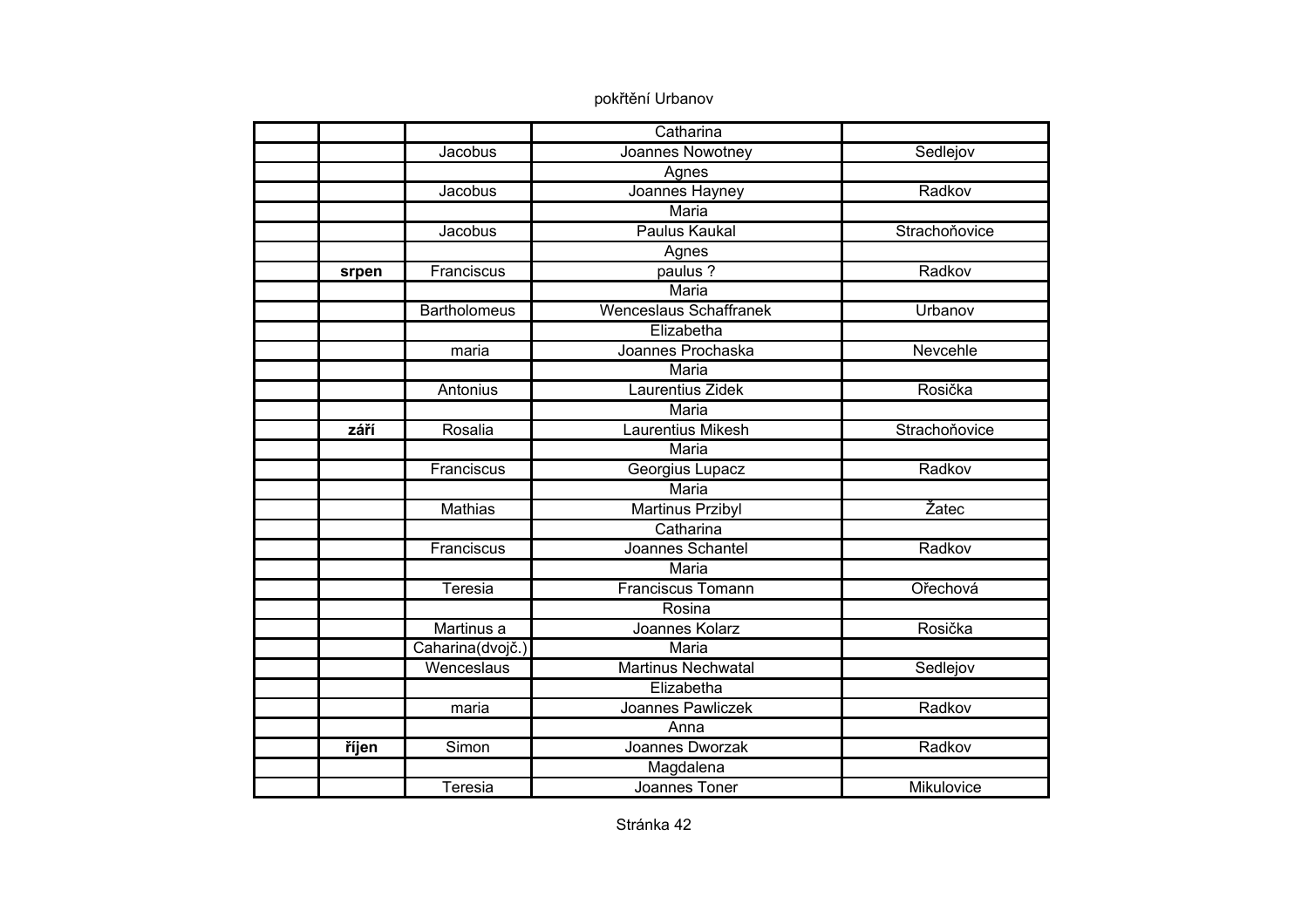pokřtění Urbanov

| | | | | |
|---|---|---|---|---|
| | | | Catharina | |
| | | Jacobus | Joannes Nowotney | Sedlejov |
| | | | Agnes | |
| | | Jacobus | Joannes Hayney | Radkov |
| | | | Maria | |
| | | Jacobus | Paulus Kaukal | Strachoňovice |
| | | | Agnes | |
| | **srpen** | Franciscus | paulus ? | Radkov |
| | | | Maria | |
| | | Bartholomeus | Wenceslaus Schaffranek | Urbanov |
| | | | Elizabetha | |
| | | maria | Joannes Prochaska | Nevcehle |
| | | | Maria | |
| | | Antonius | Laurentius Zidek | Rosička |
| | | | Maria | |
| | **září** | Rosalia | Laurentius Mikesh | Strachoňovice |
| | | | Maria | |
| | | Franciscus | Georgius Lupacz | Radkov |
| | | | Maria | |
| | | Mathias | Martinus Przibyl | Žatec |
| | | | Catharina | |
| | | Franciscus | Joannes Schantel | Radkov |
| | | | Maria | |
| | | Teresia | Franciscus Tomann | Ořechová |
| | | | Rosina | |
| | | Martinus a | Joannes Kolarz | Rosička |
| | | Caharina(dvojč.) | Maria | |
| | | Wenceslaus | Martinus Nechwatal | Sedlejov |
| | | | Elizabetha | |
| | | maria | Joannes Pawliczek | Radkov |
| | | | Anna | |
| | **říjen** | Simon | Joannes Dworzak | Radkov |
| | | | Magdalena | |
| | | Teresia | Joannes Toner | Mikulovice |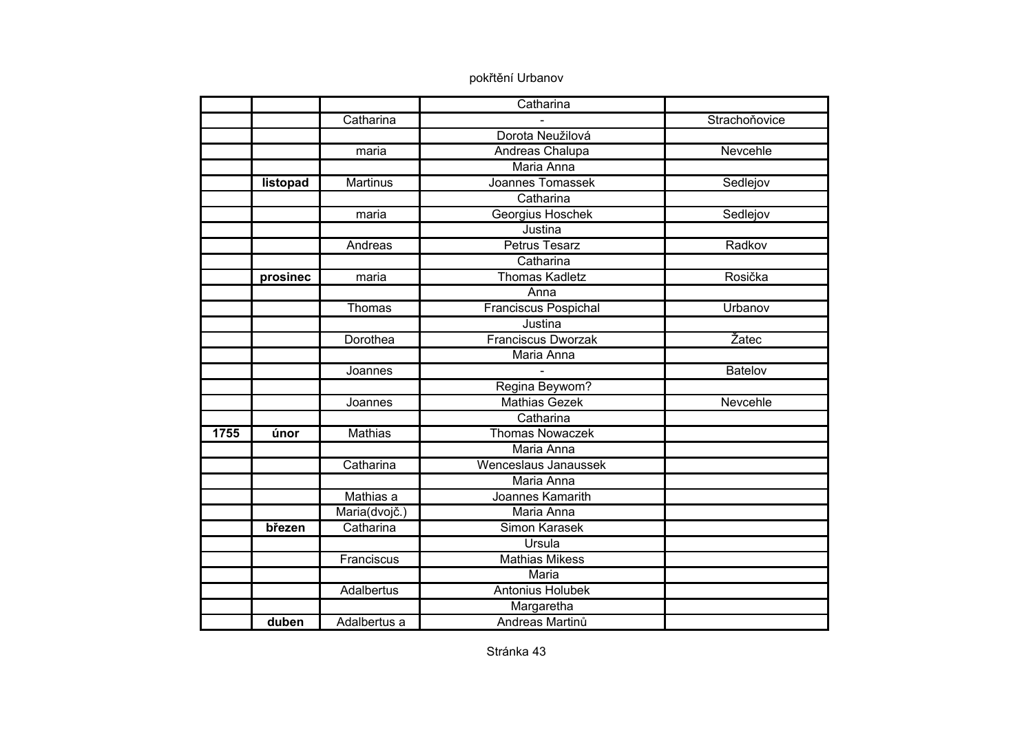pokřtění Urbanov

| | | | | |
|---|---|---|---|---|
| | | | Catharina | |
| | | Catharina | - | Strachoňovice |
| | | | Dorota Neužilová | |
| | | maria | Andreas Chalupa | Nevcehle |
| | | | Maria Anna | |
| | **listopad** | Martinus | Joannes Tomassek | Sedlejov |
| | | | Catharina | |
| | | maria | Georgius Hoschek | Sedlejov |
| | | | Justina | |
| | | Andreas | Petrus Tesarz | Radkov |
| | | | Catharina | |
| | **prosinec** | maria | Thomas Kadletz | Rosička |
| | | | Anna | |
| | | Thomas | Franciscus Pospichal | Urbanov |
| | | | Justina | |
| | | Dorothea | Franciscus Dworzak | Žatec |
| | | | Maria Anna | |
| | | Joannes | - | Batelov |
| | | | Regina Beywom? | |
| | | Joannes | Mathias Gezek | Nevcehle |
| | | | Catharina | |
| **1755** | **únor** | Mathias | Thomas Nowaczek | |
| | | | Maria Anna | |
| | | Catharina | Wenceslaus Janaussek | |
| | | | Maria Anna | |
| | | Mathias a | Joannes Kamarith | |
| | | Maria(dvojč.) | Maria Anna | |
| | **březen** | Catharina | Simon Karasek | |
| | | | Ursula | |
| | | Franciscus | Mathias Mikess | |
| | | | Maria | |
| | | Adalbertus | Antonius Holubek | |
| | | | Margaretha | |
| | **duben** | Adalbertus a | Andreas Martinů | |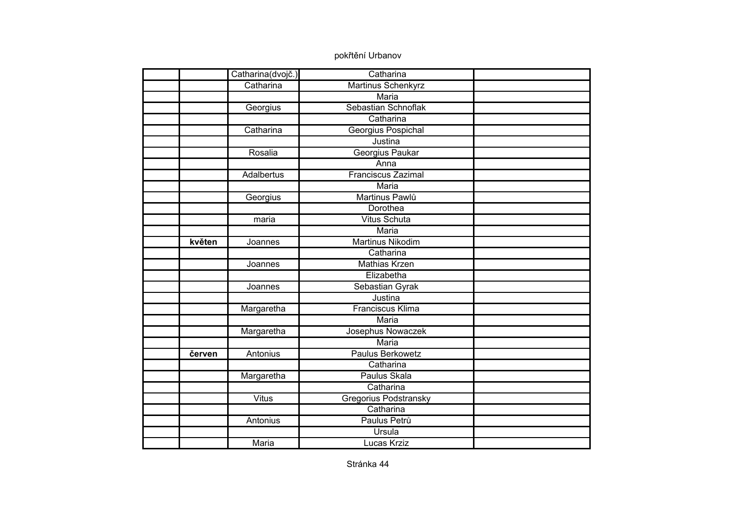pokřtění Urbanov

| | | | | |
|---|---|---|---|---|
| | | Catharina(dvojč.) | Catharina | |
| | | Catharina | Martinus Schenkyrz | |
| | | | Maria | |
| | | Georgius | Sebastian Schnoflak | |
| | | | Catharina | |
| | | Catharina | Georgius Pospichal | |
| | | | Justina | |
| | | Rosalia | Georgius Paukar | |
| | | | Anna | |
| | | Adalbertus | Franciscus Zazimal | |
| | | | Maria | |
| | | Georgius | Martinus Pawlů | |
| | | | Dorothea | |
| | | maria | Vitus Schuta | |
| | | | Maria | |
| | **květen** | Joannes | Martinus Nikodim | |
| | | | Catharina | |
| | | Joannes | Mathias Krzen | |
| | | | Elizabetha | |
| | | Joannes | Sebastian Gyrak | |
| | | | Justina | |
| | | Margaretha | Franciscus Klima | |
| | | | Maria | |
| | | Margaretha | Josephus Nowaczek | |
| | | | Maria | |
| | **červen** | Antonius | Paulus Berkowetz | |
| | | | Catharina | |
| | | Margaretha | Paulus Skala | |
| | | | Catharina | |
| | | Vitus | Gregorius Podstransky | |
| | | | Catharina | |
| | | Antonius | Paulus Petrů | |
| | | | Ursula | |
| | | Maria | Lucas Krziz | |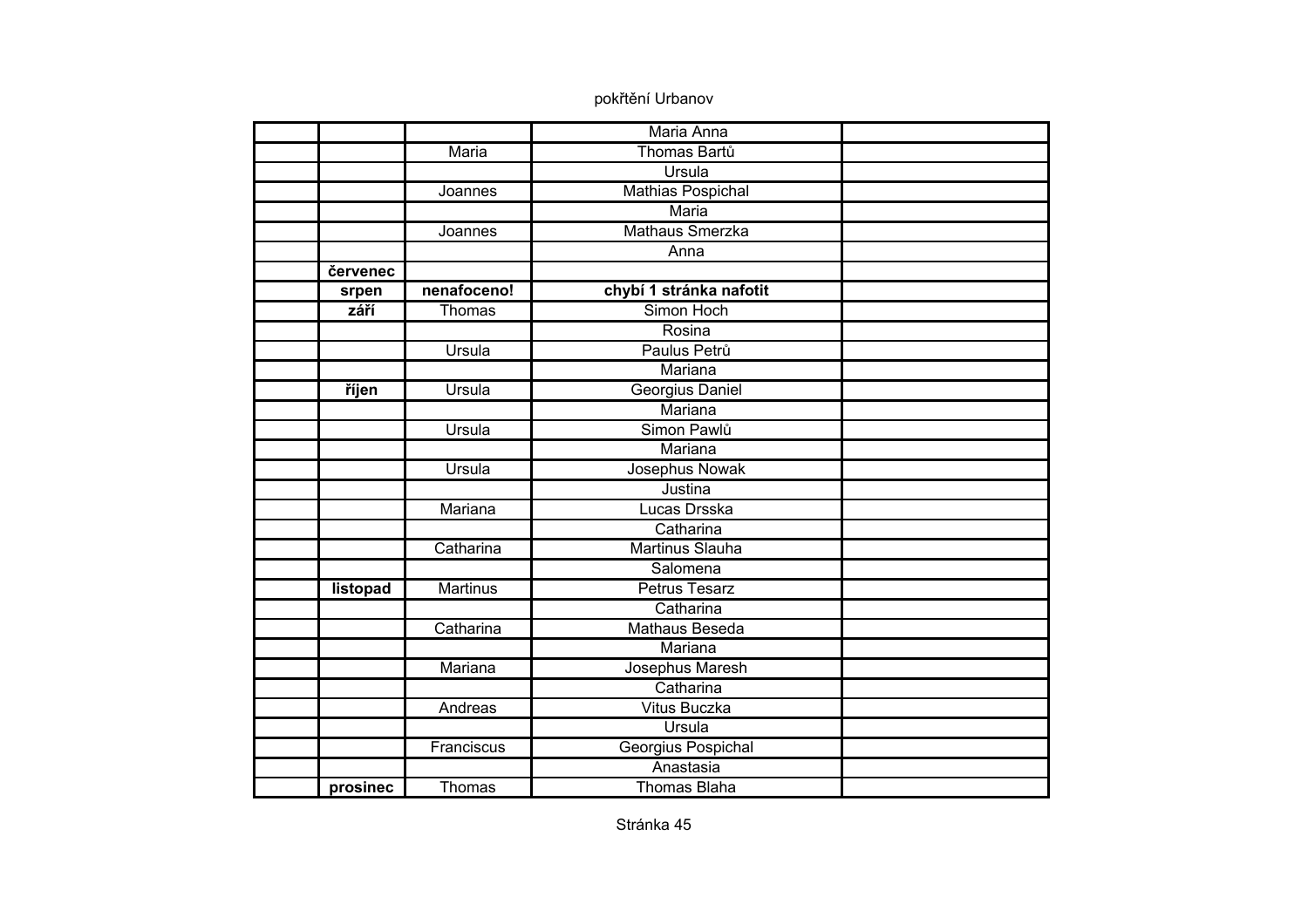pokřtění Urbanov

| | | | | |
|---|---|---|---|---|
| | | | Maria Anna | |
| | | Maria | Thomas Bartů | |
| | | | Ursula | |
| | | Joannes | Mathias Pospichal | |
| | | | Maria | |
| | | Joannes | Mathaus Smerzka | |
| | | | Anna | |
| | **červenec** | | | |
| | **srpen** | **nenafoceno!** | **chybí 1 stránka nafotit** | |
| | **září** | Thomas | Simon Hoch | |
| | | | Rosina | |
| | | Ursula | Paulus Petrů | |
| | | | Mariana | |
| | **říjen** | Ursula | Georgius Daniel | |
| | | | Mariana | |
| | | Ursula | Simon Pawlů | |
| | | | Mariana | |
| | | Ursula | Josephus Nowak | |
| | | | Justina | |
| | | Mariana | Lucas Drsska | |
| | | | Catharina | |
| | | Catharina | Martinus Slauha | |
| | | | Salomena | |
| | **listopad** | Martinus | Petrus Tesarz | |
| | | | Catharina | |
| | | Catharina | Mathaus Beseda | |
| | | | Mariana | |
| | | Mariana | Josephus Maresh | |
| | | | Catharina | |
| | | Andreas | Vitus Buczka | |
| | | | Ursula | |
| | | Franciscus | Georgius Pospichal | |
| | | | Anastasia | |
| | **prosinec** | Thomas | Thomas Blaha | |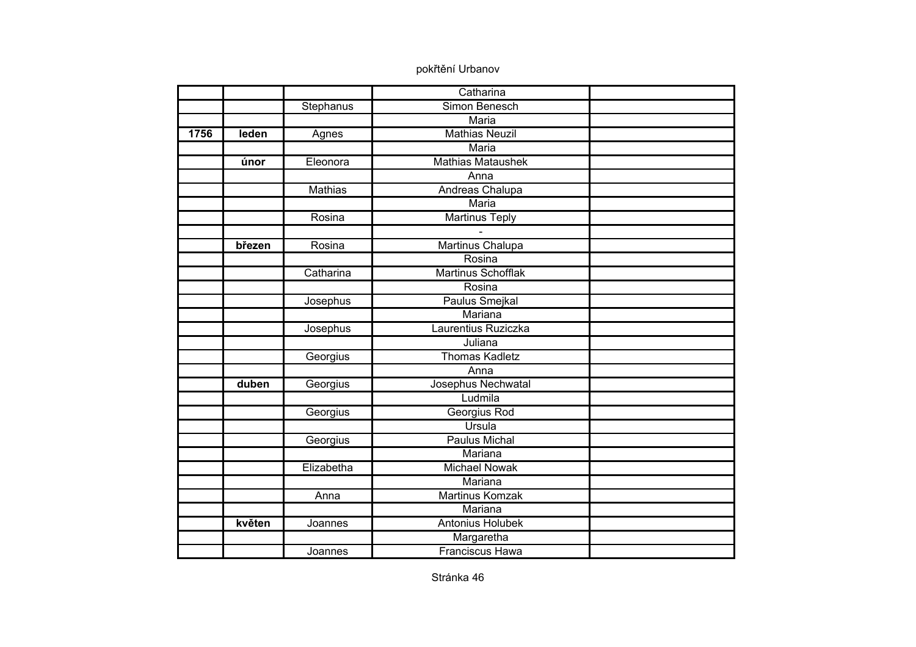pokřtění Urbanov

| | | | | |
|---|---|---|---|---|
| | | | Catharina | |
| | | Stephanus | Simon Benesch | |
| | | | Maria | |
| **1756** | **leden** | Agnes | Mathias Neuzil | |
| | | | Maria | |
| | **únor** | Eleonora | Mathias Mataushek | |
| | | | Anna | |
| | | Mathias | Andreas Chalupa | |
| | | | Maria | |
| | | Rosina | Martinus Teply | |
| | | | - | |
| | **březen** | Rosina | Martinus Chalupa | |
| | | | Rosina | |
| | | Catharina | Martinus Schofflak | |
| | | | Rosina | |
| | | Josephus | Paulus Smejkal | |
| | | | Mariana | |
| | | Josephus | Laurentius Ruziczka | |
| | | | Juliana | |
| | | Georgius | Thomas Kadletz | |
| | | | Anna | |
| | **duben** | Georgius | Josephus Nechwatal | |
| | | | Ludmila | |
| | | Georgius | Georgius Rod | |
| | | | Ursula | |
| | | Georgius | Paulus Michal | |
| | | | Mariana | |
| | | Elizabetha | Michael Nowak | |
| | | | Mariana | |
| | | Anna | Martinus Komzak | |
| | | | Mariana | |
| | **květen** | Joannes | Antonius Holubek | |
| | | | Margaretha | |
| | | Joannes | Franciscus Hawa | |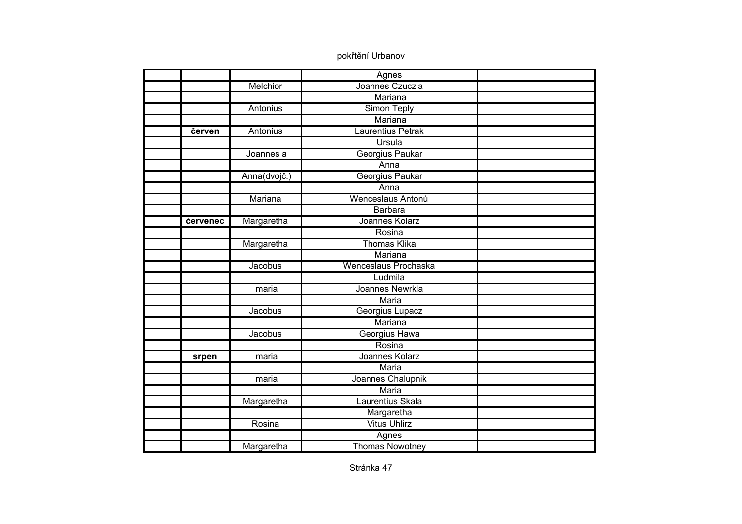pokřtění Urbanov

| | | | | |
|---|---|---|---|---|
| | | | Agnes | |
| | | Melchior | Joannes Czuczla | |
| | | | Mariana | |
| | | Antonius | Simon Teply | |
| | | | Mariana | |
| | **červen** | Antonius | Laurentius Petrak | |
| | | | Ursula | |
| | | Joannes a | Georgius Paukar | |
| | | | Anna | |
| | | Anna(dvojč.) | Georgius Paukar | |
| | | | Anna | |
| | | Mariana | Wenceslaus Antonů | |
| | | | Barbara | |
| | **červenec** | Margaretha | Joannes Kolarz | |
| | | | Rosina | |
| | | Margaretha | Thomas Klika | |
| | | | Mariana | |
| | | Jacobus | Wenceslaus Prochaska | |
| | | | Ludmila | |
| | | maria | Joannes Newrkla | |
| | | | Maria | |
| | | Jacobus | Georgius Lupacz | |
| | | | Mariana | |
| | | Jacobus | Georgius Hawa | |
| | | | Rosina | |
| | **srpen** | maria | Joannes Kolarz | |
| | | | Maria | |
| | | maria | Joannes Chalupnik | |
| | | | Maria | |
| | | Margaretha | Laurentius Skala | |
| | | | Margaretha | |
| | | Rosina | Vitus Uhlirz | |
| | | | Agnes | |
| | | Margaretha | Thomas Nowotney | |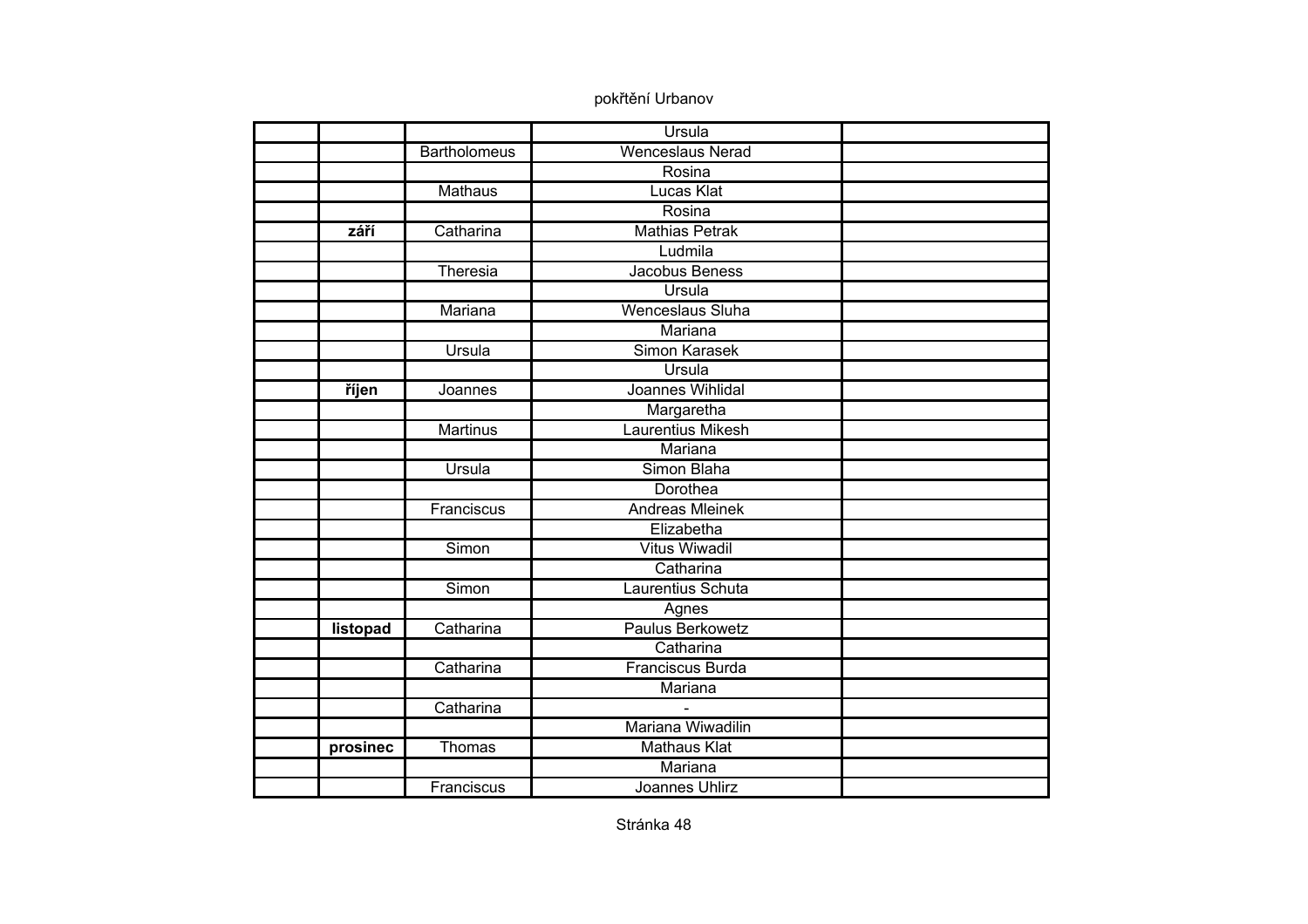pokřtění Urbanov

| | | | | |
|---|---|---|---|---|
| | | | Ursula | |
| | | Bartholomeus | Wenceslaus Nerad | |
| | | | Rosina | |
| | | Mathaus | Lucas Klat | |
| | | | Rosina | |
| | **září** | Catharina | Mathias Petrak | |
| | | | Ludmila | |
| | | Theresia | Jacobus Beness | |
| | | | Ursula | |
| | | Mariana | Wenceslaus Sluha | |
| | | | Mariana | |
| | | Ursula | Simon Karasek | |
| | | | Ursula | |
| | **říjen** | Joannes | Joannes Wihlidal | |
| | | | Margaretha | |
| | | Martinus | Laurentius Mikesh | |
| | | | Mariana | |
| | | Ursula | Simon Blaha | |
| | | | Dorothea | |
| | | Franciscus | Andreas Mleinek | |
| | | | Elizabetha | |
| | | Simon | Vitus Wiwadil | |
| | | | Catharina | |
| | | Simon | Laurentius Schuta | |
| | | | Agnes | |
| | **listopad** | Catharina | Paulus Berkowetz | |
| | | | Catharina | |
| | | Catharina | Franciscus Burda | |
| | | | Mariana | |
| | | Catharina | - | |
| | | | Mariana Wiwadilin | |
| | **prosinec** | Thomas | Mathaus Klat | |
| | | | Mariana | |
| | | Franciscus | Joannes Uhlirz | |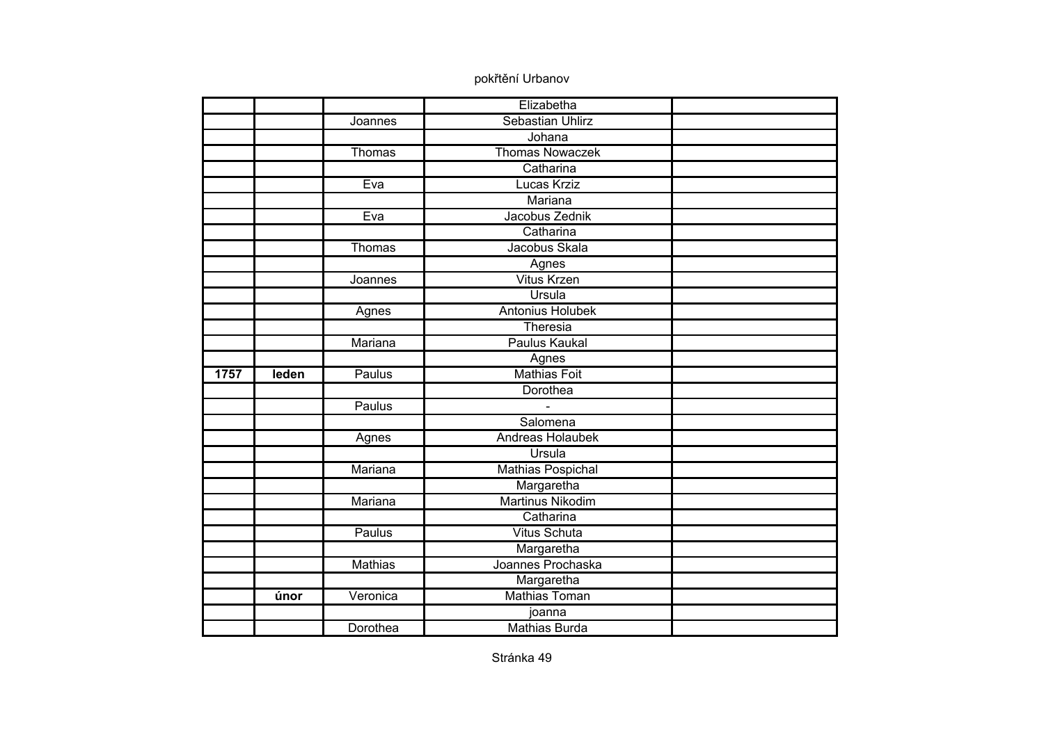pokřtění Urbanov

| | | | | |
|---|---|---|---|---|
| | | | Elizabetha | |
| | | Joannes | Sebastian Uhlirz | |
| | | | Johana | |
| | | Thomas | Thomas Nowaczek | |
| | | | Catharina | |
| | | Eva | Lucas Krziz | |
| | | | Mariana | |
| | | Eva | Jacobus Zednik | |
| | | | Catharina | |
| | | Thomas | Jacobus Skala | |
| | | | Agnes | |
| | | Joannes | Vitus Krzen | |
| | | | Ursula | |
| | | Agnes | Antonius Holubek | |
| | | | Theresia | |
| | | Mariana | Paulus Kaukal | |
| | | | Agnes | |
| **1757** | **leden** | Paulus | Mathias Foit | |
| | | | Dorothea | |
| | | Paulus | - | |
| | | | Salomena | |
| | | Agnes | Andreas Holaubek | |
| | | | Ursula | |
| | | Mariana | Mathias Pospichal | |
| | | | Margaretha | |
| | | Mariana | Martinus Nikodim | |
| | | | Catharina | |
| | | Paulus | Vitus Schuta | |
| | | | Margaretha | |
| | | Mathias | Joannes Prochaska | |
| | | | Margaretha | |
| | **únor** | Veronica | Mathias Toman | |
| | | | joanna | |
| | | Dorothea | Mathias Burda | |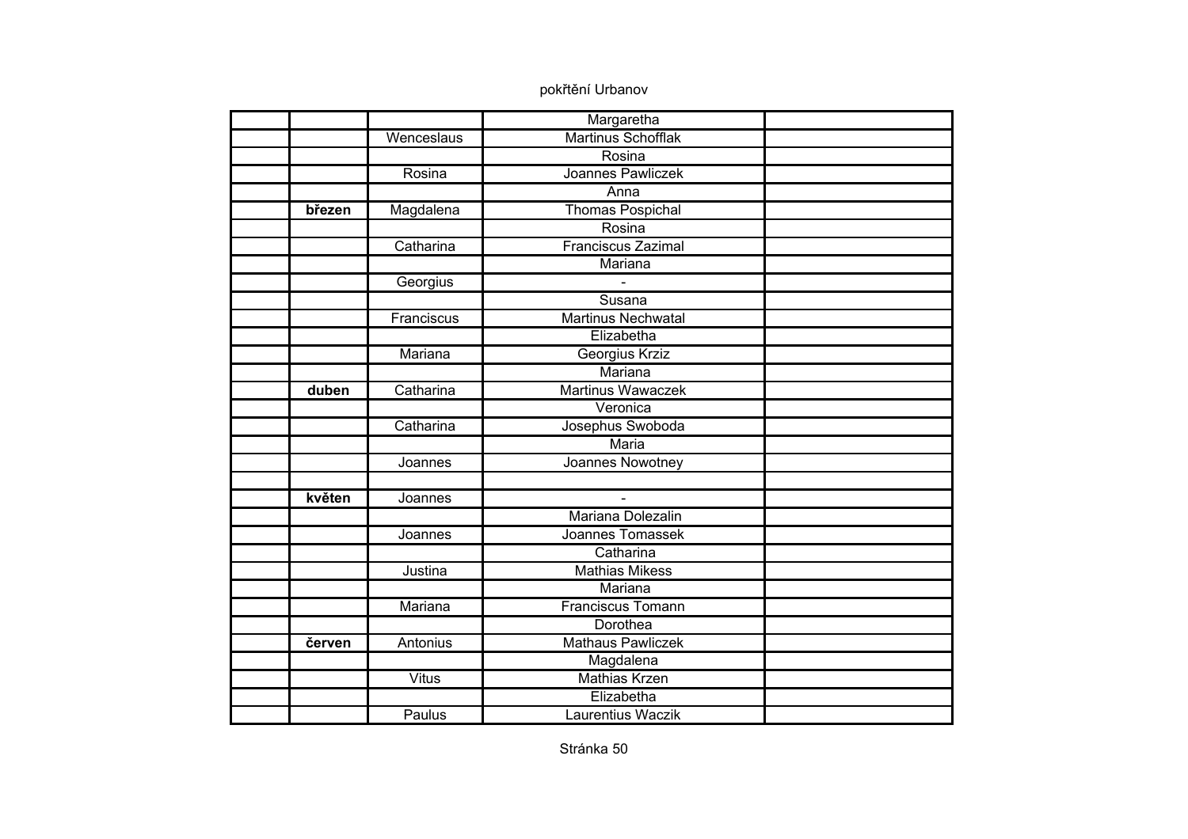pokřtění Urbanov

| | | | | |
|---|---|---|---|---|
| | | | Margaretha | |
| | | Wenceslaus | Martinus Schofflak | |
| | | | Rosina | |
| | | Rosina | Joannes Pawliczek | |
| | | | Anna | |
| | **březen** | Magdalena | Thomas Pospichal | |
| | | | Rosina | |
| | | Catharina | Franciscus Zazimal | |
| | | | Mariana | |
| | | Georgius | - | |
| | | | Susana | |
| | | Franciscus | Martinus Nechwatal | |
| | | | Elizabetha | |
| | | Mariana | Georgius Krziz | |
| | | | Mariana | |
| | **duben** | Catharina | Martinus Wawaczek | |
| | | | Veronica | |
| | | Catharina | Josephus Swoboda | |
| | | | Maria | |
| | | Joannes | Joannes Nowotney | |
| | | | | |
| | **květen** | Joannes | - | |
| | | | Mariana Dolezalin | |
| | | Joannes | Joannes Tomassek | |
| | | | Catharina | |
| | | Justina | Mathias Mikess | |
| | | | Mariana | |
| | | Mariana | Franciscus Tomann | |
| | | | Dorothea | |
| | **červen** | Antonius | Mathaus Pawliczek | |
| | | | Magdalena | |
| | | Vitus | Mathias Krzen | |
| | | | Elizabetha | |
| | | Paulus | Laurentius Waczik | |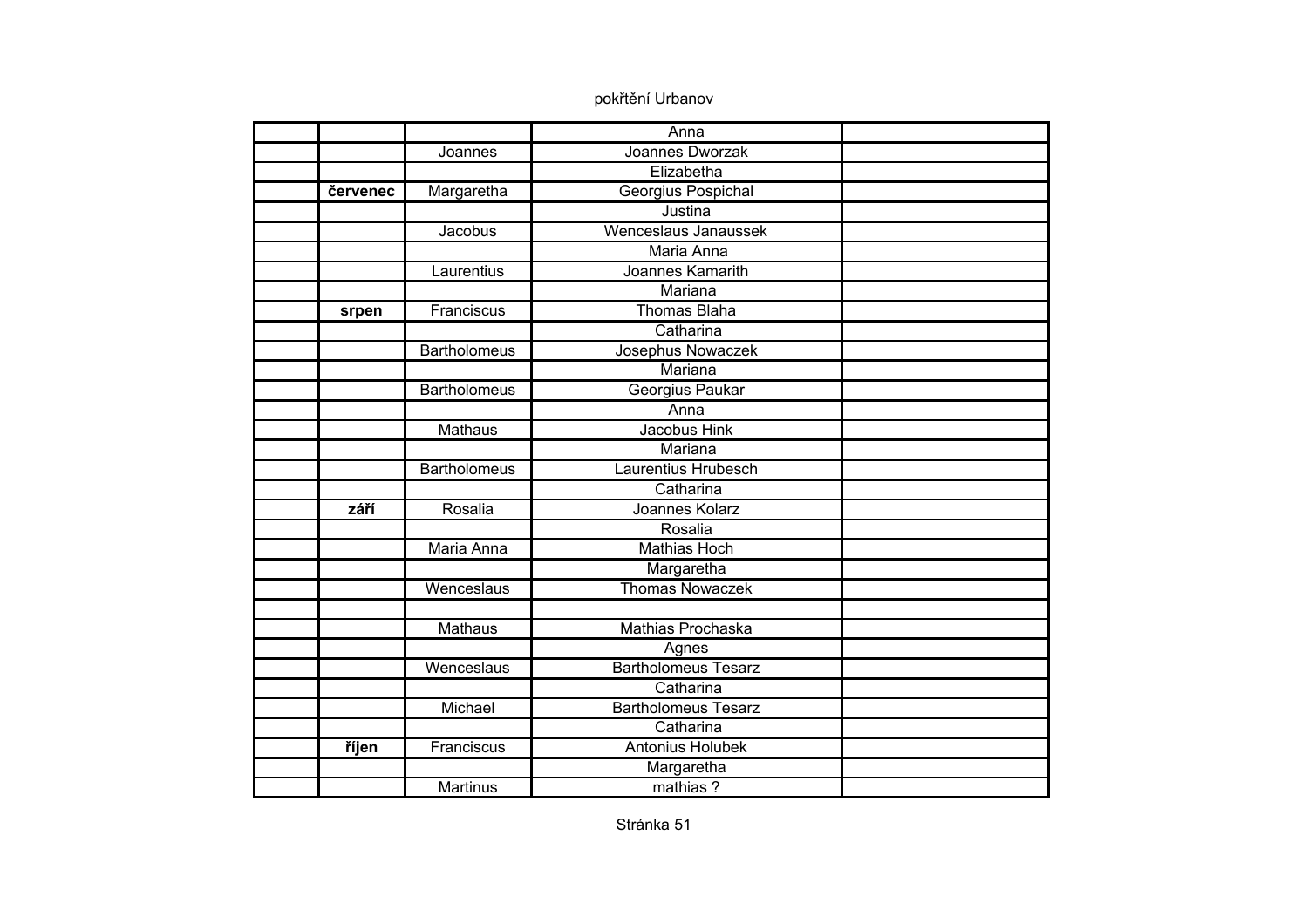pokřtění Urbanov

| | | | | |
|---|---|---|---|---|
| | | | Anna | |
| | | Joannes | Joannes Dworzak | |
| | | | Elizabetha | |
| | **červenec** | Margaretha | Georgius Pospichal | |
| | | | Justina | |
| | | Jacobus | Wenceslaus Janaussek | |
| | | | Maria Anna | |
| | | Laurentius | Joannes Kamarith | |
| | | | Mariana | |
| | **srpen** | Franciscus | Thomas Blaha | |
| | | | Catharina | |
| | | Bartholomeus | Josephus Nowaczek | |
| | | | Mariana | |
| | | Bartholomeus | Georgius Paukar | |
| | | | Anna | |
| | | Mathaus | Jacobus Hink | |
| | | | Mariana | |
| | | Bartholomeus | Laurentius Hrubesch | |
| | | | Catharina | |
| | **září** | Rosalia | Joannes Kolarz | |
| | | | Rosalia | |
| | | Maria Anna | Mathias Hoch | |
| | | | Margaretha | |
| | | Wenceslaus | Thomas Nowaczek | |
| | | | | |
| | | Mathaus | Mathias Prochaska | |
| | | | Agnes | |
| | | Wenceslaus | Bartholomeus Tesarz | |
| | | | Catharina | |
| | | Michael | Bartholomeus Tesarz | |
| | | | Catharina | |
| | **říjen** | Franciscus | Antonius Holubek | |
| | | | Margaretha | |
| | | Martinus | mathias ? | |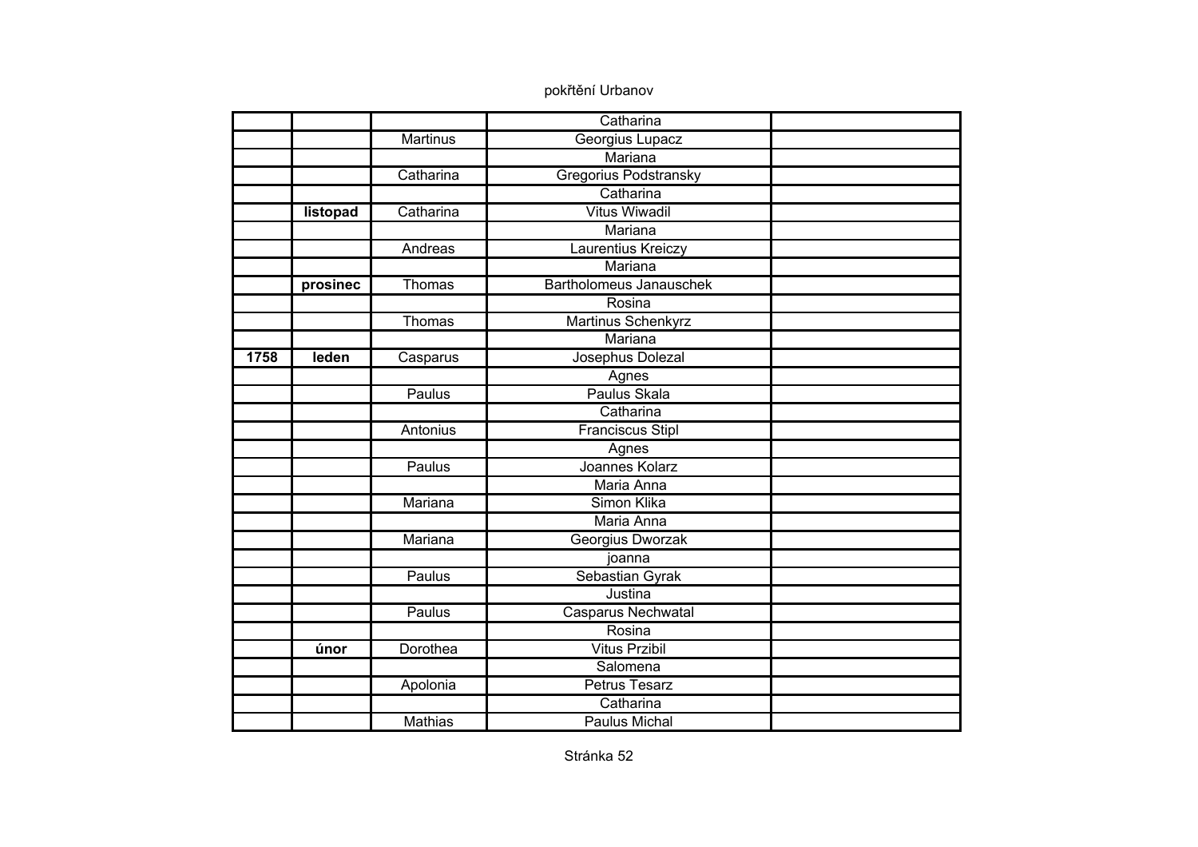pokřtění Urbanov

| | | | | |
|---|---|---|---|---|
| | | | Catharina | |
| | | Martinus | Georgius Lupacz | |
| | | | Mariana | |
| | | Catharina | Gregorius Podstransky | |
| | | | Catharina | |
| | **listopad** | Catharina | Vitus Wiwadil | |
| | | | Mariana | |
| | | Andreas | Laurentius Kreiczy | |
| | | | Mariana | |
| | **prosinec** | Thomas | Bartholomeus Janauschek | |
| | | | Rosina | |
| | | Thomas | Martinus Schenkyrz | |
| | | | Mariana | |
| **1758** | **leden** | Casparus | Josephus Dolezal | |
| | | | Agnes | |
| | | Paulus | Paulus Skala | |
| | | | Catharina | |
| | | Antonius | Franciscus Stipl | |
| | | | Agnes | |
| | | Paulus | Joannes Kolarz | |
| | | | Maria Anna | |
| | | Mariana | Simon Klika | |
| | | | Maria Anna | |
| | | Mariana | Georgius Dworzak | |
| | | | joanna | |
| | | Paulus | Sebastian Gyrak | |
| | | | Justina | |
| | | Paulus | Casparus Nechwatal | |
| | | | Rosina | |
| | **únor** | Dorothea | Vitus Przibil | |
| | | | Salomena | |
| | | Apolonia | Petrus Tesarz | |
| | | | Catharina | |
| | | Mathias | Paulus Michal | |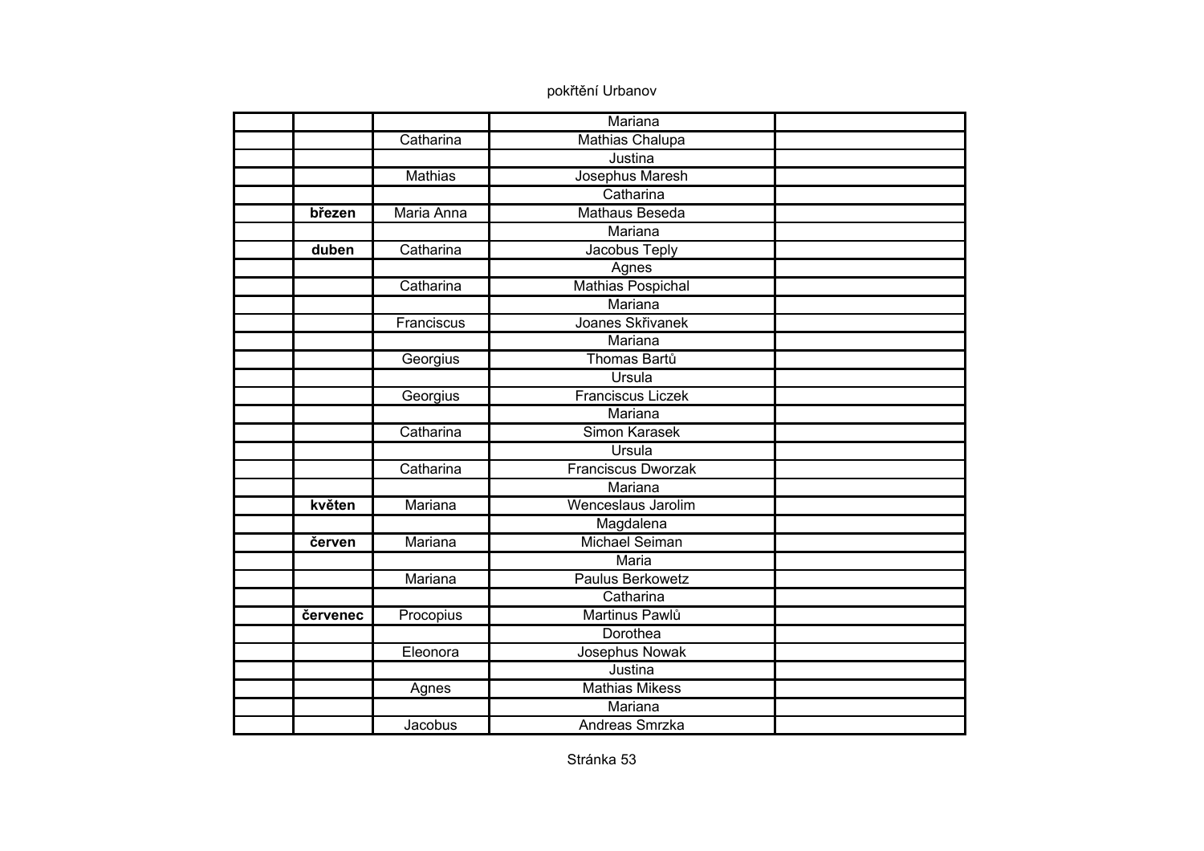pokřtění Urbanov

| | | | | |
|---|---|---|---|---|
| | | | Mariana | |
| | | Catharina | Mathias Chalupa | |
| | | | Justina | |
| | | Mathias | Josephus Maresh | |
| | | | Catharina | |
| | **březen** | Maria Anna | Mathaus Beseda | |
| | | | Mariana | |
| | **duben** | Catharina | Jacobus Teply | |
| | | | Agnes | |
| | | Catharina | Mathias Pospichal | |
| | | | Mariana | |
| | | Franciscus | Joanes Skřivanek | |
| | | | Mariana | |
| | | Georgius | Thomas Bartů | |
| | | | Ursula | |
| | | Georgius | Franciscus Liczek | |
| | | | Mariana | |
| | | Catharina | Simon Karasek | |
| | | | Ursula | |
| | | Catharina | Franciscus Dworzak | |
| | | | Mariana | |
| | **květen** | Mariana | Wenceslaus Jarolim | |
| | | | Magdalena | |
| | **červen** | Mariana | Michael Seiman | |
| | | | Maria | |
| | | Mariana | Paulus Berkowetz | |
| | | | Catharina | |
| | **červenec** | Procopius | Martinus Pawlů | |
| | | | Dorothea | |
| | | Eleonora | Josephus Nowak | |
| | | | Justina | |
| | | Agnes | Mathias Mikess | |
| | | | Mariana | |
| | | Jacobus | Andreas Smrzka | |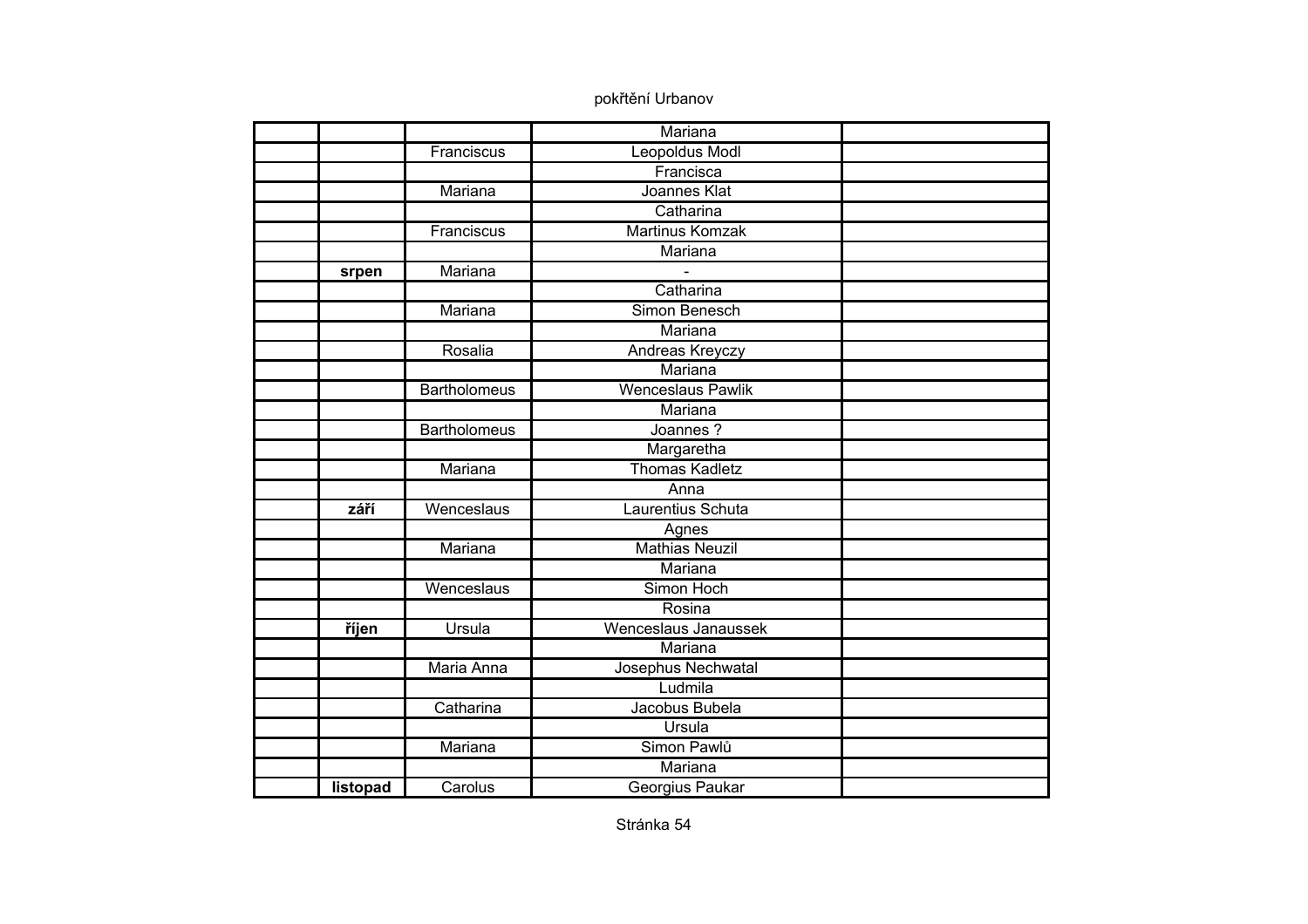pokřtění Urbanov

| | | | | |
|---|---|---|---|---|
| | | | Mariana | |
| | | Franciscus | Leopoldus Modl | |
| | | | Francisca | |
| | | Mariana | Joannes Klat | |
| | | | Catharina | |
| | | Franciscus | Martinus Komzak | |
| | | | Mariana | |
| | **srpen** | Mariana | - | |
| | | | Catharina | |
| | | Mariana | Simon Benesch | |
| | | | Mariana | |
| | | Rosalia | Andreas Kreyczy | |
| | | | Mariana | |
| | | Bartholomeus | Wenceslaus Pawlik | |
| | | | Mariana | |
| | | Bartholomeus | Joannes ? | |
| | | | Margaretha | |
| | | Mariana | Thomas Kadletz | |
| | | | Anna | |
| | **září** | Wenceslaus | Laurentius Schuta | |
| | | | Agnes | |
| | | Mariana | Mathias Neuzil | |
| | | | Mariana | |
| | | Wenceslaus | Simon Hoch | |
| | | | Rosina | |
| | **říjen** | Ursula | Wenceslaus Janaussek | |
| | | | Mariana | |
| | | Maria Anna | Josephus Nechwatal | |
| | | | Ludmila | |
| | | Catharina | Jacobus Bubela | |
| | | | Ursula | |
| | | Mariana | Simon Pawlů | |
| | | | Mariana | |
| | **listopad** | Carolus | Georgius Paukar | |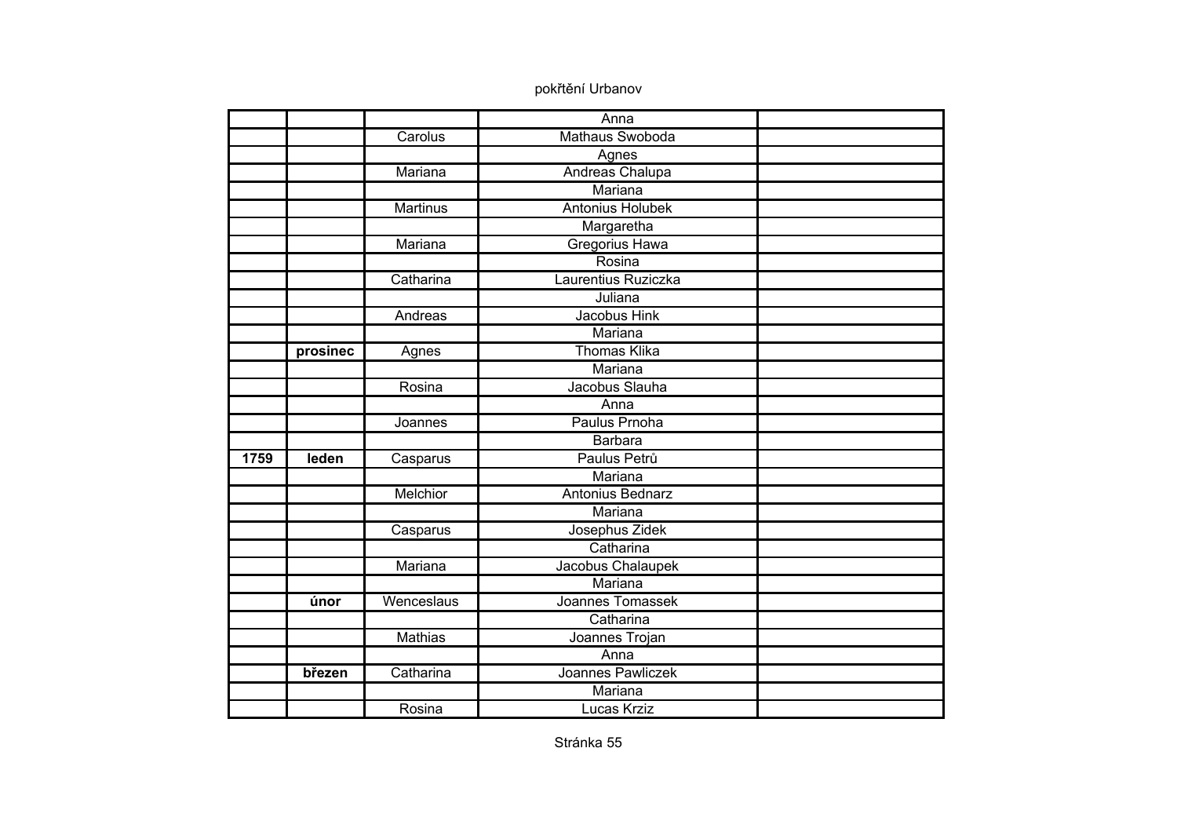pokřtění Urbanov

| | | | | |
|---|---|---|---|---|
| | | | Anna | |
| | | Carolus | Mathaus Swoboda | |
| | | | Agnes | |
| | | Mariana | Andreas Chalupa | |
| | | | Mariana | |
| | | Martinus | Antonius Holubek | |
| | | | Margaretha | |
| | | Mariana | Gregorius Hawa | |
| | | | Rosina | |
| | | Catharina | Laurentius Ruziczka | |
| | | | Juliana | |
| | | Andreas | Jacobus Hink | |
| | | | Mariana | |
| | **prosinec** | Agnes | Thomas Klika | |
| | | | Mariana | |
| | | Rosina | Jacobus Slauha | |
| | | | Anna | |
| | | Joannes | Paulus Prnoha | |
| | | | Barbara | |
| **1759** | **leden** | Casparus | Paulus Petrů | |
| | | | Mariana | |
| | | Melchior | Antonius Bednarz | |
| | | | Mariana | |
| | | Casparus | Josephus Zidek | |
| | | | Catharina | |
| | | Mariana | Jacobus Chalaupek | |
| | | | Mariana | |
| | **únor** | Wenceslaus | Joannes Tomassek | |
| | | | Catharina | |
| | | Mathias | Joannes Trojan | |
| | | | Anna | |
| | **březen** | Catharina | Joannes Pawliczek | |
| | | | Mariana | |
| | | Rosina | Lucas Krziz | |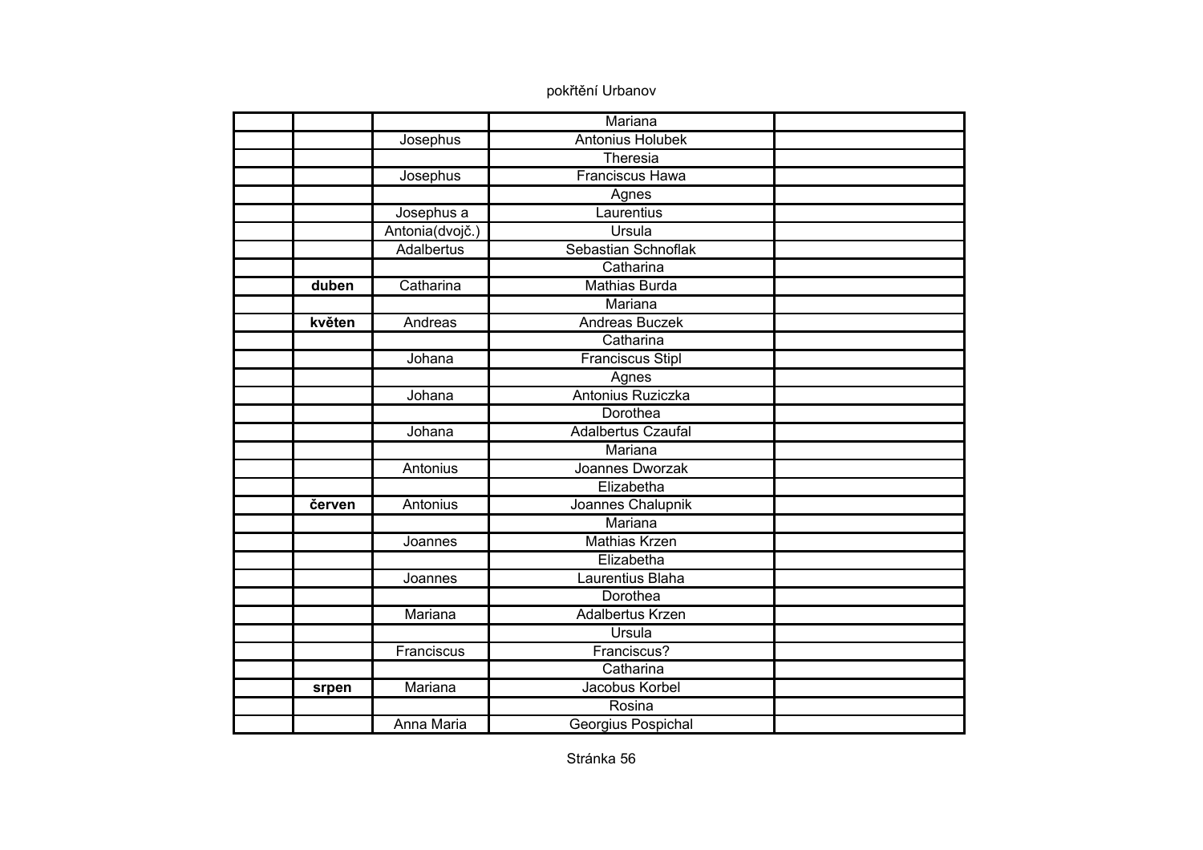pokřtění Urbanov

| | | | | |
|---|---|---|---|---|
| | | | Mariana | |
| | | Josephus | Antonius Holubek | |
| | | | Theresia | |
| | | Josephus | Franciscus Hawa | |
| | | | Agnes | |
| | | Josephus a | Laurentius | |
| | | Antonia(dvojč.) | Ursula | |
| | | Adalbertus | Sebastian Schnoflak | |
| | | | Catharina | |
| | **duben** | Catharina | Mathias Burda | |
| | | | Mariana | |
| | **květen** | Andreas | Andreas Buczek | |
| | | | Catharina | |
| | | Johana | Franciscus Stipl | |
| | | | Agnes | |
| | | Johana | Antonius Ruziczka | |
| | | | Dorothea | |
| | | Johana | Adalbertus Czaufal | |
| | | | Mariana | |
| | | Antonius | Joannes Dworzak | |
| | | | Elizabetha | |
| | **červen** | Antonius | Joannes Chalupnik | |
| | | | Mariana | |
| | | Joannes | Mathias Krzen | |
| | | | Elizabetha | |
| | | Joannes | Laurentius Blaha | |
| | | | Dorothea | |
| | | Mariana | Adalbertus Krzen | |
| | | | Ursula | |
| | | Franciscus | Franciscus? | |
| | | | Catharina | |
| | **srpen** | Mariana | Jacobus Korbel | |
| | | | Rosina | |
| | | Anna Maria | Georgius Pospichal | |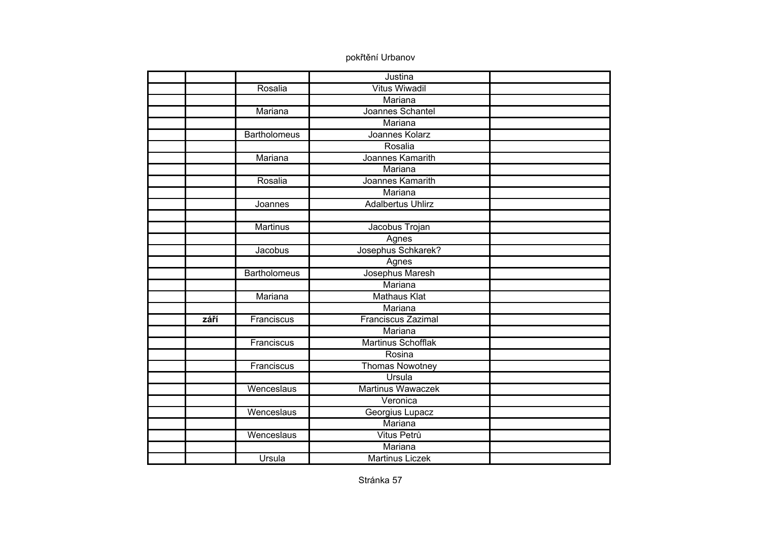pokřtění Urbanov

| | | | | |
|---|---|---|---|---|
| | | | Justina | |
| | | Rosalia | Vitus Wiwadil | |
| | | | Mariana | |
| | | Mariana | Joannes Schantel | |
| | | | Mariana | |
| | | Bartholomeus | Joannes Kolarz | |
| | | | Rosalia | |
| | | Mariana | Joannes Kamarith | |
| | | | Mariana | |
| | | Rosalia | Joannes Kamarith | |
| | | | Mariana | |
| | | Joannes | Adalbertus Uhlirz | |
| | | | | |
| | | Martinus | Jacobus Trojan | |
| | | | Agnes | |
| | | Jacobus | Josephus Schkarek? | |
| | | | Agnes | |
| | | Bartholomeus | Josephus Maresh | |
| | | | Mariana | |
| | | Mariana | Mathaus Klat | |
| | | | Mariana | |
| | **září** | Franciscus | Franciscus Zazimal | |
| | | | Mariana | |
| | | Franciscus | Martinus Schofflak | |
| | | | Rosina | |
| | | Franciscus | Thomas Nowotney | |
| | | | Ursula | |
| | | Wenceslaus | Martinus Wawaczek | |
| | | | Veronica | |
| | | Wenceslaus | Georgius Lupacz | |
| | | | Mariana | |
| | | Wenceslaus | Vitus Petrů | |
| | | | Mariana | |
| | | Ursula | Martinus Liczek | |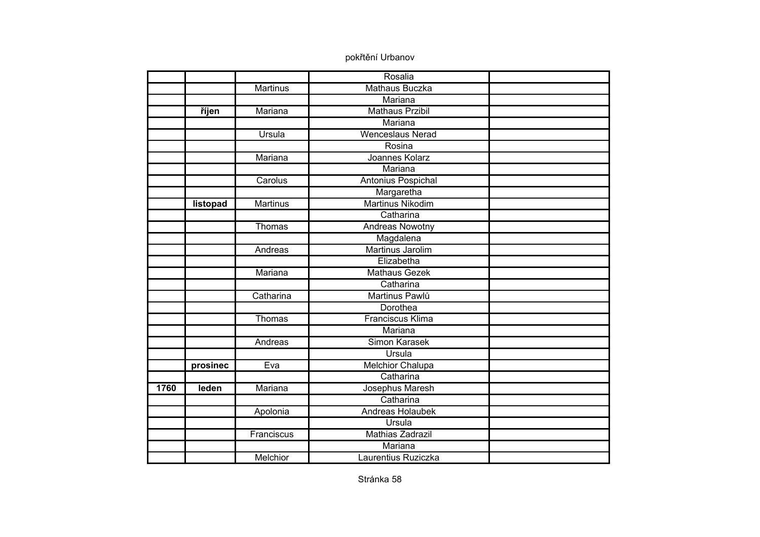pokřtění Urbanov

| | | | | |
|---|---|---|---|---|
| | | | Rosalia | |
| | | Martinus | Mathaus Buczka | |
| | | | Mariana | |
| | **říjen** | Mariana | Mathaus Przibil | |
| | | | Mariana | |
| | | Ursula | Wenceslaus Nerad | |
| | | | Rosina | |
| | | Mariana | Joannes Kolarz | |
| | | | Mariana | |
| | | Carolus | Antonius Pospichal | |
| | | | Margaretha | |
| | **listopad** | Martinus | Martinus Nikodim | |
| | | | Catharina | |
| | | Thomas | Andreas Nowotny | |
| | | | Magdalena | |
| | | Andreas | Martinus Jarolim | |
| | | | Elizabetha | |
| | | Mariana | Mathaus Gezek | |
| | | | Catharina | |
| | | Catharina | Martinus Pawlů | |
| | | | Dorothea | |
| | | Thomas | Franciscus Klima | |
| | | | Mariana | |
| | | Andreas | Simon Karasek | |
| | | | Ursula | |
| | **prosinec** | Eva | Melchior Chalupa | |
| | | | Catharina | |
| **1760** | **leden** | Mariana | Josephus Maresh | |
| | | | Catharina | |
| | | Apolonia | Andreas Holaubek | |
| | | | Ursula | |
| | | Franciscus | Mathias Zadrazil | |
| | | | Mariana | |
| | | Melchior | Laurentius Ruziczka | |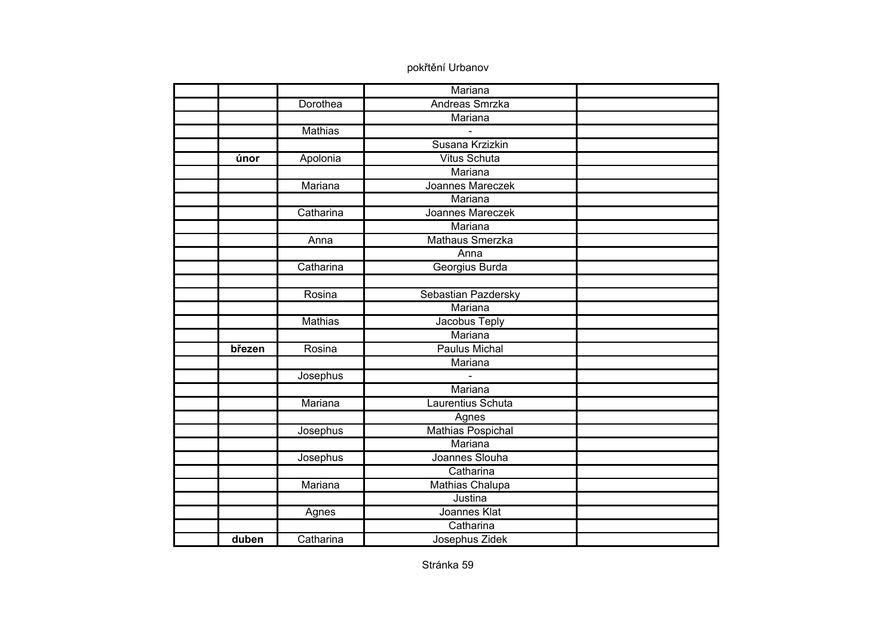pokřtění Urbanov

| | | | | |
|---|---|---|---|---|
| | | | Mariana | |
| | | Dorothea | Andreas Smrzka | |
| | | | Mariana | |
| | | Mathias | - | |
| | | | Susana Krzizkin | |
| | **únor** | Apolonia | Vitus Schuta | |
| | | | Mariana | |
| | | Mariana | Joannes Mareczek | |
| | | | Mariana | |
| | | Catharina | Joannes Mareczek | |
| | | | Mariana | |
| | | Anna | Mathaus Smerzka | |
| | | | Anna | |
| | | Catharina | Georgius Burda | |
| | | | | |
| | | Rosina | Sebastian Pazdersky | |
| | | | Mariana | |
| | | Mathias | Jacobus Teply | |
| | | | Mariana | |
| | **březen** | Rosina | Paulus Michal | |
| | | | Mariana | |
| | | Josephus | - | |
| | | | Mariana | |
| | | Mariana | Laurentius Schuta | |
| | | | Agnes | |
| | | Josephus | Mathias Pospichal | |
| | | | Mariana | |
| | | Josephus | Joannes Slouha | |
| | | | Catharina | |
| | | Mariana | Mathias Chalupa | |
| | | | Justina | |
| | | Agnes | Joannes Klat | |
| | | | Catharina | |
| | **duben** | Catharina | Josephus Zidek | |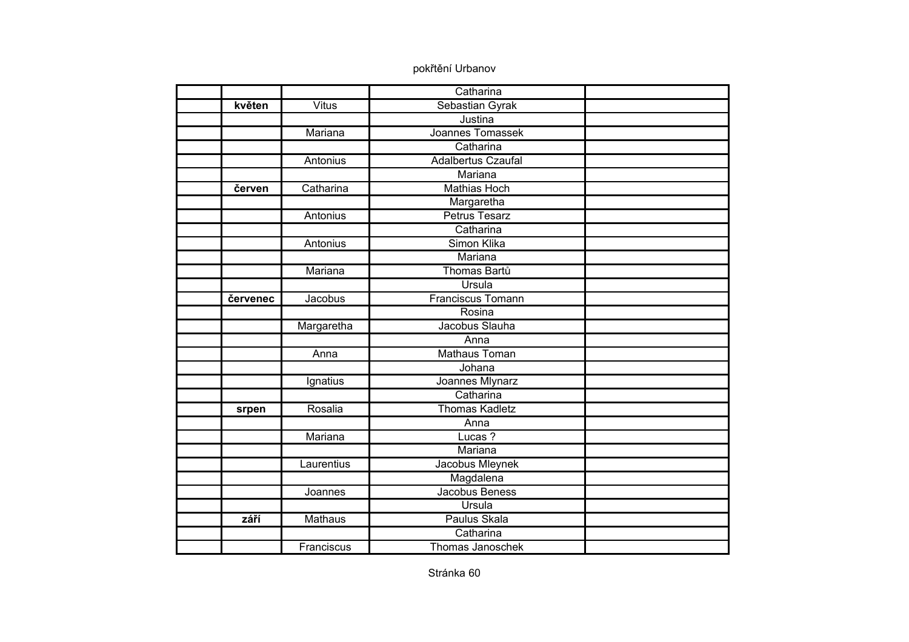pokřtění Urbanov

| | | | | |
|---|---|---|---|---|
| | | | Catharina | |
| | **květen** | Vitus | Sebastian Gyrak | |
| | | | Justina | |
| | | Mariana | Joannes Tomassek | |
| | | | Catharina | |
| | | Antonius | Adalbertus Czaufal | |
| | | | Mariana | |
| | **červen** | Catharina | Mathias Hoch | |
| | | | Margaretha | |
| | | Antonius | Petrus Tesarz | |
| | | | Catharina | |
| | | Antonius | Simon Klika | |
| | | | Mariana | |
| | | Mariana | Thomas Bartů | |
| | | | Ursula | |
| | **červenec** | Jacobus | Franciscus Tomann | |
| | | | Rosina | |
| | | Margaretha | Jacobus Slauha | |
| | | | Anna | |
| | | Anna | Mathaus Toman | |
| | | | Johana | |
| | | Ignatius | Joannes Mlynarz | |
| | | | Catharina | |
| | **srpen** | Rosalia | Thomas Kadletz | |
| | | | Anna | |
| | | Mariana | Lucas ? | |
| | | | Mariana | |
| | | Laurentius | Jacobus Mleynek | |
| | | | Magdalena | |
| | | Joannes | Jacobus Beness | |
| | | | Ursula | |
| | **září** | Mathaus | Paulus Skala | |
| | | | Catharina | |
| | | Franciscus | Thomas Janoschek | |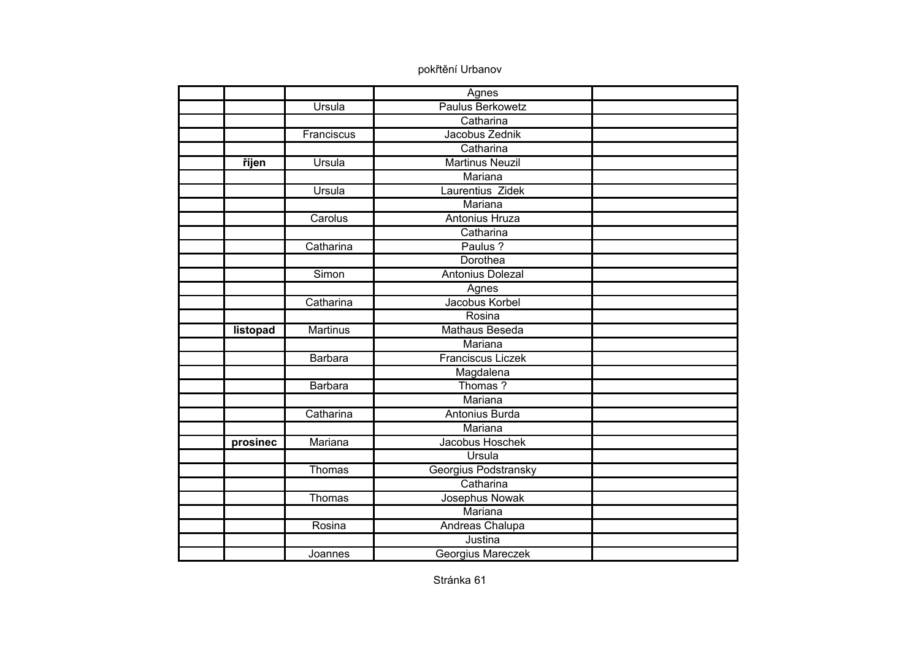pokřtění Urbanov

| | | | | |
|---|---|---|---|---|
| | | | Agnes | |
| | | Ursula | Paulus Berkowetz | |
| | | | Catharina | |
| | | Franciscus | Jacobus Zednik | |
| | | | Catharina | |
| | **říjen** | Ursula | Martinus Neuzil | |
| | | | Mariana | |
| | | Ursula | Laurentius  Zidek | |
| | | | Mariana | |
| | | Carolus | Antonius Hruza | |
| | | | Catharina | |
| | | Catharina | Paulus ? | |
| | | | Dorothea | |
| | | Simon | Antonius Dolezal | |
| | | | Agnes | |
| | | Catharina | Jacobus Korbel | |
| | | | Rosina | |
| | **listopad** | Martinus | Mathaus Beseda | |
| | | | Mariana | |
| | | Barbara | Franciscus Liczek | |
| | | | Magdalena | |
| | | Barbara | Thomas ? | |
| | | | Mariana | |
| | | Catharina | Antonius Burda | |
| | | | Mariana | |
| | **prosinec** | Mariana | Jacobus Hoschek | |
| | | | Ursula | |
| | | Thomas | Georgius Podstransky | |
| | | | Catharina | |
| | | Thomas | Josephus Nowak | |
| | | | Mariana | |
| | | Rosina | Andreas Chalupa | |
| | | | Justina | |
| | | Joannes | Georgius Mareczek | |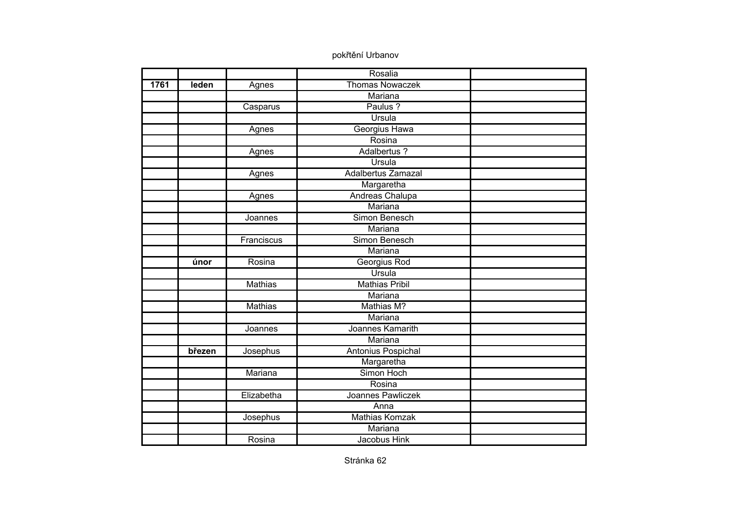pokřtění Urbanov

| | | | | |
|---|---|---|---|---|
| | | | Rosalia | |
| **1761** | **leden** | Agnes | Thomas Nowaczek | |
| | | | Mariana | |
| | | Casparus | Paulus ? | |
| | | | Ursula | |
| | | Agnes | Georgius Hawa | |
| | | | Rosina | |
| | | Agnes | Adalbertus ? | |
| | | | Ursula | |
| | | Agnes | Adalbertus Zamazal | |
| | | | Margaretha | |
| | | Agnes | Andreas Chalupa | |
| | | | Mariana | |
| | | Joannes | Simon Benesch | |
| | | | Mariana | |
| | | Franciscus | Simon Benesch | |
| | | | Mariana | |
| | **únor** | Rosina | Georgius Rod | |
| | | | Ursula | |
| | | Mathias | Mathias Pribil | |
| | | | Mariana | |
| | | Mathias | Mathias M? | |
| | | | Mariana | |
| | | Joannes | Joannes Kamarith | |
| | | | Mariana | |
| | **březen** | Josephus | Antonius Pospichal | |
| | | | Margaretha | |
| | | Mariana | Simon Hoch | |
| | | | Rosina | |
| | | Elizabetha | Joannes Pawliczek | |
| | | | Anna | |
| | | Josephus | Mathias Komzak | |
| | | | Mariana | |
| | | Rosina | Jacobus Hink | |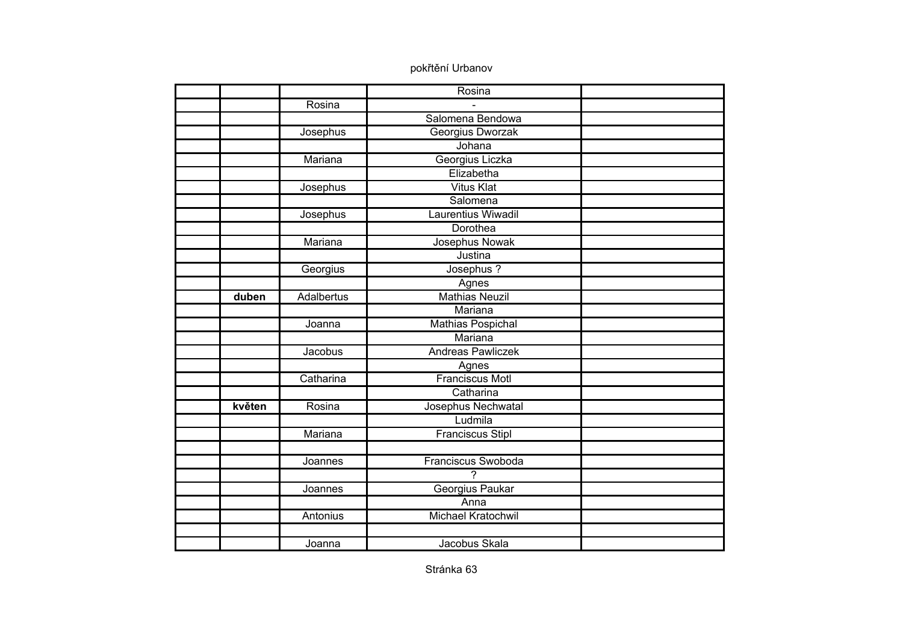pokřtění Urbanov

| | | | | |
|---|---|---|---|---|
| | | | Rosina | |
| | | Rosina | - | |
| | | | Salomena Bendowa | |
| | | Josephus | Georgius Dworzak | |
| | | | Johana | |
| | | Mariana | Georgius Liczka | |
| | | | Elizabetha | |
| | | Josephus | Vitus Klat | |
| | | | Salomena | |
| | | Josephus | Laurentius Wiwadil | |
| | | | Dorothea | |
| | | Mariana | Josephus Nowak | |
| | | | Justina | |
| | | Georgius | Josephus ? | |
| | | | Agnes | |
| | **duben** | Adalbertus | Mathias Neuzil | |
| | | | Mariana | |
| | | Joanna | Mathias Pospichal | |
| | | | Mariana | |
| | | Jacobus | Andreas Pawliczek | |
| | | | Agnes | |
| | | Catharina | Franciscus Motl | |
| | | | Catharina | |
| | **květen** | Rosina | Josephus Nechwatal | |
| | | | Ludmila | |
| | | Mariana | Franciscus Stipl | |
| | | | | |
| | | Joannes | Franciscus Swoboda | |
| | | | ? | |
| | | Joannes | Georgius Paukar | |
| | | | Anna | |
| | | Antonius | Michael Kratochwil | |
| | | | | |
| | | Joanna | Jacobus Skala | |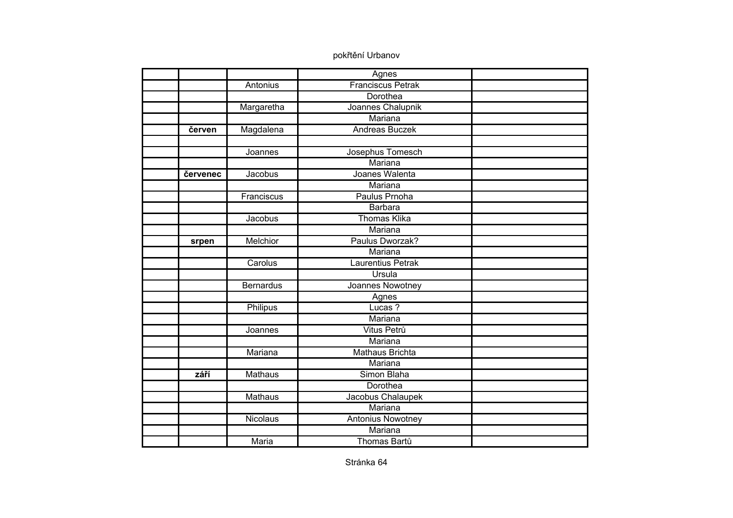pokřtění Urbanov

| | | | | |
|---|---|---|---|---|
| | | | Agnes | |
| | | Antonius | Franciscus Petrak | |
| | | | Dorothea | |
| | | Margaretha | Joannes Chalupnik | |
| | | | Mariana | |
| | **červen** | Magdalena | Andreas Buczek | |
| | | | | |
| | | Joannes | Josephus Tomesch | |
| | | | Mariana | |
| | **červenec** | Jacobus | Joanes Walenta | |
| | | | Mariana | |
| | | Franciscus | Paulus Prnoha | |
| | | | Barbara | |
| | | Jacobus | Thomas Klika | |
| | | | Mariana | |
| | **srpen** | Melchior | Paulus Dworzak? | |
| | | | Mariana | |
| | | Carolus | Laurentius Petrak | |
| | | | Ursula | |
| | | Bernardus | Joannes Nowotney | |
| | | | Agnes | |
| | | Philipus | Lucas ? | |
| | | | Mariana | |
| | | Joannes | Vitus Petrů | |
| | | | Mariana | |
| | | Mariana | Mathaus Brichta | |
| | | | Mariana | |
| | **září** | Mathaus | Simon Blaha | |
| | | | Dorothea | |
| | | Mathaus | Jacobus Chalaupek | |
| | | | Mariana | |
| | | Nicolaus | Antonius Nowotney | |
| | | | Mariana | |
| | | Maria | Thomas Bartů | |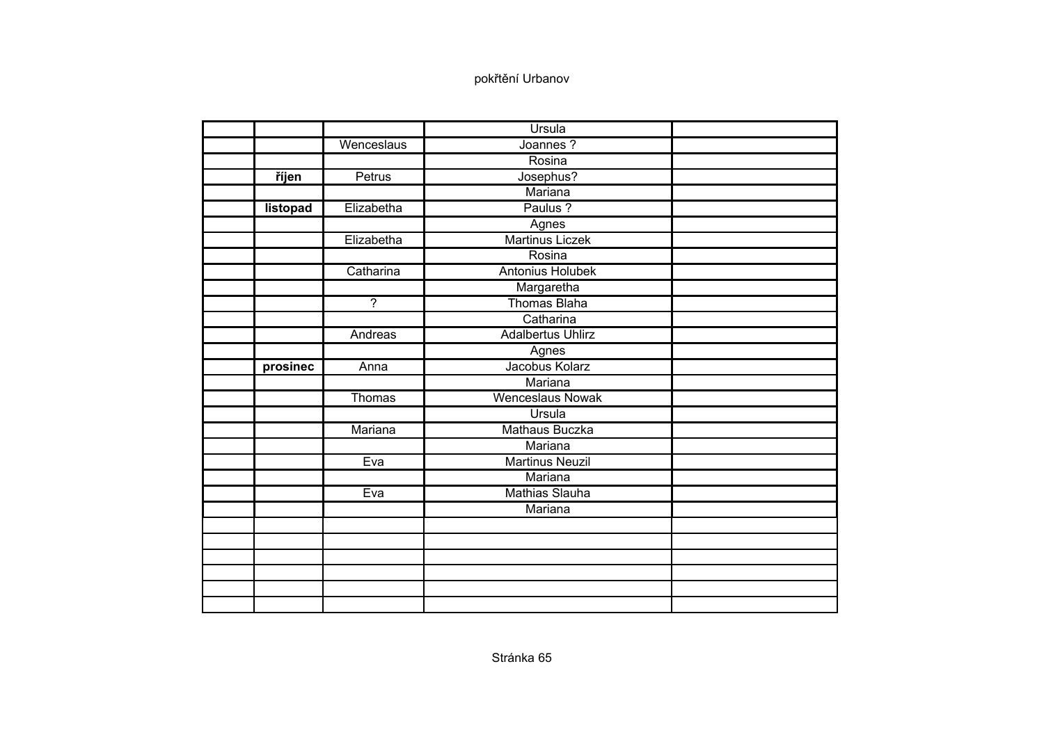# pokřtění Urbanov

| | | | | |
|---|---|---|---|---|
| | | | Ursula | |
| | | Wenceslaus | Joannes ? | |
| | | | Rosina | |
| | **říjen** | Petrus | Josephus? | |
| | | | Mariana | |
| | **listopad** | Elizabetha | Paulus ? | |
| | | | Agnes | |
| | | Elizabetha | Martinus Liczek | |
| | | | Rosina | |
| | | Catharina | Antonius Holubek | |
| | | | Margaretha | |
| | | ? | Thomas Blaha | |
| | | | Catharina | |
| | | Andreas | Adalbertus Uhlirz | |
| | | | Agnes | |
| | **prosinec** | Anna | Jacobus Kolarz | |
| | | | Mariana | |
| | | Thomas | Wenceslaus Nowak | |
| | | | Ursula | |
| | | Mariana | Mathaus Buczka | |
| | | | Mariana | |
| | | Eva | Martinus Neuzil | |
| | | | Mariana | |
| | | Eva | Mathias Slauha | |
| | | | Mariana | |
| | | | | |
| | | | | |
| | | | | |
| | | | | |
| | | | | |
| | | | | |